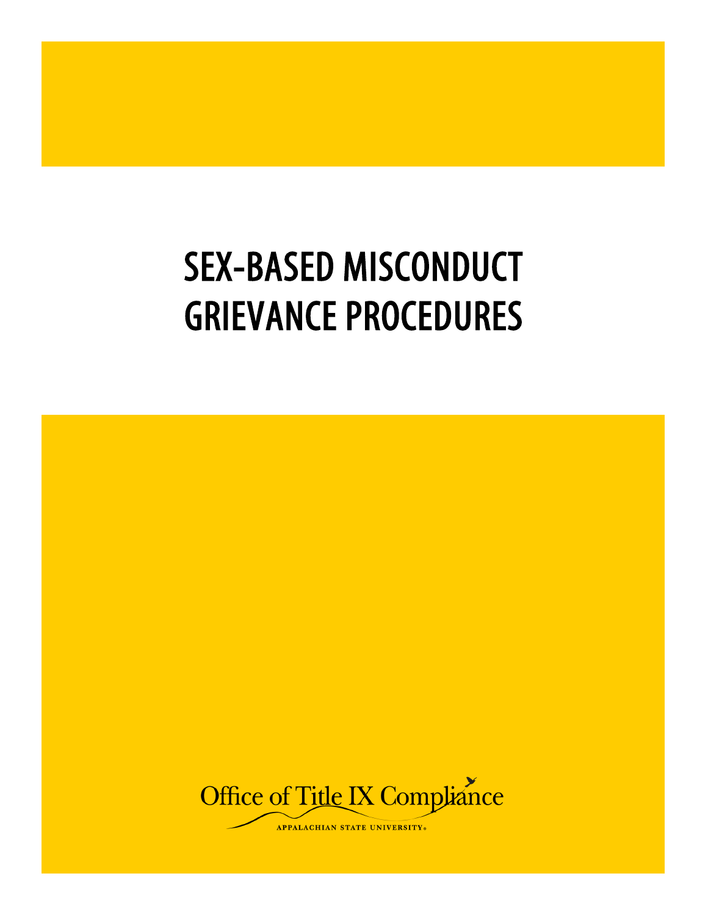# SEX-BASED MISCONDUCT GRIEVANCE PROCEDURES

Office of Title IX Compliance

APPALACHIAN STATE UNIVERSITY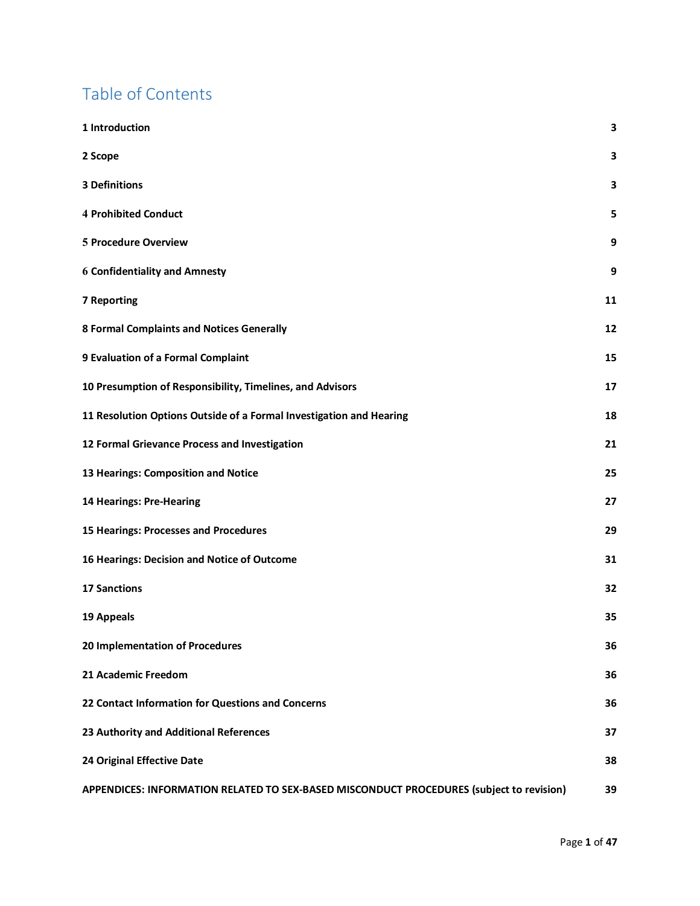# Table of Contents

| | |
|---|---|
| **1 Introduction** | **3** |
| **2 Scope** | **3** |
| **3 Definitions** | **3** |
| **4 Prohibited Conduct** | **5** |
| **5 Procedure Overview** | **9** |
| **6 Confidentiality and Amnesty** | **9** |
| **7 Reporting** | **11** |
| **8 Formal Complaints and Notices Generally** | **12** |
| **9 Evaluation of a Formal Complaint** | **15** |
| **10 Presumption of Responsibility, Timelines, and Advisors** | **17** |
| **11 Resolution Options Outside of a Formal Investigation and Hearing** | **18** |
| **12 Formal Grievance Process and Investigation** | **21** |
| **13 Hearings: Composition and Notice** | **25** |
| **14 Hearings: Pre-Hearing** | **27** |
| **15 Hearings: Processes and Procedures** | **29** |
| **16 Hearings: Decision and Notice of Outcome** | **31** |
| **17 Sanctions** | **32** |
| **19 Appeals** | **35** |
| **20 Implementation of Procedures** | **36** |
| **21 Academic Freedom** | **36** |
| **22 Contact Information for Questions and Concerns** | **36** |
| **23 Authority and Additional References** | **37** |
| **24 Original Effective Date** | **38** |
| **APPENDICES: INFORMATION RELATED TO SEX-BASED MISCONDUCT PROCEDURES (subject to revision)** | **39** |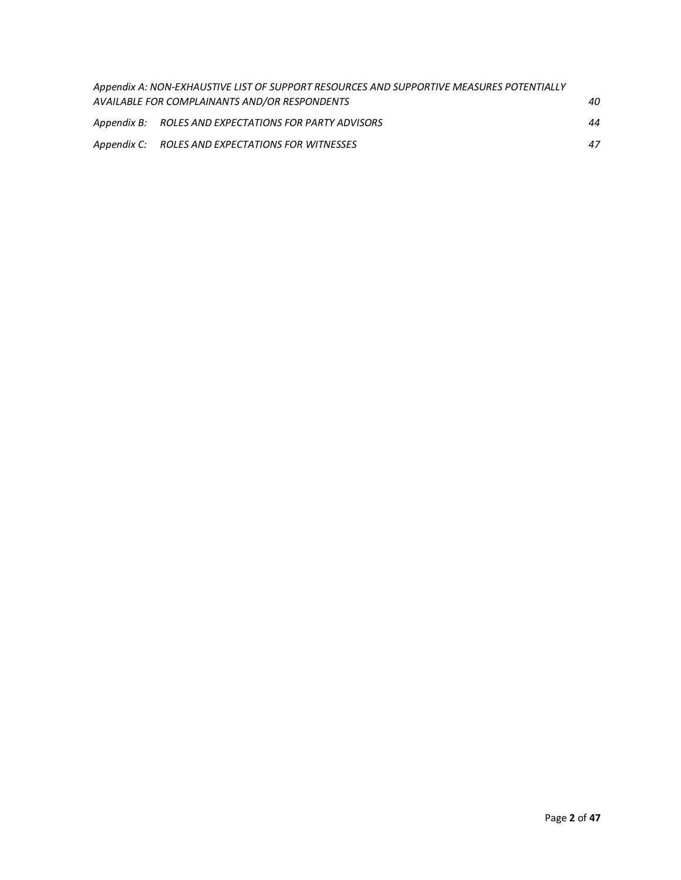*Appendix A: NON-EXHAUSTIVE LIST OF SUPPORT RESOURCES AND SUPPORTIVE MEASURES POTENTIALLY AVAILABLE FOR COMPLAINANTS AND/OR RESPONDENTS* 40

*Appendix B: ROLES AND EXPECTATIONS FOR PARTY ADVISORS* 44

*Appendix C: ROLES AND EXPECTATIONS FOR WITNESSES* 47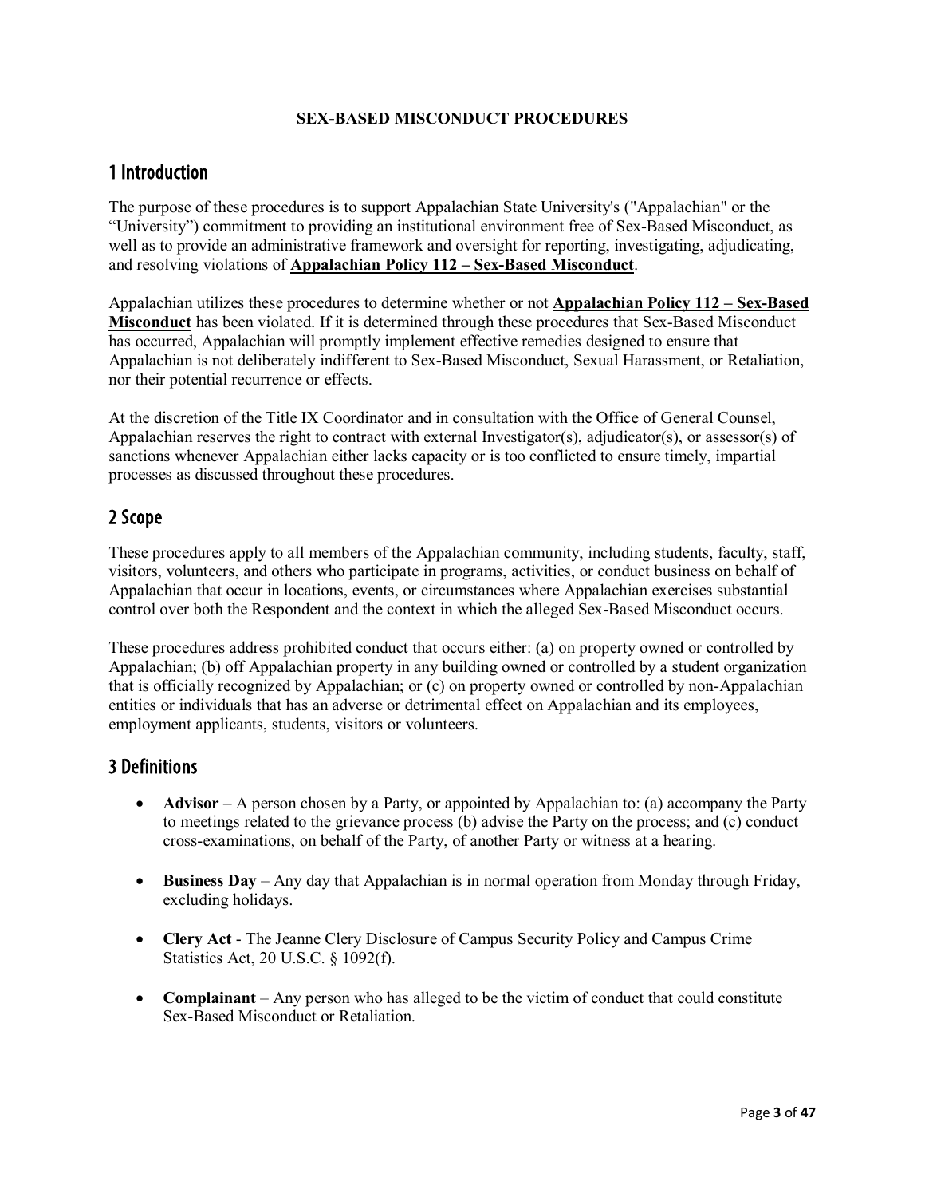**SEX-BASED MISCONDUCT PROCEDURES**

## 1 Introduction

The purpose of these procedures is to support Appalachian State University's ("Appalachian" or the "University") commitment to providing an institutional environment free of Sex-Based Misconduct, as well as to provide an administrative framework and oversight for reporting, investigating, adjudicating, and resolving violations of **Appalachian Policy 112 – Sex-Based Misconduct**.

Appalachian utilizes these procedures to determine whether or not **Appalachian Policy 112 – Sex-Based Misconduct** has been violated. If it is determined through these procedures that Sex-Based Misconduct has occurred, Appalachian will promptly implement effective remedies designed to ensure that Appalachian is not deliberately indifferent to Sex-Based Misconduct, Sexual Harassment, or Retaliation, nor their potential recurrence or effects.

At the discretion of the Title IX Coordinator and in consultation with the Office of General Counsel, Appalachian reserves the right to contract with external Investigator(s), adjudicator(s), or assessor(s) of sanctions whenever Appalachian either lacks capacity or is too conflicted to ensure timely, impartial processes as discussed throughout these procedures.

## 2 Scope

These procedures apply to all members of the Appalachian community, including students, faculty, staff, visitors, volunteers, and others who participate in programs, activities, or conduct business on behalf of Appalachian that occur in locations, events, or circumstances where Appalachian exercises substantial control over both the Respondent and the context in which the alleged Sex-Based Misconduct occurs.

These procedures address prohibited conduct that occurs either: (a) on property owned or controlled by Appalachian; (b) off Appalachian property in any building owned or controlled by a student organization that is officially recognized by Appalachian; or (c) on property owned or controlled by non-Appalachian entities or individuals that has an adverse or detrimental effect on Appalachian and its employees, employment applicants, students, visitors or volunteers.

## 3 Definitions

- **Advisor** – A person chosen by a Party, or appointed by Appalachian to: (a) accompany the Party to meetings related to the grievance process (b) advise the Party on the process; and (c) conduct cross-examinations, on behalf of the Party, of another Party or witness at a hearing.

- **Business Day** – Any day that Appalachian is in normal operation from Monday through Friday, excluding holidays.

- **Clery Act** - The Jeanne Clery Disclosure of Campus Security Policy and Campus Crime Statistics Act, 20 U.S.C. § 1092(f).

- **Complainant** – Any person who has alleged to be the victim of conduct that could constitute Sex-Based Misconduct or Retaliation.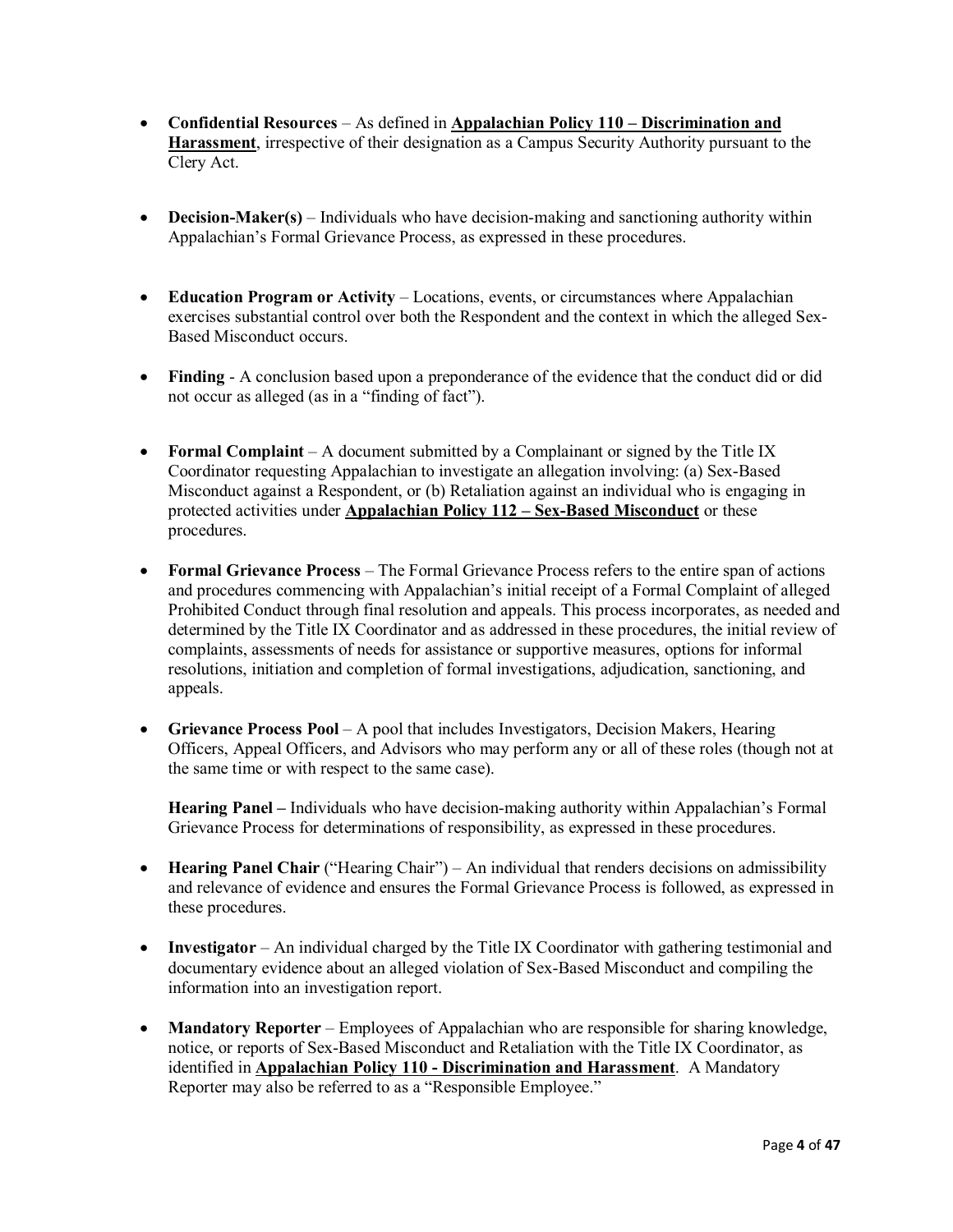- **Confidential Resources** – As defined in **Appalachian Policy 110 – Discrimination and Harassment**, irrespective of their designation as a Campus Security Authority pursuant to the Clery Act.

- **Decision-Maker(s)** – Individuals who have decision-making and sanctioning authority within Appalachian's Formal Grievance Process, as expressed in these procedures.

- **Education Program or Activity** – Locations, events, or circumstances where Appalachian exercises substantial control over both the Respondent and the context in which the alleged Sex-Based Misconduct occurs.

- **Finding** - A conclusion based upon a preponderance of the evidence that the conduct did or did not occur as alleged (as in a "finding of fact").

- **Formal Complaint** – A document submitted by a Complainant or signed by the Title IX Coordinator requesting Appalachian to investigate an allegation involving: (a) Sex-Based Misconduct against a Respondent, or (b) Retaliation against an individual who is engaging in protected activities under **Appalachian Policy 112 – Sex-Based Misconduct** or these procedures.

- **Formal Grievance Process** – The Formal Grievance Process refers to the entire span of actions and procedures commencing with Appalachian's initial receipt of a Formal Complaint of alleged Prohibited Conduct through final resolution and appeals. This process incorporates, as needed and determined by the Title IX Coordinator and as addressed in these procedures, the initial review of complaints, assessments of needs for assistance or supportive measures, options for informal resolutions, initiation and completion of formal investigations, adjudication, sanctioning, and appeals.

- **Grievance Process Pool** – A pool that includes Investigators, Decision Makers, Hearing Officers, Appeal Officers, and Advisors who may perform any or all of these roles (though not at the same time or with respect to the same case).

  **Hearing Panel –** Individuals who have decision-making authority within Appalachian's Formal Grievance Process for determinations of responsibility, as expressed in these procedures.

- **Hearing Panel Chair** ("Hearing Chair") – An individual that renders decisions on admissibility and relevance of evidence and ensures the Formal Grievance Process is followed, as expressed in these procedures.

- **Investigator** – An individual charged by the Title IX Coordinator with gathering testimonial and documentary evidence about an alleged violation of Sex-Based Misconduct and compiling the information into an investigation report.

- **Mandatory Reporter** – Employees of Appalachian who are responsible for sharing knowledge, notice, or reports of Sex-Based Misconduct and Retaliation with the Title IX Coordinator, as identified in **Appalachian Policy 110 - Discrimination and Harassment**. A Mandatory Reporter may also be referred to as a "Responsible Employee."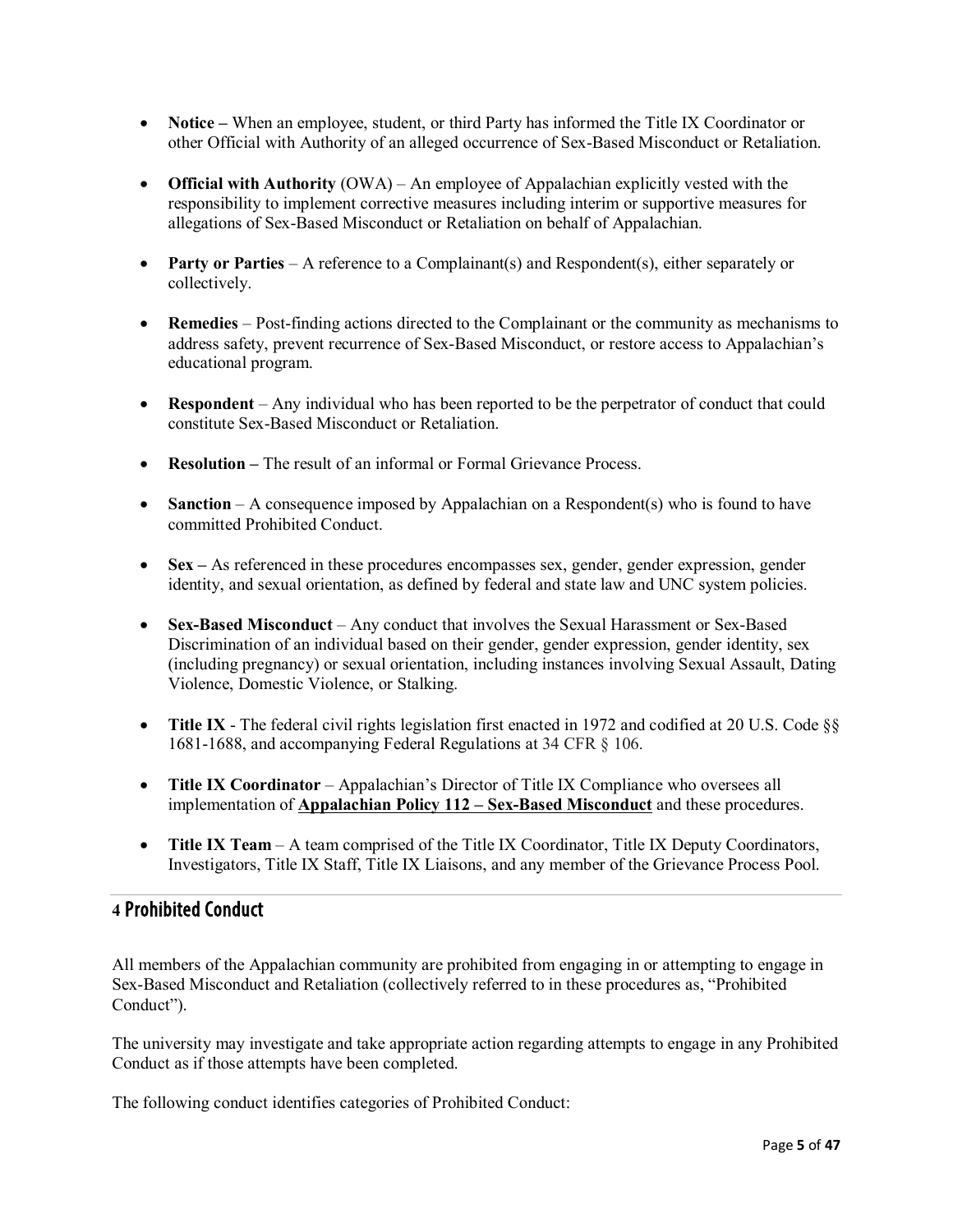- **Notice –** When an employee, student, or third Party has informed the Title IX Coordinator or other Official with Authority of an alleged occurrence of Sex-Based Misconduct or Retaliation.

- **Official with Authority** (OWA) – An employee of Appalachian explicitly vested with the responsibility to implement corrective measures including interim or supportive measures for allegations of Sex-Based Misconduct or Retaliation on behalf of Appalachian.

- **Party or Parties** – A reference to a Complainant(s) and Respondent(s), either separately or collectively.

- **Remedies** – Post-finding actions directed to the Complainant or the community as mechanisms to address safety, prevent recurrence of Sex-Based Misconduct, or restore access to Appalachian's educational program.

- **Respondent** – Any individual who has been reported to be the perpetrator of conduct that could constitute Sex-Based Misconduct or Retaliation.

- **Resolution –** The result of an informal or Formal Grievance Process.

- **Sanction** – A consequence imposed by Appalachian on a Respondent(s) who is found to have committed Prohibited Conduct.

- **Sex –** As referenced in these procedures encompasses sex, gender, gender expression, gender identity, and sexual orientation, as defined by federal and state law and UNC system policies.

- **Sex-Based Misconduct** – Any conduct that involves the Sexual Harassment or Sex-Based Discrimination of an individual based on their gender, gender expression, gender identity, sex (including pregnancy) or sexual orientation, including instances involving Sexual Assault, Dating Violence, Domestic Violence, or Stalking.

- **Title IX** - The federal civil rights legislation first enacted in 1972 and codified at 20 U.S. Code §§ 1681-1688, and accompanying Federal Regulations at 34 CFR § 106.

- **Title IX Coordinator** – Appalachian's Director of Title IX Compliance who oversees all implementation of **Appalachian Policy 112 – Sex-Based Misconduct** and these procedures.

- **Title IX Team** – A team comprised of the Title IX Coordinator, Title IX Deputy Coordinators, Investigators, Title IX Staff, Title IX Liaisons, and any member of the Grievance Process Pool.

## 4 Prohibited Conduct

All members of the Appalachian community are prohibited from engaging in or attempting to engage in Sex-Based Misconduct and Retaliation (collectively referred to in these procedures as, "Prohibited Conduct").

The university may investigate and take appropriate action regarding attempts to engage in any Prohibited Conduct as if those attempts have been completed.

The following conduct identifies categories of Prohibited Conduct: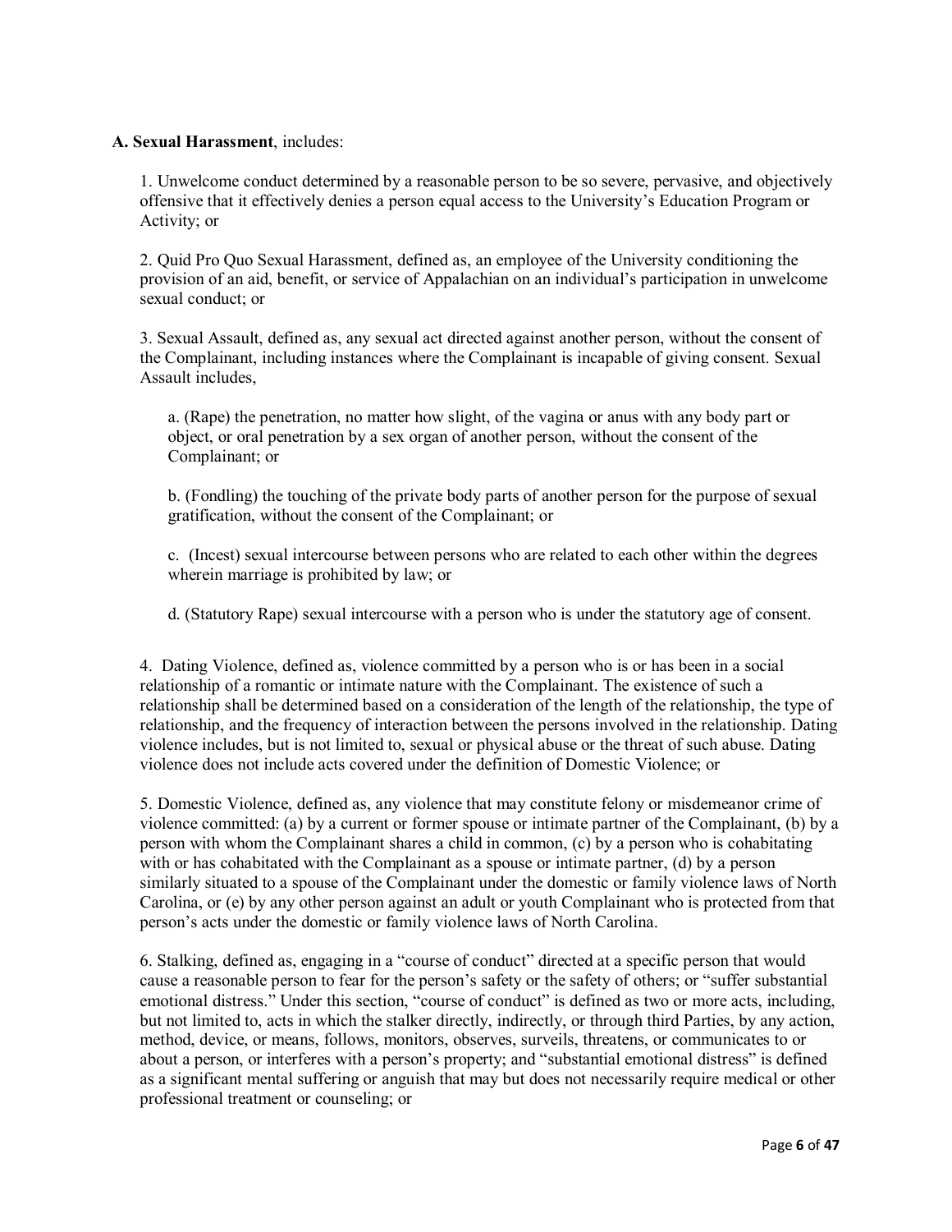**A. Sexual Harassment**, includes:

1. Unwelcome conduct determined by a reasonable person to be so severe, pervasive, and objectively offensive that it effectively denies a person equal access to the University's Education Program or Activity; or

2. Quid Pro Quo Sexual Harassment, defined as, an employee of the University conditioning the provision of an aid, benefit, or service of Appalachian on an individual's participation in unwelcome sexual conduct; or

3. Sexual Assault, defined as, any sexual act directed against another person, without the consent of the Complainant, including instances where the Complainant is incapable of giving consent. Sexual Assault includes,

   a. (Rape) the penetration, no matter how slight, of the vagina or anus with any body part or object, or oral penetration by a sex organ of another person, without the consent of the Complainant; or

   b. (Fondling) the touching of the private body parts of another person for the purpose of sexual gratification, without the consent of the Complainant; or

   c. (Incest) sexual intercourse between persons who are related to each other within the degrees wherein marriage is prohibited by law; or

   d. (Statutory Rape) sexual intercourse with a person who is under the statutory age of consent.

4. Dating Violence, defined as, violence committed by a person who is or has been in a social relationship of a romantic or intimate nature with the Complainant. The existence of such a relationship shall be determined based on a consideration of the length of the relationship, the type of relationship, and the frequency of interaction between the persons involved in the relationship. Dating violence includes, but is not limited to, sexual or physical abuse or the threat of such abuse. Dating violence does not include acts covered under the definition of Domestic Violence; or

5. Domestic Violence, defined as, any violence that may constitute felony or misdemeanor crime of violence committed: (a) by a current or former spouse or intimate partner of the Complainant, (b) by a person with whom the Complainant shares a child in common, (c) by a person who is cohabitating with or has cohabitated with the Complainant as a spouse or intimate partner, (d) by a person similarly situated to a spouse of the Complainant under the domestic or family violence laws of North Carolina, or (e) by any other person against an adult or youth Complainant who is protected from that person's acts under the domestic or family violence laws of North Carolina.

6. Stalking, defined as, engaging in a "course of conduct" directed at a specific person that would cause a reasonable person to fear for the person's safety or the safety of others; or "suffer substantial emotional distress." Under this section, "course of conduct" is defined as two or more acts, including, but not limited to, acts in which the stalker directly, indirectly, or through third Parties, by any action, method, device, or means, follows, monitors, observes, surveils, threatens, or communicates to or about a person, or interferes with a person's property; and "substantial emotional distress" is defined as a significant mental suffering or anguish that may but does not necessarily require medical or other professional treatment or counseling; or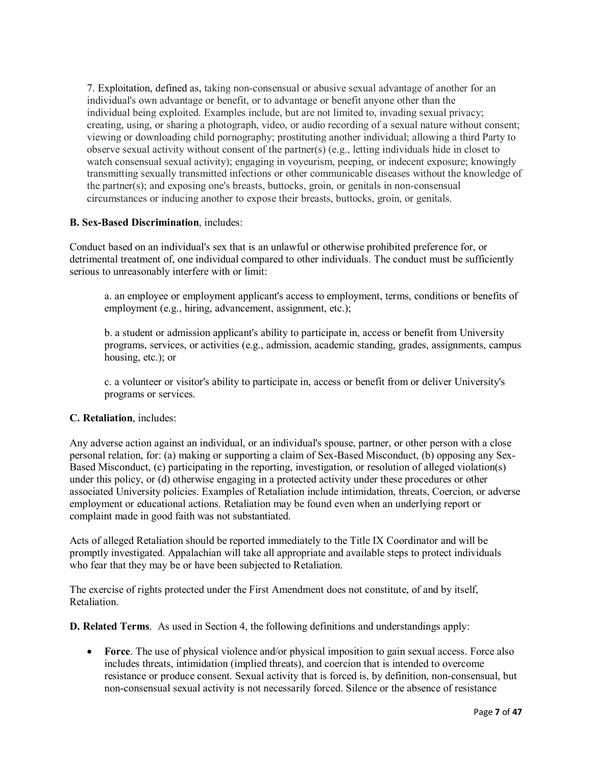7. Exploitation, defined as, taking non-consensual or abusive sexual advantage of another for an individual's own advantage or benefit, or to advantage or benefit anyone other than the individual being exploited. Examples include, but are not limited to, invading sexual privacy; creating, using, or sharing a photograph, video, or audio recording of a sexual nature without consent; viewing or downloading child pornography; prostituting another individual; allowing a third Party to observe sexual activity without consent of the partner(s) (e.g., letting individuals hide in closet to watch consensual sexual activity); engaging in voyeurism, peeping, or indecent exposure; knowingly transmitting sexually transmitted infections or other communicable diseases without the knowledge of the partner(s); and exposing one's breasts, buttocks, groin, or genitals in non-consensual circumstances or inducing another to expose their breasts, buttocks, groin, or genitals.

**B. Sex-Based Discrimination**, includes:

Conduct based on an individual's sex that is an unlawful or otherwise prohibited preference for, or detrimental treatment of, one individual compared to other individuals. The conduct must be sufficiently serious to unreasonably interfere with or limit:

a. an employee or employment applicant's access to employment, terms, conditions or benefits of employment (e.g., hiring, advancement, assignment, etc.);

b. a student or admission applicant's ability to participate in, access or benefit from University programs, services, or activities (e.g., admission, academic standing, grades, assignments, campus housing, etc.); or

c. a volunteer or visitor's ability to participate in, access or benefit from or deliver University's programs or services.

**C. Retaliation**, includes:

Any adverse action against an individual, or an individual's spouse, partner, or other person with a close personal relation, for: (a) making or supporting a claim of Sex-Based Misconduct, (b) opposing any Sex-Based Misconduct, (c) participating in the reporting, investigation, or resolution of alleged violation(s) under this policy, or (d) otherwise engaging in a protected activity under these procedures or other associated University policies. Examples of Retaliation include intimidation, threats, Coercion, or adverse employment or educational actions. Retaliation may be found even when an underlying report or complaint made in good faith was not substantiated.

Acts of alleged Retaliation should be reported immediately to the Title IX Coordinator and will be promptly investigated. Appalachian will take all appropriate and available steps to protect individuals who fear that they may be or have been subjected to Retaliation.

The exercise of rights protected under the First Amendment does not constitute, of and by itself, Retaliation.

**D. Related Terms**. As used in Section 4, the following definitions and understandings apply:

- **Force**. The use of physical violence and/or physical imposition to gain sexual access. Force also includes threats, intimidation (implied threats), and coercion that is intended to overcome resistance or produce consent. Sexual activity that is forced is, by definition, non-consensual, but non-consensual sexual activity is not necessarily forced. Silence or the absence of resistance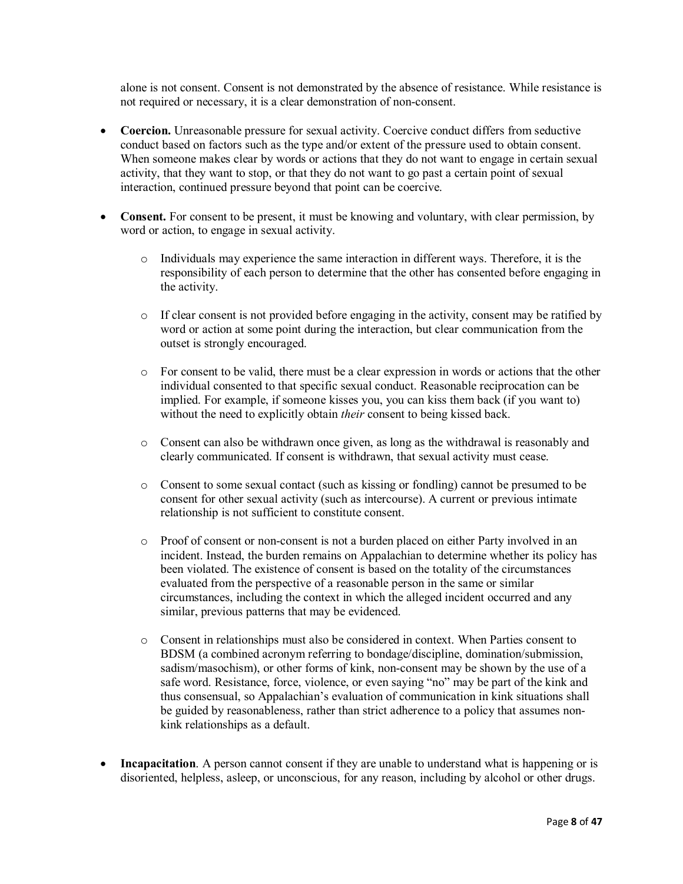alone is not consent. Consent is not demonstrated by the absence of resistance. While resistance is not required or necessary, it is a clear demonstration of non-consent.

- **Coercion.** Unreasonable pressure for sexual activity. Coercive conduct differs from seductive conduct based on factors such as the type and/or extent of the pressure used to obtain consent. When someone makes clear by words or actions that they do not want to engage in certain sexual activity, that they want to stop, or that they do not want to go past a certain point of sexual interaction, continued pressure beyond that point can be coercive.

- **Consent.** For consent to be present, it must be knowing and voluntary, with clear permission, by word or action, to engage in sexual activity.

    - Individuals may experience the same interaction in different ways. Therefore, it is the responsibility of each person to determine that the other has consented before engaging in the activity.

    - If clear consent is not provided before engaging in the activity, consent may be ratified by word or action at some point during the interaction, but clear communication from the outset is strongly encouraged.

    - For consent to be valid, there must be a clear expression in words or actions that the other individual consented to that specific sexual conduct. Reasonable reciprocation can be implied. For example, if someone kisses you, you can kiss them back (if you want to) without the need to explicitly obtain *their* consent to being kissed back.

    - Consent can also be withdrawn once given, as long as the withdrawal is reasonably and clearly communicated. If consent is withdrawn, that sexual activity must cease.

    - Consent to some sexual contact (such as kissing or fondling) cannot be presumed to be consent for other sexual activity (such as intercourse). A current or previous intimate relationship is not sufficient to constitute consent.

    - Proof of consent or non-consent is not a burden placed on either Party involved in an incident. Instead, the burden remains on Appalachian to determine whether its policy has been violated. The existence of consent is based on the totality of the circumstances evaluated from the perspective of a reasonable person in the same or similar circumstances, including the context in which the alleged incident occurred and any similar, previous patterns that may be evidenced.

    - Consent in relationships must also be considered in context. When Parties consent to BDSM (a combined acronym referring to bondage/discipline, domination/submission, sadism/masochism), or other forms of kink, non-consent may be shown by the use of a safe word. Resistance, force, violence, or even saying "no" may be part of the kink and thus consensual, so Appalachian's evaluation of communication in kink situations shall be guided by reasonableness, rather than strict adherence to a policy that assumes non-kink relationships as a default.

- **Incapacitation**. A person cannot consent if they are unable to understand what is happening or is disoriented, helpless, asleep, or unconscious, for any reason, including by alcohol or other drugs.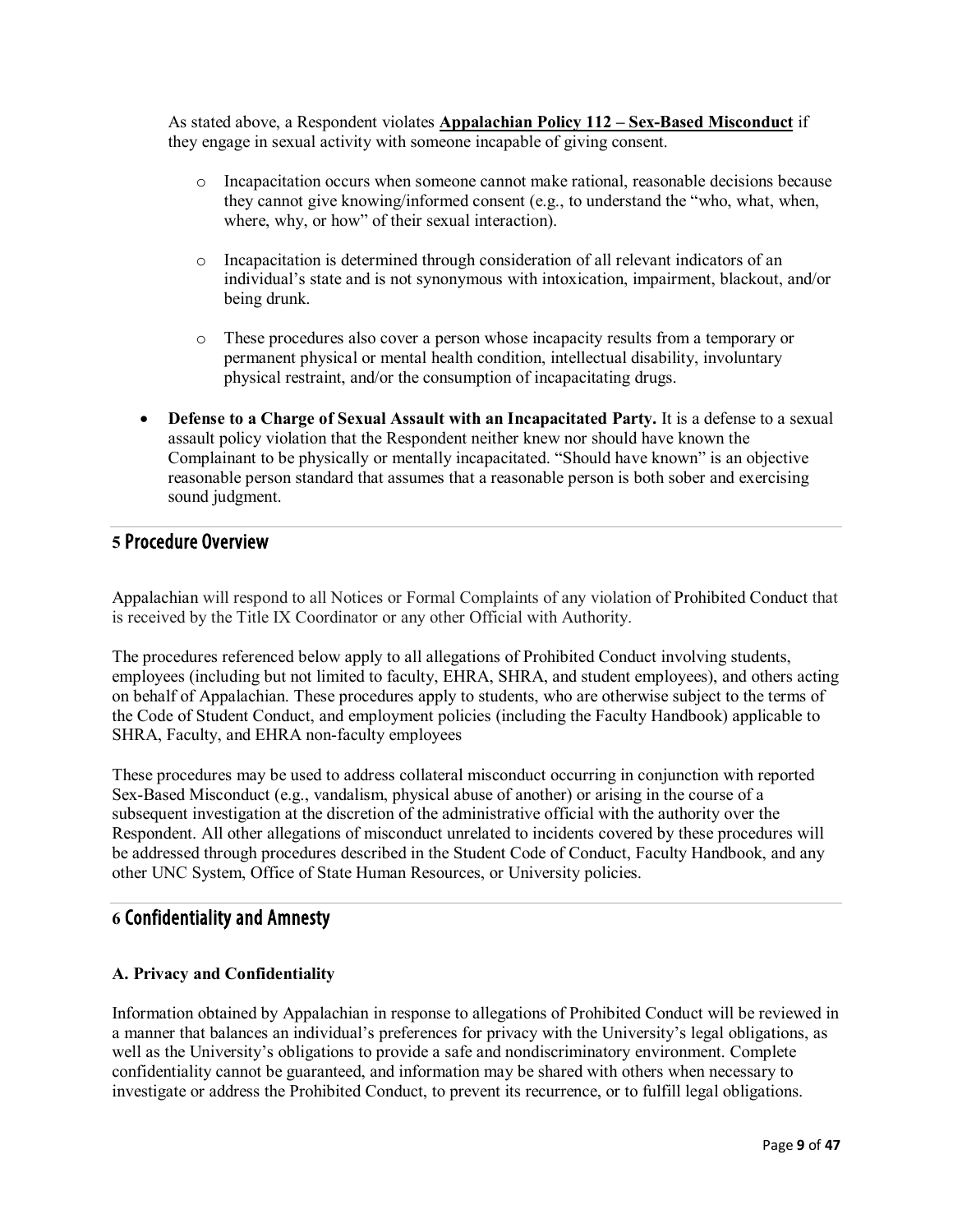As stated above, a Respondent violates **Appalachian Policy 112 – Sex-Based Misconduct** if they engage in sexual activity with someone incapable of giving consent.

- Incapacitation occurs when someone cannot make rational, reasonable decisions because they cannot give knowing/informed consent (e.g., to understand the "who, what, when, where, why, or how" of their sexual interaction).
- Incapacitation is determined through consideration of all relevant indicators of an individual's state and is not synonymous with intoxication, impairment, blackout, and/or being drunk.
- These procedures also cover a person whose incapacity results from a temporary or permanent physical or mental health condition, intellectual disability, involuntary physical restraint, and/or the consumption of incapacitating drugs.

- **Defense to a Charge of Sexual Assault with an Incapacitated Party.** It is a defense to a sexual assault policy violation that the Respondent neither knew nor should have known the Complainant to be physically or mentally incapacitated. "Should have known" is an objective reasonable person standard that assumes that a reasonable person is both sober and exercising sound judgment.

## 5 Procedure Overview

Appalachian will respond to all Notices or Formal Complaints of any violation of Prohibited Conduct that is received by the Title IX Coordinator or any other Official with Authority.

The procedures referenced below apply to all allegations of Prohibited Conduct involving students, employees (including but not limited to faculty, EHRA, SHRA, and student employees), and others acting on behalf of Appalachian. These procedures apply to students, who are otherwise subject to the terms of the Code of Student Conduct, and employment policies (including the Faculty Handbook) applicable to SHRA, Faculty, and EHRA non-faculty employees

These procedures may be used to address collateral misconduct occurring in conjunction with reported Sex-Based Misconduct (e.g., vandalism, physical abuse of another) or arising in the course of a subsequent investigation at the discretion of the administrative official with the authority over the Respondent. All other allegations of misconduct unrelated to incidents covered by these procedures will be addressed through procedures described in the Student Code of Conduct, Faculty Handbook, and any other UNC System, Office of State Human Resources, or University policies.

## 6 Confidentiality and Amnesty

### A. Privacy and Confidentiality

Information obtained by Appalachian in response to allegations of Prohibited Conduct will be reviewed in a manner that balances an individual's preferences for privacy with the University's legal obligations, as well as the University's obligations to provide a safe and nondiscriminatory environment. Complete confidentiality cannot be guaranteed, and information may be shared with others when necessary to investigate or address the Prohibited Conduct, to prevent its recurrence, or to fulfill legal obligations.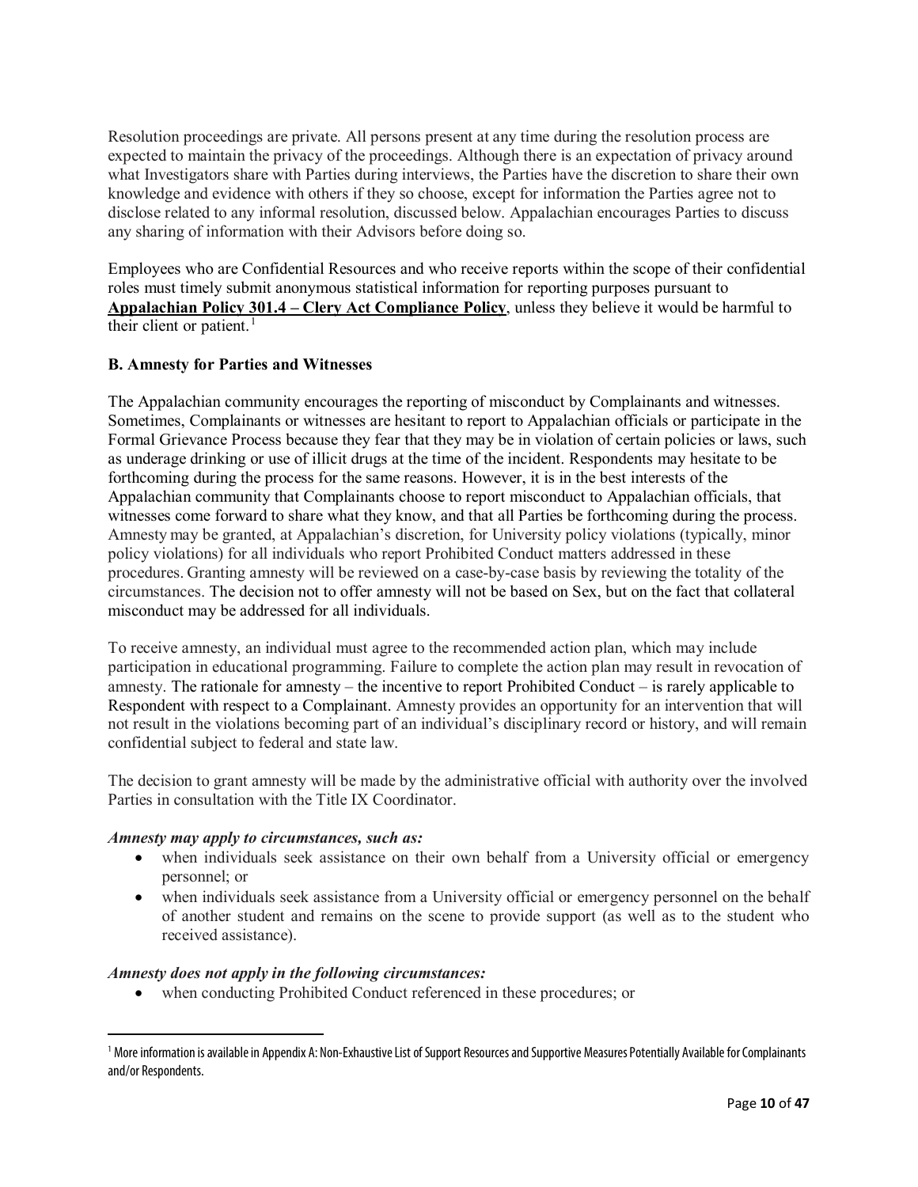Resolution proceedings are private. All persons present at any time during the resolution process are expected to maintain the privacy of the proceedings. Although there is an expectation of privacy around what Investigators share with Parties during interviews, the Parties have the discretion to share their own knowledge and evidence with others if they so choose, except for information the Parties agree not to disclose related to any informal resolution, discussed below. Appalachian encourages Parties to discuss any sharing of information with their Advisors before doing so.

Employees who are Confidential Resources and who receive reports within the scope of their confidential roles must timely submit anonymous statistical information for reporting purposes pursuant to **Appalachian Policy 301.4 – Clery Act Compliance Policy**, unless they believe it would be harmful to their client or patient.[1]

### B. Amnesty for Parties and Witnesses

The Appalachian community encourages the reporting of misconduct by Complainants and witnesses. Sometimes, Complainants or witnesses are hesitant to report to Appalachian officials or participate in the Formal Grievance Process because they fear that they may be in violation of certain policies or laws, such as underage drinking or use of illicit drugs at the time of the incident. Respondents may hesitate to be forthcoming during the process for the same reasons. However, it is in the best interests of the Appalachian community that Complainants choose to report misconduct to Appalachian officials, that witnesses come forward to share what they know, and that all Parties be forthcoming during the process. Amnesty may be granted, at Appalachian's discretion, for University policy violations (typically, minor policy violations) for all individuals who report Prohibited Conduct matters addressed in these procedures. Granting amnesty will be reviewed on a case-by-case basis by reviewing the totality of the circumstances. The decision not to offer amnesty will not be based on Sex, but on the fact that collateral misconduct may be addressed for all individuals.

To receive amnesty, an individual must agree to the recommended action plan, which may include participation in educational programming. Failure to complete the action plan may result in revocation of amnesty. The rationale for amnesty – the incentive to report Prohibited Conduct – is rarely applicable to Respondent with respect to a Complainant. Amnesty provides an opportunity for an intervention that will not result in the violations becoming part of an individual's disciplinary record or history, and will remain confidential subject to federal and state law.

The decision to grant amnesty will be made by the administrative official with authority over the involved Parties in consultation with the Title IX Coordinator.

***Amnesty may apply to circumstances, such as:***

- when individuals seek assistance on their own behalf from a University official or emergency personnel; or
- when individuals seek assistance from a University official or emergency personnel on the behalf of another student and remains on the scene to provide support (as well as to the student who received assistance).

***Amnesty does not apply in the following circumstances:***

- when conducting Prohibited Conduct referenced in these procedures; or

[1] More information is available in Appendix A: Non-Exhaustive List of Support Resources and Supportive Measures Potentially Available for Complainants and/or Respondents.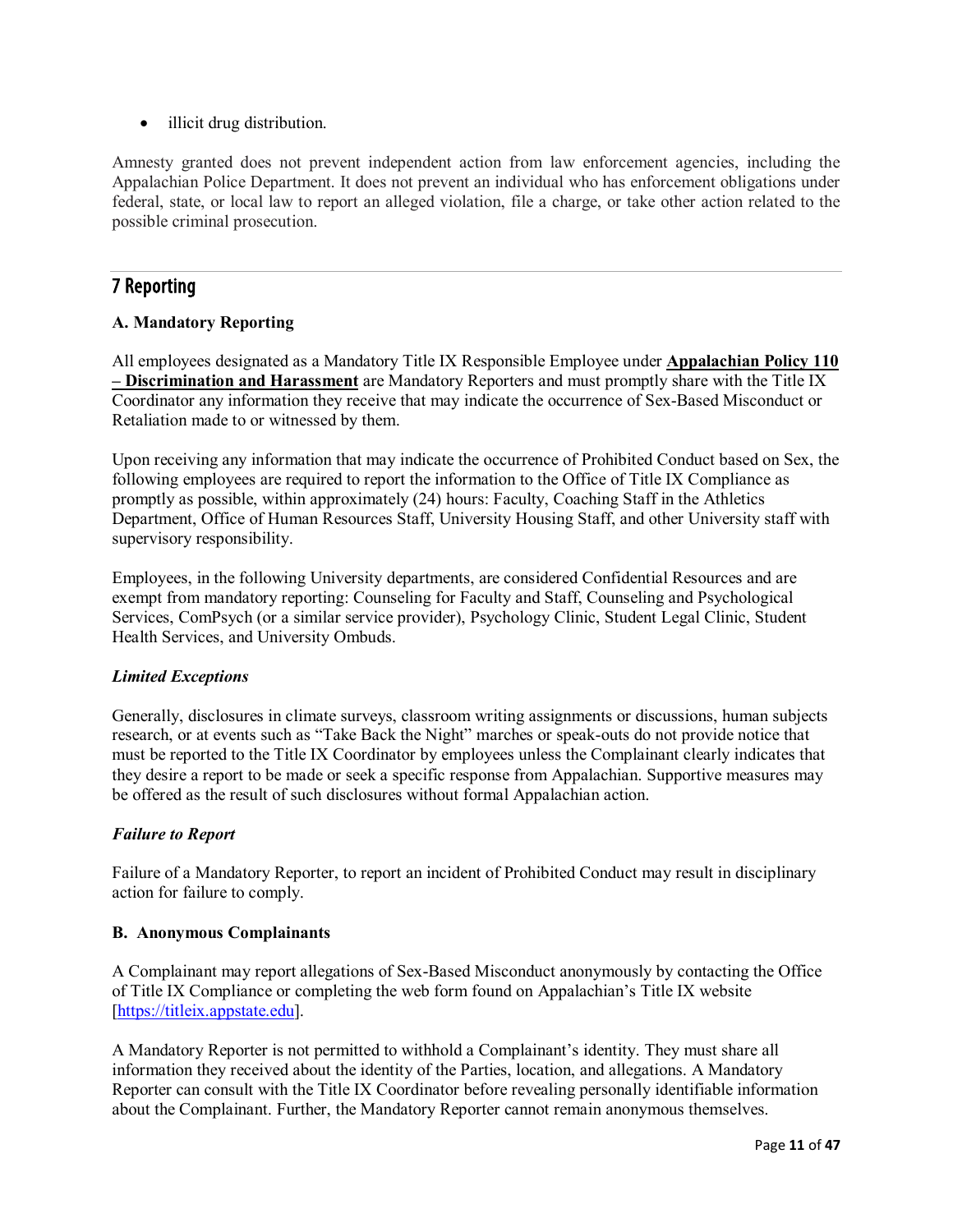- illicit drug distribution.

Amnesty granted does not prevent independent action from law enforcement agencies, including the Appalachian Police Department. It does not prevent an individual who has enforcement obligations under federal, state, or local law to report an alleged violation, file a charge, or take other action related to the possible criminal prosecution.

## 7 Reporting

### A. Mandatory Reporting

All employees designated as a Mandatory Title IX Responsible Employee under **Appalachian Policy 110 – Discrimination and Harassment** are Mandatory Reporters and must promptly share with the Title IX Coordinator any information they receive that may indicate the occurrence of Sex-Based Misconduct or Retaliation made to or witnessed by them.

Upon receiving any information that may indicate the occurrence of Prohibited Conduct based on Sex, the following employees are required to report the information to the Office of Title IX Compliance as promptly as possible, within approximately (24) hours: Faculty, Coaching Staff in the Athletics Department, Office of Human Resources Staff, University Housing Staff, and other University staff with supervisory responsibility.

Employees, in the following University departments, are considered Confidential Resources and are exempt from mandatory reporting: Counseling for Faculty and Staff, Counseling and Psychological Services, ComPsych (or a similar service provider), Psychology Clinic, Student Legal Clinic, Student Health Services, and University Ombuds.

#### *Limited Exceptions*

Generally, disclosures in climate surveys, classroom writing assignments or discussions, human subjects research, or at events such as "Take Back the Night" marches or speak-outs do not provide notice that must be reported to the Title IX Coordinator by employees unless the Complainant clearly indicates that they desire a report to be made or seek a specific response from Appalachian. Supportive measures may be offered as the result of such disclosures without formal Appalachian action.

#### *Failure to Report*

Failure of a Mandatory Reporter, to report an incident of Prohibited Conduct may result in disciplinary action for failure to comply.

### B. Anonymous Complainants

A Complainant may report allegations of Sex-Based Misconduct anonymously by contacting the Office of Title IX Compliance or completing the web form found on Appalachian's Title IX website [https://titleix.appstate.edu].

A Mandatory Reporter is not permitted to withhold a Complainant's identity. They must share all information they received about the identity of the Parties, location, and allegations. A Mandatory Reporter can consult with the Title IX Coordinator before revealing personally identifiable information about the Complainant. Further, the Mandatory Reporter cannot remain anonymous themselves.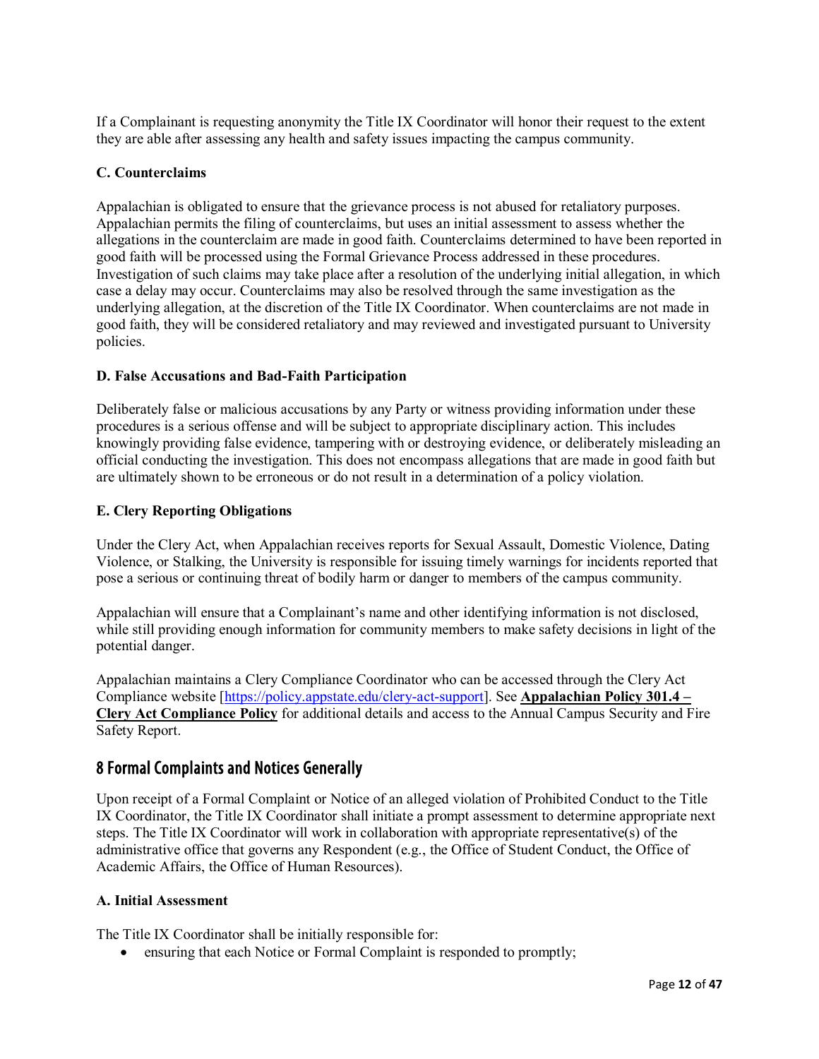If a Complainant is requesting anonymity the Title IX Coordinator will honor their request to the extent they are able after assessing any health and safety issues impacting the campus community.

**C. Counterclaims**

Appalachian is obligated to ensure that the grievance process is not abused for retaliatory purposes. Appalachian permits the filing of counterclaims, but uses an initial assessment to assess whether the allegations in the counterclaim are made in good faith. Counterclaims determined to have been reported in good faith will be processed using the Formal Grievance Process addressed in these procedures. Investigation of such claims may take place after a resolution of the underlying initial allegation, in which case a delay may occur. Counterclaims may also be resolved through the same investigation as the underlying allegation, at the discretion of the Title IX Coordinator. When counterclaims are not made in good faith, they will be considered retaliatory and may reviewed and investigated pursuant to University policies.

**D. False Accusations and Bad-Faith Participation**

Deliberately false or malicious accusations by any Party or witness providing information under these procedures is a serious offense and will be subject to appropriate disciplinary action. This includes knowingly providing false evidence, tampering with or destroying evidence, or deliberately misleading an official conducting the investigation. This does not encompass allegations that are made in good faith but are ultimately shown to be erroneous or do not result in a determination of a policy violation.

**E. Clery Reporting Obligations**

Under the Clery Act, when Appalachian receives reports for Sexual Assault, Domestic Violence, Dating Violence, or Stalking, the University is responsible for issuing timely warnings for incidents reported that pose a serious or continuing threat of bodily harm or danger to members of the campus community.

Appalachian will ensure that a Complainant's name and other identifying information is not disclosed, while still providing enough information for community members to make safety decisions in light of the potential danger.

Appalachian maintains a Clery Compliance Coordinator who can be accessed through the Clery Act Compliance website [https://policy.appstate.edu/clery-act-support]. See **Appalachian Policy 301.4 – Clery Act Compliance Policy** for additional details and access to the Annual Campus Security and Fire Safety Report.

## 8 Formal Complaints and Notices Generally

Upon receipt of a Formal Complaint or Notice of an alleged violation of Prohibited Conduct to the Title IX Coordinator, the Title IX Coordinator shall initiate a prompt assessment to determine appropriate next steps. The Title IX Coordinator will work in collaboration with appropriate representative(s) of the administrative office that governs any Respondent (e.g., the Office of Student Conduct, the Office of Academic Affairs, the Office of Human Resources).

**A. Initial Assessment**

The Title IX Coordinator shall be initially responsible for:

- ensuring that each Notice or Formal Complaint is responded to promptly;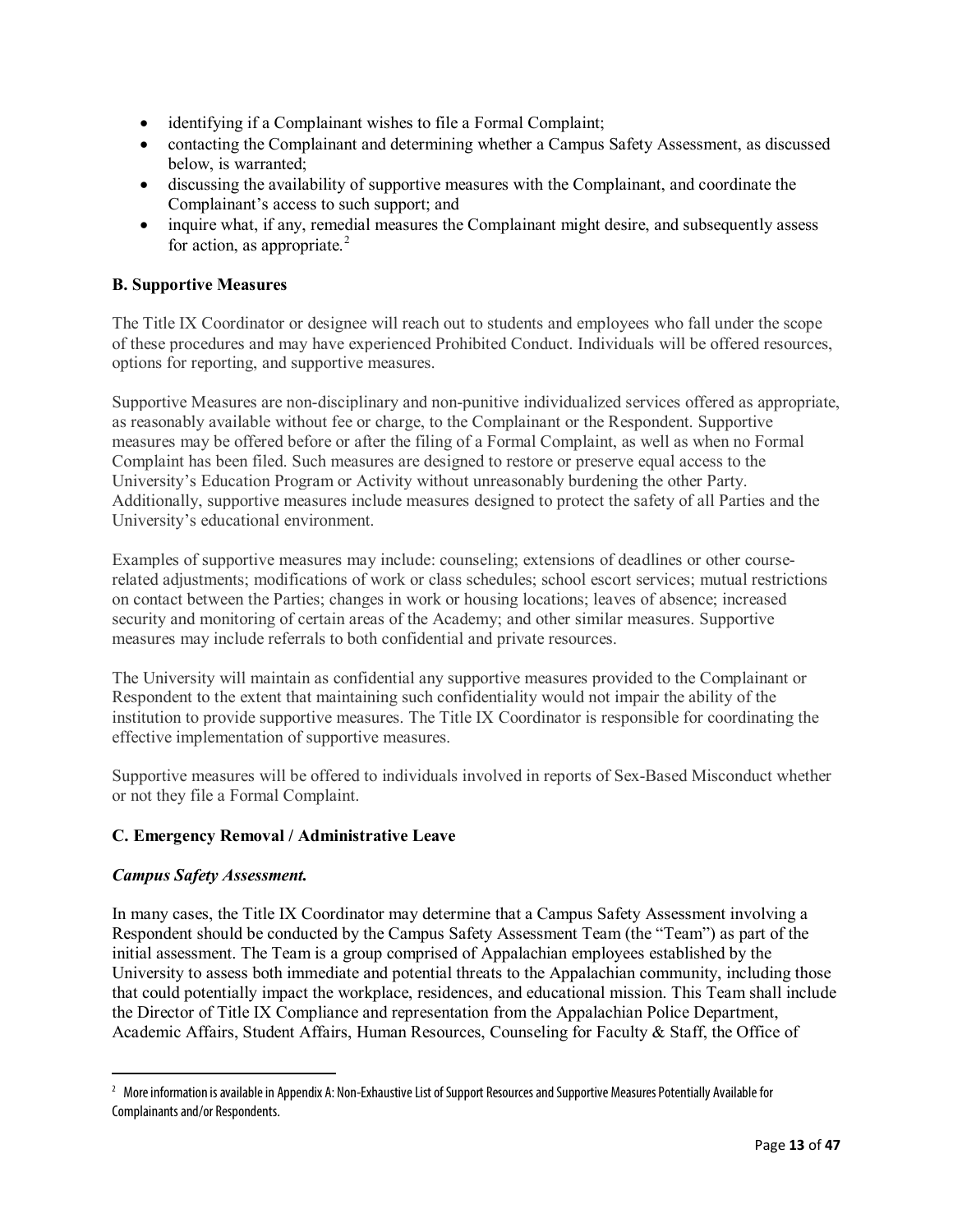- identifying if a Complainant wishes to file a Formal Complaint;
- contacting the Complainant and determining whether a Campus Safety Assessment, as discussed below, is warranted;
- discussing the availability of supportive measures with the Complainant, and coordinate the Complainant's access to such support; and
- inquire what, if any, remedial measures the Complainant might desire, and subsequently assess for action, as appropriate.[2]

### B. Supportive Measures

The Title IX Coordinator or designee will reach out to students and employees who fall under the scope of these procedures and may have experienced Prohibited Conduct. Individuals will be offered resources, options for reporting, and supportive measures.

Supportive Measures are non-disciplinary and non-punitive individualized services offered as appropriate, as reasonably available without fee or charge, to the Complainant or the Respondent. Supportive measures may be offered before or after the filing of a Formal Complaint, as well as when no Formal Complaint has been filed. Such measures are designed to restore or preserve equal access to the University's Education Program or Activity without unreasonably burdening the other Party. Additionally, supportive measures include measures designed to protect the safety of all Parties and the University's educational environment.

Examples of supportive measures may include: counseling; extensions of deadlines or other course-related adjustments; modifications of work or class schedules; school escort services; mutual restrictions on contact between the Parties; changes in work or housing locations; leaves of absence; increased security and monitoring of certain areas of the Academy; and other similar measures. Supportive measures may include referrals to both confidential and private resources.

The University will maintain as confidential any supportive measures provided to the Complainant or Respondent to the extent that maintaining such confidentiality would not impair the ability of the institution to provide supportive measures. The Title IX Coordinator is responsible for coordinating the effective implementation of supportive measures.

Supportive measures will be offered to individuals involved in reports of Sex-Based Misconduct whether or not they file a Formal Complaint.

### C. Emergency Removal / Administrative Leave

***Campus Safety Assessment.***

In many cases, the Title IX Coordinator may determine that a Campus Safety Assessment involving a Respondent should be conducted by the Campus Safety Assessment Team (the "Team") as part of the initial assessment. The Team is a group comprised of Appalachian employees established by the University to assess both immediate and potential threats to the Appalachian community, including those that could potentially impact the workplace, residences, and educational mission. This Team shall include the Director of Title IX Compliance and representation from the Appalachian Police Department, Academic Affairs, Student Affairs, Human Resources, Counseling for Faculty & Staff, the Office of

[2] More information is available in Appendix A: Non-Exhaustive List of Support Resources and Supportive Measures Potentially Available for Complainants and/or Respondents.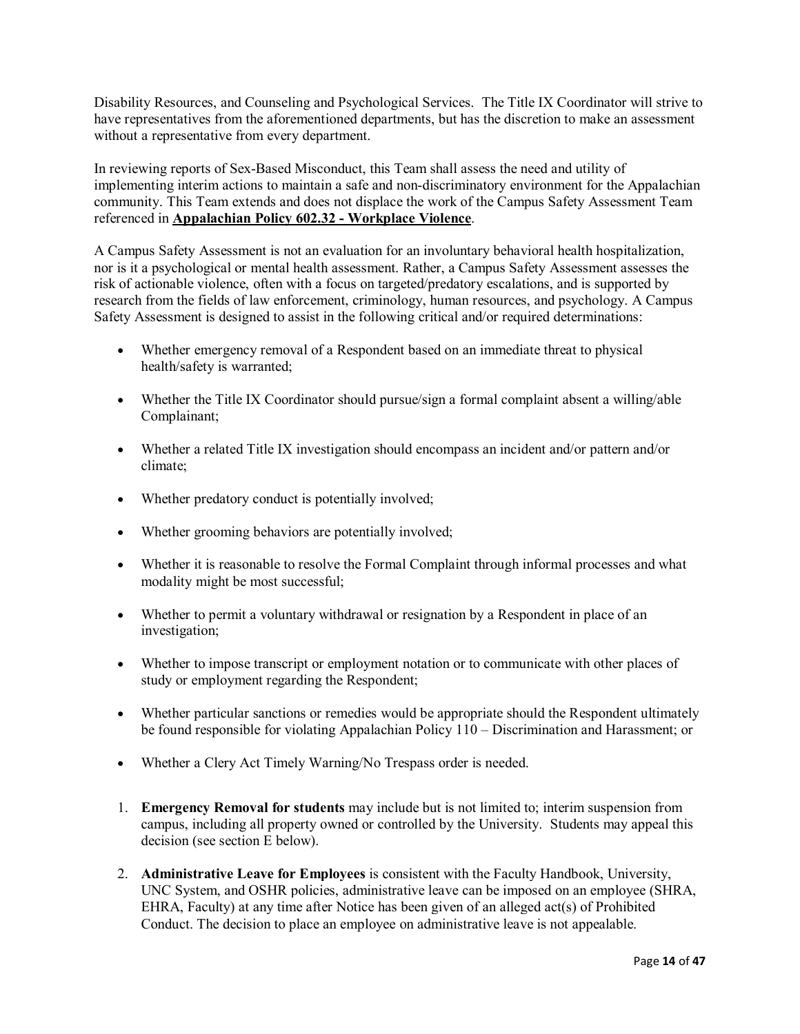Disability Resources, and Counseling and Psychological Services. The Title IX Coordinator will strive to have representatives from the aforementioned departments, but has the discretion to make an assessment without a representative from every department.

In reviewing reports of Sex-Based Misconduct, this Team shall assess the need and utility of implementing interim actions to maintain a safe and non-discriminatory environment for the Appalachian community. This Team extends and does not displace the work of the Campus Safety Assessment Team referenced in **Appalachian Policy 602.32 - Workplace Violence**.

A Campus Safety Assessment is not an evaluation for an involuntary behavioral health hospitalization, nor is it a psychological or mental health assessment. Rather, a Campus Safety Assessment assesses the risk of actionable violence, often with a focus on targeted/predatory escalations, and is supported by research from the fields of law enforcement, criminology, human resources, and psychology. A Campus Safety Assessment is designed to assist in the following critical and/or required determinations:

- Whether emergency removal of a Respondent based on an immediate threat to physical health/safety is warranted;
- Whether the Title IX Coordinator should pursue/sign a formal complaint absent a willing/able Complainant;
- Whether a related Title IX investigation should encompass an incident and/or pattern and/or climate;
- Whether predatory conduct is potentially involved;
- Whether grooming behaviors are potentially involved;
- Whether it is reasonable to resolve the Formal Complaint through informal processes and what modality might be most successful;
- Whether to permit a voluntary withdrawal or resignation by a Respondent in place of an investigation;
- Whether to impose transcript or employment notation or to communicate with other places of study or employment regarding the Respondent;
- Whether particular sanctions or remedies would be appropriate should the Respondent ultimately be found responsible for violating Appalachian Policy 110 – Discrimination and Harassment; or
- Whether a Clery Act Timely Warning/No Trespass order is needed.

1. **Emergency Removal for students** may include but is not limited to; interim suspension from campus, including all property owned or controlled by the University. Students may appeal this decision (see section E below).
2. **Administrative Leave for Employees** is consistent with the Faculty Handbook, University, UNC System, and OSHR policies, administrative leave can be imposed on an employee (SHRA, EHRA, Faculty) at any time after Notice has been given of an alleged act(s) of Prohibited Conduct. The decision to place an employee on administrative leave is not appealable.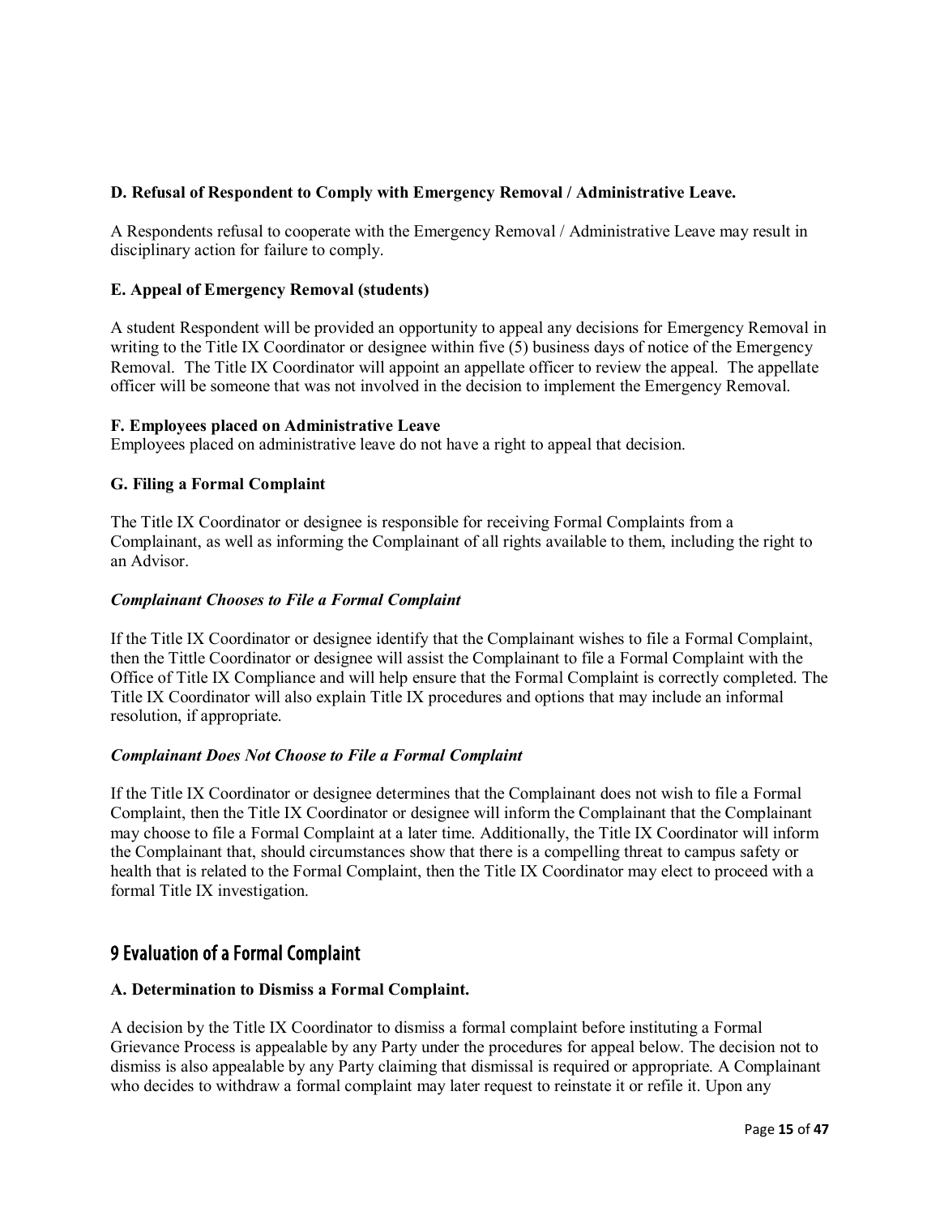**D. Refusal of Respondent to Comply with Emergency Removal / Administrative Leave.**

A Respondents refusal to cooperate with the Emergency Removal / Administrative Leave may result in disciplinary action for failure to comply.

**E. Appeal of Emergency Removal (students)**

A student Respondent will be provided an opportunity to appeal any decisions for Emergency Removal in writing to the Title IX Coordinator or designee within five (5) business days of notice of the Emergency Removal. The Title IX Coordinator will appoint an appellate officer to review the appeal. The appellate officer will be someone that was not involved in the decision to implement the Emergency Removal.

**F. Employees placed on Administrative Leave**

Employees placed on administrative leave do not have a right to appeal that decision.

**G. Filing a Formal Complaint**

The Title IX Coordinator or designee is responsible for receiving Formal Complaints from a Complainant, as well as informing the Complainant of all rights available to them, including the right to an Advisor.

***Complainant Chooses to File a Formal Complaint***

If the Title IX Coordinator or designee identify that the Complainant wishes to file a Formal Complaint, then the Tittle Coordinator or designee will assist the Complainant to file a Formal Complaint with the Office of Title IX Compliance and will help ensure that the Formal Complaint is correctly completed. The Title IX Coordinator will also explain Title IX procedures and options that may include an informal resolution, if appropriate.

***Complainant Does Not Choose to File a Formal Complaint***

If the Title IX Coordinator or designee determines that the Complainant does not wish to file a Formal Complaint, then the Title IX Coordinator or designee will inform the Complainant that the Complainant may choose to file a Formal Complaint at a later time. Additionally, the Title IX Coordinator will inform the Complainant that, should circumstances show that there is a compelling threat to campus safety or health that is related to the Formal Complaint, then the Title IX Coordinator may elect to proceed with a formal Title IX investigation.

## 9 Evaluation of a Formal Complaint

**A. Determination to Dismiss a Formal Complaint.**

A decision by the Title IX Coordinator to dismiss a formal complaint before instituting a Formal Grievance Process is appealable by any Party under the procedures for appeal below. The decision not to dismiss is also appealable by any Party claiming that dismissal is required or appropriate. A Complainant who decides to withdraw a formal complaint may later request to reinstate it or refile it. Upon any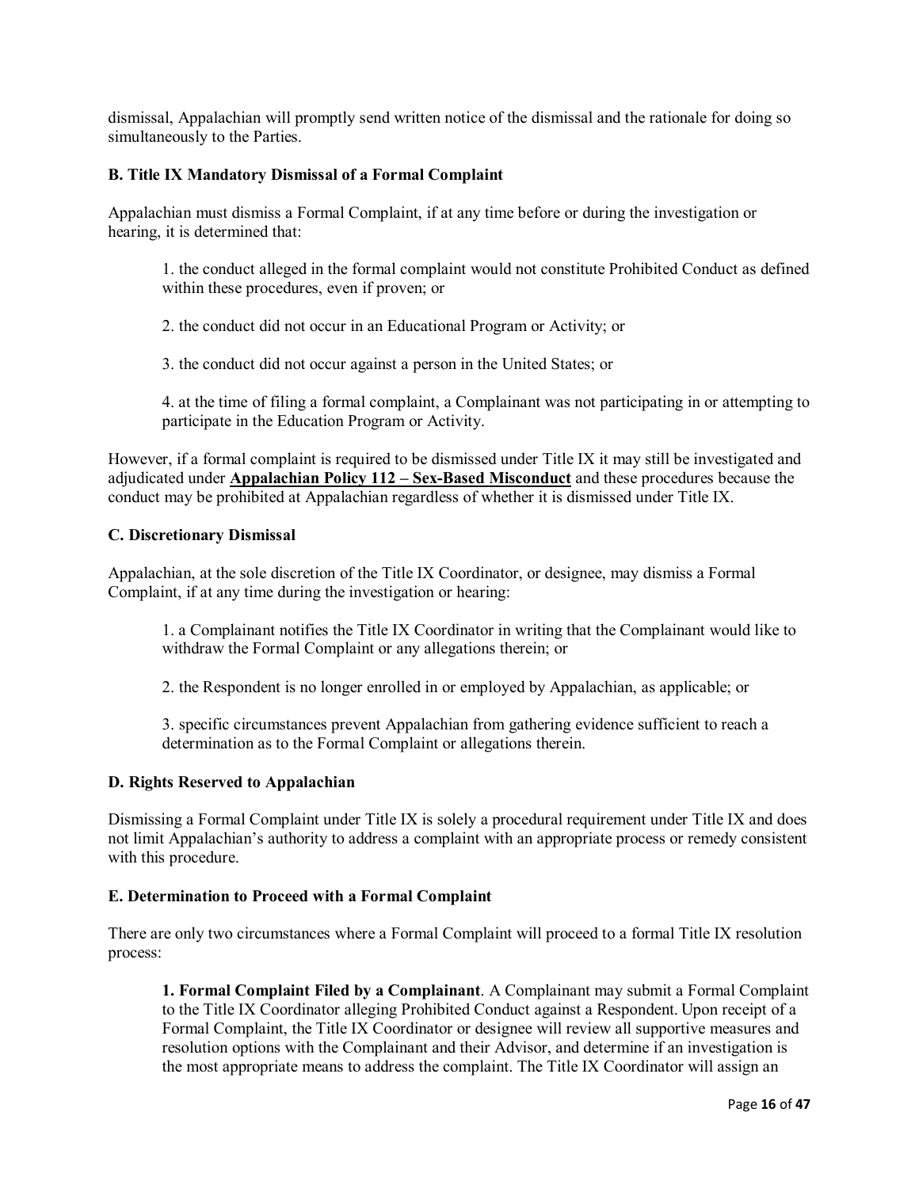dismissal, Appalachian will promptly send written notice of the dismissal and the rationale for doing so simultaneously to the Parties.

### B. Title IX Mandatory Dismissal of a Formal Complaint

Appalachian must dismiss a Formal Complaint, if at any time before or during the investigation or hearing, it is determined that:

1. the conduct alleged in the formal complaint would not constitute Prohibited Conduct as defined within these procedures, even if proven; or

2. the conduct did not occur in an Educational Program or Activity; or

3. the conduct did not occur against a person in the United States; or

4. at the time of filing a formal complaint, a Complainant was not participating in or attempting to participate in the Education Program or Activity.

However, if a formal complaint is required to be dismissed under Title IX it may still be investigated and adjudicated under **Appalachian Policy 112 – Sex-Based Misconduct** and these procedures because the conduct may be prohibited at Appalachian regardless of whether it is dismissed under Title IX.

### C. Discretionary Dismissal

Appalachian, at the sole discretion of the Title IX Coordinator, or designee, may dismiss a Formal Complaint, if at any time during the investigation or hearing:

1. a Complainant notifies the Title IX Coordinator in writing that the Complainant would like to withdraw the Formal Complaint or any allegations therein; or

2. the Respondent is no longer enrolled in or employed by Appalachian, as applicable; or

3. specific circumstances prevent Appalachian from gathering evidence sufficient to reach a determination as to the Formal Complaint or allegations therein.

### D. Rights Reserved to Appalachian

Dismissing a Formal Complaint under Title IX is solely a procedural requirement under Title IX and does not limit Appalachian's authority to address a complaint with an appropriate process or remedy consistent with this procedure.

### E. Determination to Proceed with a Formal Complaint

There are only two circumstances where a Formal Complaint will proceed to a formal Title IX resolution process:

**1. Formal Complaint Filed by a Complainant**. A Complainant may submit a Formal Complaint to the Title IX Coordinator alleging Prohibited Conduct against a Respondent. Upon receipt of a Formal Complaint, the Title IX Coordinator or designee will review all supportive measures and resolution options with the Complainant and their Advisor, and determine if an investigation is the most appropriate means to address the complaint. The Title IX Coordinator will assign an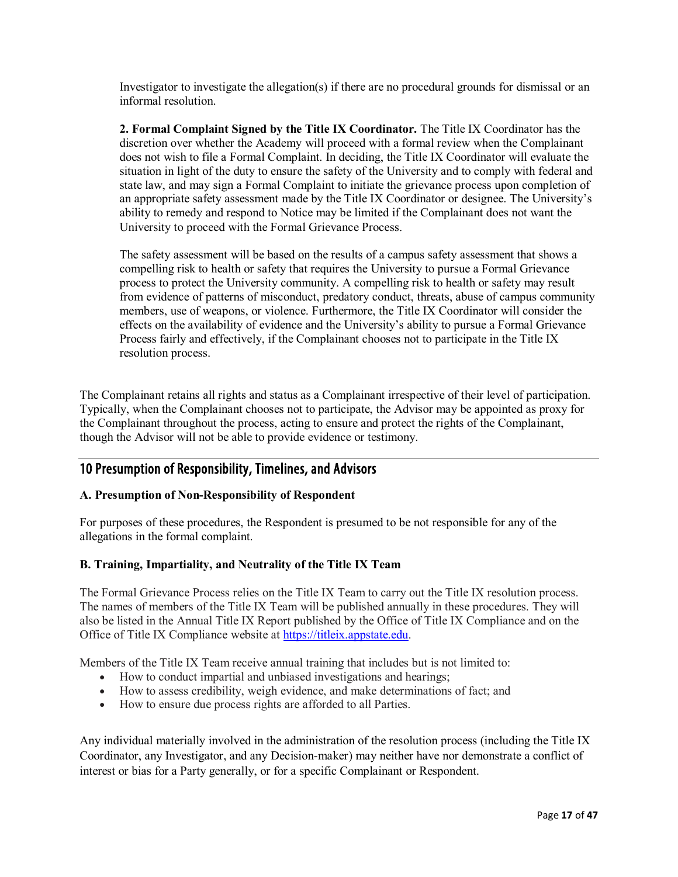Investigator to investigate the allegation(s) if there are no procedural grounds for dismissal or an informal resolution.

**2. Formal Complaint Signed by the Title IX Coordinator.** The Title IX Coordinator has the discretion over whether the Academy will proceed with a formal review when the Complainant does not wish to file a Formal Complaint. In deciding, the Title IX Coordinator will evaluate the situation in light of the duty to ensure the safety of the University and to comply with federal and state law, and may sign a Formal Complaint to initiate the grievance process upon completion of an appropriate safety assessment made by the Title IX Coordinator or designee. The University's ability to remedy and respond to Notice may be limited if the Complainant does not want the University to proceed with the Formal Grievance Process.

The safety assessment will be based on the results of a campus safety assessment that shows a compelling risk to health or safety that requires the University to pursue a Formal Grievance process to protect the University community. A compelling risk to health or safety may result from evidence of patterns of misconduct, predatory conduct, threats, abuse of campus community members, use of weapons, or violence. Furthermore, the Title IX Coordinator will consider the effects on the availability of evidence and the University's ability to pursue a Formal Grievance Process fairly and effectively, if the Complainant chooses not to participate in the Title IX resolution process.

The Complainant retains all rights and status as a Complainant irrespective of their level of participation. Typically, when the Complainant chooses not to participate, the Advisor may be appointed as proxy for the Complainant throughout the process, acting to ensure and protect the rights of the Complainant, though the Advisor will not be able to provide evidence or testimony.

## 10 Presumption of Responsibility, Timelines, and Advisors

**A. Presumption of Non-Responsibility of Respondent**

For purposes of these procedures, the Respondent is presumed to be not responsible for any of the allegations in the formal complaint.

**B. Training, Impartiality, and Neutrality of the Title IX Team**

The Formal Grievance Process relies on the Title IX Team to carry out the Title IX resolution process. The names of members of the Title IX Team will be published annually in these procedures. They will also be listed in the Annual Title IX Report published by the Office of Title IX Compliance and on the Office of Title IX Compliance website at https://titleix.appstate.edu.

Members of the Title IX Team receive annual training that includes but is not limited to:

- How to conduct impartial and unbiased investigations and hearings;
- How to assess credibility, weigh evidence, and make determinations of fact; and
- How to ensure due process rights are afforded to all Parties.

Any individual materially involved in the administration of the resolution process (including the Title IX Coordinator, any Investigator, and any Decision-maker) may neither have nor demonstrate a conflict of interest or bias for a Party generally, or for a specific Complainant or Respondent.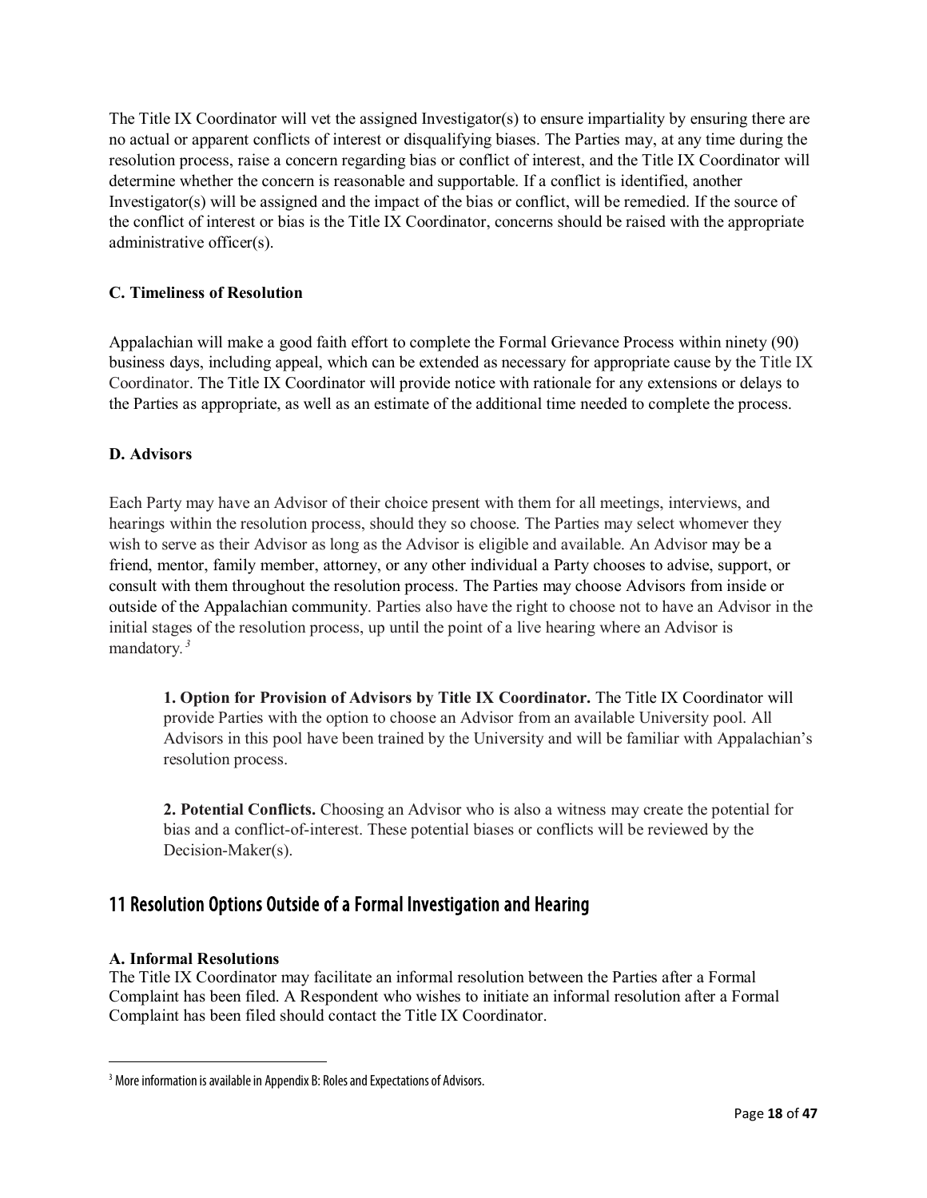The Title IX Coordinator will vet the assigned Investigator(s) to ensure impartiality by ensuring there are no actual or apparent conflicts of interest or disqualifying biases. The Parties may, at any time during the resolution process, raise a concern regarding bias or conflict of interest, and the Title IX Coordinator will determine whether the concern is reasonable and supportable. If a conflict is identified, another Investigator(s) will be assigned and the impact of the bias or conflict, will be remedied. If the source of the conflict of interest or bias is the Title IX Coordinator, concerns should be raised with the appropriate administrative officer(s).

### C. Timeliness of Resolution

Appalachian will make a good faith effort to complete the Formal Grievance Process within ninety (90) business days, including appeal, which can be extended as necessary for appropriate cause by the Title IX Coordinator. The Title IX Coordinator will provide notice with rationale for any extensions or delays to the Parties as appropriate, as well as an estimate of the additional time needed to complete the process.

### D. Advisors

Each Party may have an Advisor of their choice present with them for all meetings, interviews, and hearings within the resolution process, should they so choose. The Parties may select whomever they wish to serve as their Advisor as long as the Advisor is eligible and available. An Advisor may be a friend, mentor, family member, attorney, or any other individual a Party chooses to advise, support, or consult with them throughout the resolution process. The Parties may choose Advisors from inside or outside of the Appalachian community. Parties also have the right to choose not to have an Advisor in the initial stages of the resolution process, up until the point of a live hearing where an Advisor is mandatory.[3]

> **1. Option for Provision of Advisors by Title IX Coordinator.** The Title IX Coordinator will provide Parties with the option to choose an Advisor from an available University pool. All Advisors in this pool have been trained by the University and will be familiar with Appalachian's resolution process.
>
> **2. Potential Conflicts.** Choosing an Advisor who is also a witness may create the potential for bias and a conflict-of-interest. These potential biases or conflicts will be reviewed by the Decision-Maker(s).

## 11 Resolution Options Outside of a Formal Investigation and Hearing

### A. Informal Resolutions

The Title IX Coordinator may facilitate an informal resolution between the Parties after a Formal Complaint has been filed. A Respondent who wishes to initiate an informal resolution after a Formal Complaint has been filed should contact the Title IX Coordinator.

---

[3] More information is available in Appendix B: Roles and Expectations of Advisors.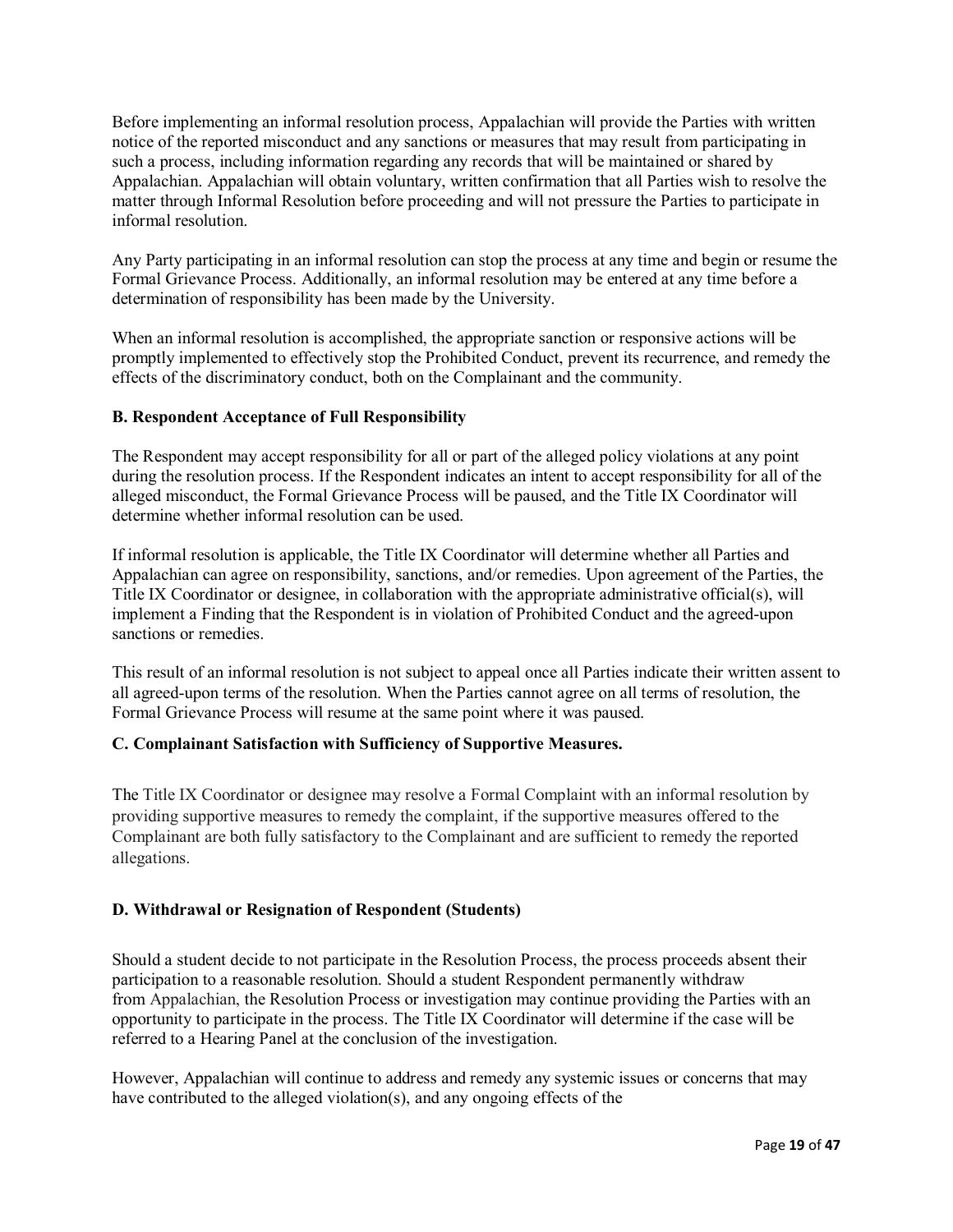Before implementing an informal resolution process, Appalachian will provide the Parties with written notice of the reported misconduct and any sanctions or measures that may result from participating in such a process, including information regarding any records that will be maintained or shared by Appalachian. Appalachian will obtain voluntary, written confirmation that all Parties wish to resolve the matter through Informal Resolution before proceeding and will not pressure the Parties to participate in informal resolution.

Any Party participating in an informal resolution can stop the process at any time and begin or resume the Formal Grievance Process. Additionally, an informal resolution may be entered at any time before a determination of responsibility has been made by the University.

When an informal resolution is accomplished, the appropriate sanction or responsive actions will be promptly implemented to effectively stop the Prohibited Conduct, prevent its recurrence, and remedy the effects of the discriminatory conduct, both on the Complainant and the community.

**B. Respondent Acceptance of Full Responsibility**

The Respondent may accept responsibility for all or part of the alleged policy violations at any point during the resolution process. If the Respondent indicates an intent to accept responsibility for all of the alleged misconduct, the Formal Grievance Process will be paused, and the Title IX Coordinator will determine whether informal resolution can be used.

If informal resolution is applicable, the Title IX Coordinator will determine whether all Parties and Appalachian can agree on responsibility, sanctions, and/or remedies. Upon agreement of the Parties, the Title IX Coordinator or designee, in collaboration with the appropriate administrative official(s), will implement a Finding that the Respondent is in violation of Prohibited Conduct and the agreed-upon sanctions or remedies.

This result of an informal resolution is not subject to appeal once all Parties indicate their written assent to all agreed-upon terms of the resolution. When the Parties cannot agree on all terms of resolution, the Formal Grievance Process will resume at the same point where it was paused.

**C. Complainant Satisfaction with Sufficiency of Supportive Measures.**

The Title IX Coordinator or designee may resolve a Formal Complaint with an informal resolution by providing supportive measures to remedy the complaint, if the supportive measures offered to the Complainant are both fully satisfactory to the Complainant and are sufficient to remedy the reported allegations.

**D. Withdrawal or Resignation of Respondent (Students)**

Should a student decide to not participate in the Resolution Process, the process proceeds absent their participation to a reasonable resolution. Should a student Respondent permanently withdraw from Appalachian, the Resolution Process or investigation may continue providing the Parties with an opportunity to participate in the process. The Title IX Coordinator will determine if the case will be referred to a Hearing Panel at the conclusion of the investigation.

However, Appalachian will continue to address and remedy any systemic issues or concerns that may have contributed to the alleged violation(s), and any ongoing effects of the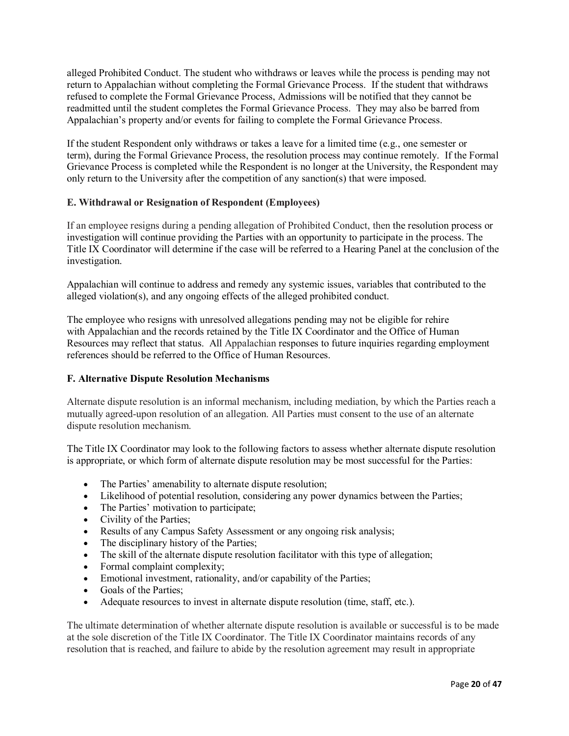alleged Prohibited Conduct. The student who withdraws or leaves while the process is pending may not return to Appalachian without completing the Formal Grievance Process. If the student that withdraws refused to complete the Formal Grievance Process, Admissions will be notified that they cannot be readmitted until the student completes the Formal Grievance Process. They may also be barred from Appalachian's property and/or events for failing to complete the Formal Grievance Process.

If the student Respondent only withdraws or takes a leave for a limited time (e.g., one semester or term), during the Formal Grievance Process, the resolution process may continue remotely. If the Formal Grievance Process is completed while the Respondent is no longer at the University, the Respondent may only return to the University after the competition of any sanction(s) that were imposed.

**E. Withdrawal or Resignation of Respondent (Employees)**

If an employee resigns during a pending allegation of Prohibited Conduct, then the resolution process or investigation will continue providing the Parties with an opportunity to participate in the process. The Title IX Coordinator will determine if the case will be referred to a Hearing Panel at the conclusion of the investigation.

Appalachian will continue to address and remedy any systemic issues, variables that contributed to the alleged violation(s), and any ongoing effects of the alleged prohibited conduct.

The employee who resigns with unresolved allegations pending may not be eligible for rehire with Appalachian and the records retained by the Title IX Coordinator and the Office of Human Resources may reflect that status. All Appalachian responses to future inquiries regarding employment references should be referred to the Office of Human Resources.

**F. Alternative Dispute Resolution Mechanisms**

Alternate dispute resolution is an informal mechanism, including mediation, by which the Parties reach a mutually agreed-upon resolution of an allegation. All Parties must consent to the use of an alternate dispute resolution mechanism.

The Title IX Coordinator may look to the following factors to assess whether alternate dispute resolution is appropriate, or which form of alternate dispute resolution may be most successful for the Parties:

- The Parties' amenability to alternate dispute resolution;
- Likelihood of potential resolution, considering any power dynamics between the Parties;
- The Parties' motivation to participate;
- Civility of the Parties;
- Results of any Campus Safety Assessment or any ongoing risk analysis;
- The disciplinary history of the Parties;
- The skill of the alternate dispute resolution facilitator with this type of allegation;
- Formal complaint complexity;
- Emotional investment, rationality, and/or capability of the Parties;
- Goals of the Parties;
- Adequate resources to invest in alternate dispute resolution (time, staff, etc.).

The ultimate determination of whether alternate dispute resolution is available or successful is to be made at the sole discretion of the Title IX Coordinator. The Title IX Coordinator maintains records of any resolution that is reached, and failure to abide by the resolution agreement may result in appropriate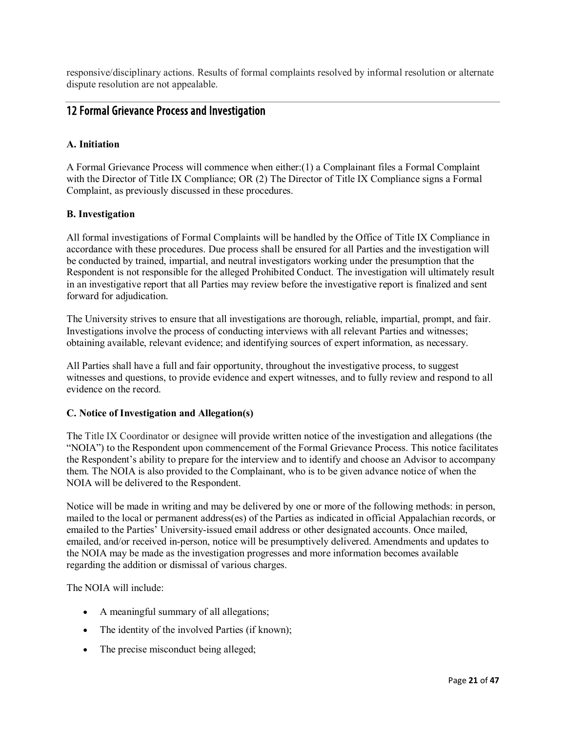responsive/disciplinary actions. Results of formal complaints resolved by informal resolution or alternate dispute resolution are not appealable.

## 12 Formal Grievance Process and Investigation

**A. Initiation**

A Formal Grievance Process will commence when either:(1) a Complainant files a Formal Complaint with the Director of Title IX Compliance; OR (2) The Director of Title IX Compliance signs a Formal Complaint, as previously discussed in these procedures.

**B. Investigation**

All formal investigations of Formal Complaints will be handled by the Office of Title IX Compliance in accordance with these procedures. Due process shall be ensured for all Parties and the investigation will be conducted by trained, impartial, and neutral investigators working under the presumption that the Respondent is not responsible for the alleged Prohibited Conduct. The investigation will ultimately result in an investigative report that all Parties may review before the investigative report is finalized and sent forward for adjudication.

The University strives to ensure that all investigations are thorough, reliable, impartial, prompt, and fair. Investigations involve the process of conducting interviews with all relevant Parties and witnesses; obtaining available, relevant evidence; and identifying sources of expert information, as necessary.

All Parties shall have a full and fair opportunity, throughout the investigative process, to suggest witnesses and questions, to provide evidence and expert witnesses, and to fully review and respond to all evidence on the record.

**C. Notice of Investigation and Allegation(s)**

The Title IX Coordinator or designee will provide written notice of the investigation and allegations (the "NOIA") to the Respondent upon commencement of the Formal Grievance Process. This notice facilitates the Respondent's ability to prepare for the interview and to identify and choose an Advisor to accompany them. The NOIA is also provided to the Complainant, who is to be given advance notice of when the NOIA will be delivered to the Respondent.

Notice will be made in writing and may be delivered by one or more of the following methods: in person, mailed to the local or permanent address(es) of the Parties as indicated in official Appalachian records, or emailed to the Parties' University-issued email address or other designated accounts. Once mailed, emailed, and/or received in-person, notice will be presumptively delivered. Amendments and updates to the NOIA may be made as the investigation progresses and more information becomes available regarding the addition or dismissal of various charges.

The NOIA will include:

- A meaningful summary of all allegations;
- The identity of the involved Parties (if known);
- The precise misconduct being alleged;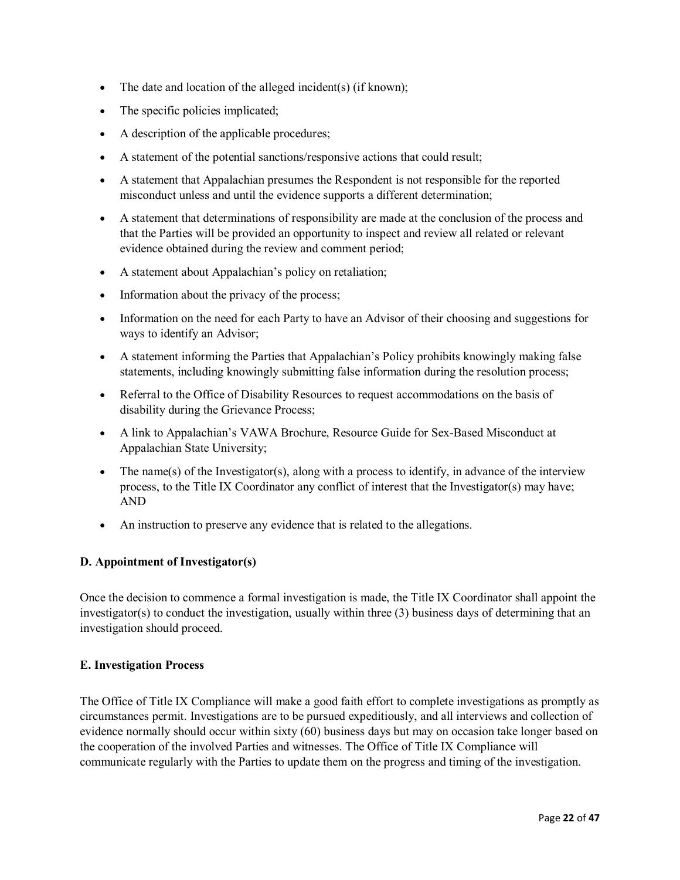- The date and location of the alleged incident(s) (if known);
- The specific policies implicated;
- A description of the applicable procedures;
- A statement of the potential sanctions/responsive actions that could result;
- A statement that Appalachian presumes the Respondent is not responsible for the reported misconduct unless and until the evidence supports a different determination;
- A statement that determinations of responsibility are made at the conclusion of the process and that the Parties will be provided an opportunity to inspect and review all related or relevant evidence obtained during the review and comment period;
- A statement about Appalachian's policy on retaliation;
- Information about the privacy of the process;
- Information on the need for each Party to have an Advisor of their choosing and suggestions for ways to identify an Advisor;
- A statement informing the Parties that Appalachian's Policy prohibits knowingly making false statements, including knowingly submitting false information during the resolution process;
- Referral to the Office of Disability Resources to request accommodations on the basis of disability during the Grievance Process;
- A link to Appalachian's VAWA Brochure, Resource Guide for Sex-Based Misconduct at Appalachian State University;
- The name(s) of the Investigator(s), along with a process to identify, in advance of the interview process, to the Title IX Coordinator any conflict of interest that the Investigator(s) may have; AND
- An instruction to preserve any evidence that is related to the allegations.

**D. Appointment of Investigator(s)**

Once the decision to commence a formal investigation is made, the Title IX Coordinator shall appoint the investigator(s) to conduct the investigation, usually within three (3) business days of determining that an investigation should proceed.

**E. Investigation Process**

The Office of Title IX Compliance will make a good faith effort to complete investigations as promptly as circumstances permit. Investigations are to be pursued expeditiously, and all interviews and collection of evidence normally should occur within sixty (60) business days but may on occasion take longer based on the cooperation of the involved Parties and witnesses. The Office of Title IX Compliance will communicate regularly with the Parties to update them on the progress and timing of the investigation.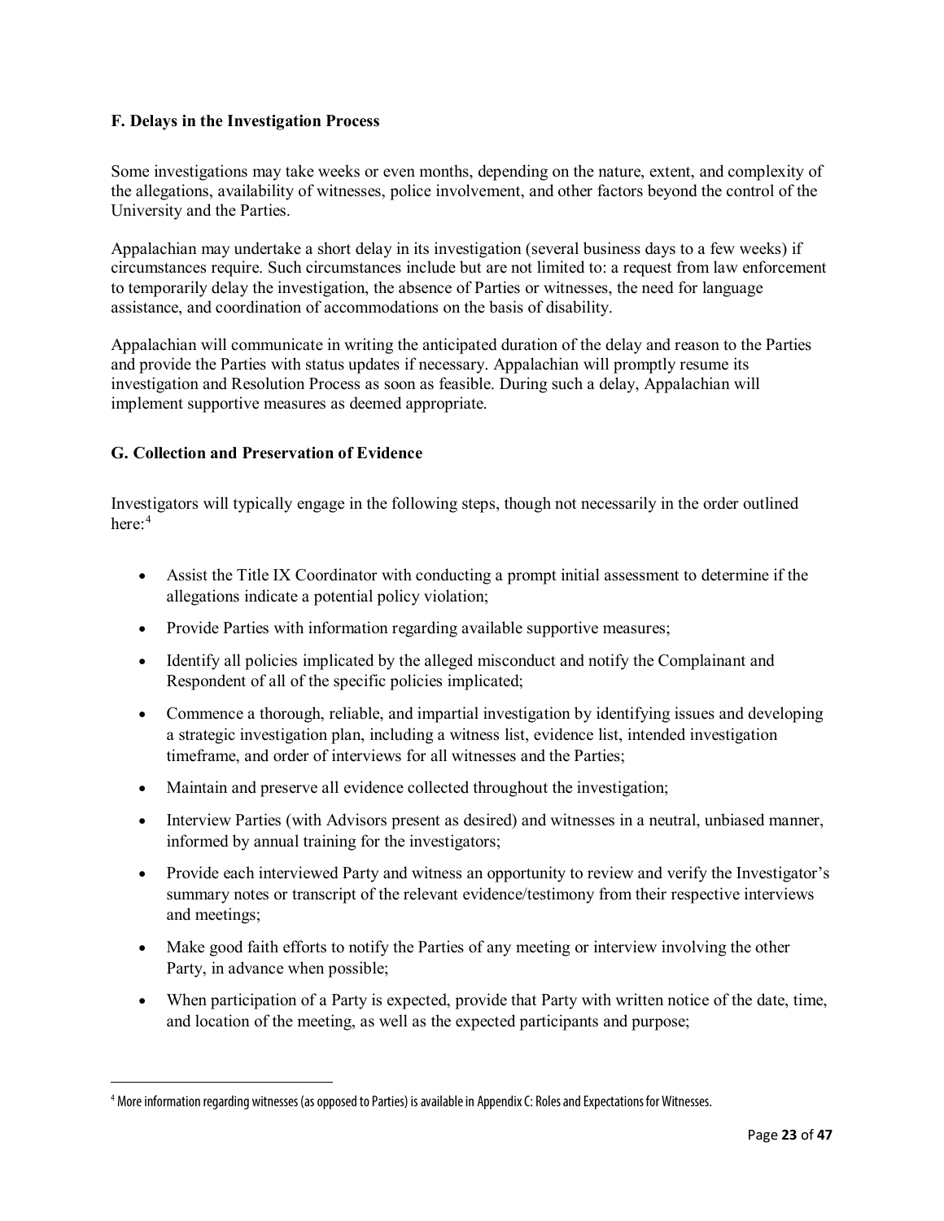### F. Delays in the Investigation Process

Some investigations may take weeks or even months, depending on the nature, extent, and complexity of the allegations, availability of witnesses, police involvement, and other factors beyond the control of the University and the Parties.

Appalachian may undertake a short delay in its investigation (several business days to a few weeks) if circumstances require. Such circumstances include but are not limited to: a request from law enforcement to temporarily delay the investigation, the absence of Parties or witnesses, the need for language assistance, and coordination of accommodations on the basis of disability.

Appalachian will communicate in writing the anticipated duration of the delay and reason to the Parties and provide the Parties with status updates if necessary. Appalachian will promptly resume its investigation and Resolution Process as soon as feasible. During such a delay, Appalachian will implement supportive measures as deemed appropriate.

### G. Collection and Preservation of Evidence

Investigators will typically engage in the following steps, though not necessarily in the order outlined here:[4]

- Assist the Title IX Coordinator with conducting a prompt initial assessment to determine if the allegations indicate a potential policy violation;
- Provide Parties with information regarding available supportive measures;
- Identify all policies implicated by the alleged misconduct and notify the Complainant and Respondent of all of the specific policies implicated;
- Commence a thorough, reliable, and impartial investigation by identifying issues and developing a strategic investigation plan, including a witness list, evidence list, intended investigation timeframe, and order of interviews for all witnesses and the Parties;
- Maintain and preserve all evidence collected throughout the investigation;
- Interview Parties (with Advisors present as desired) and witnesses in a neutral, unbiased manner, informed by annual training for the investigators;
- Provide each interviewed Party and witness an opportunity to review and verify the Investigator's summary notes or transcript of the relevant evidence/testimony from their respective interviews and meetings;
- Make good faith efforts to notify the Parties of any meeting or interview involving the other Party, in advance when possible;
- When participation of a Party is expected, provide that Party with written notice of the date, time, and location of the meeting, as well as the expected participants and purpose;

[4] More information regarding witnesses (as opposed to Parties) is available in Appendix C: Roles and Expectations for Witnesses.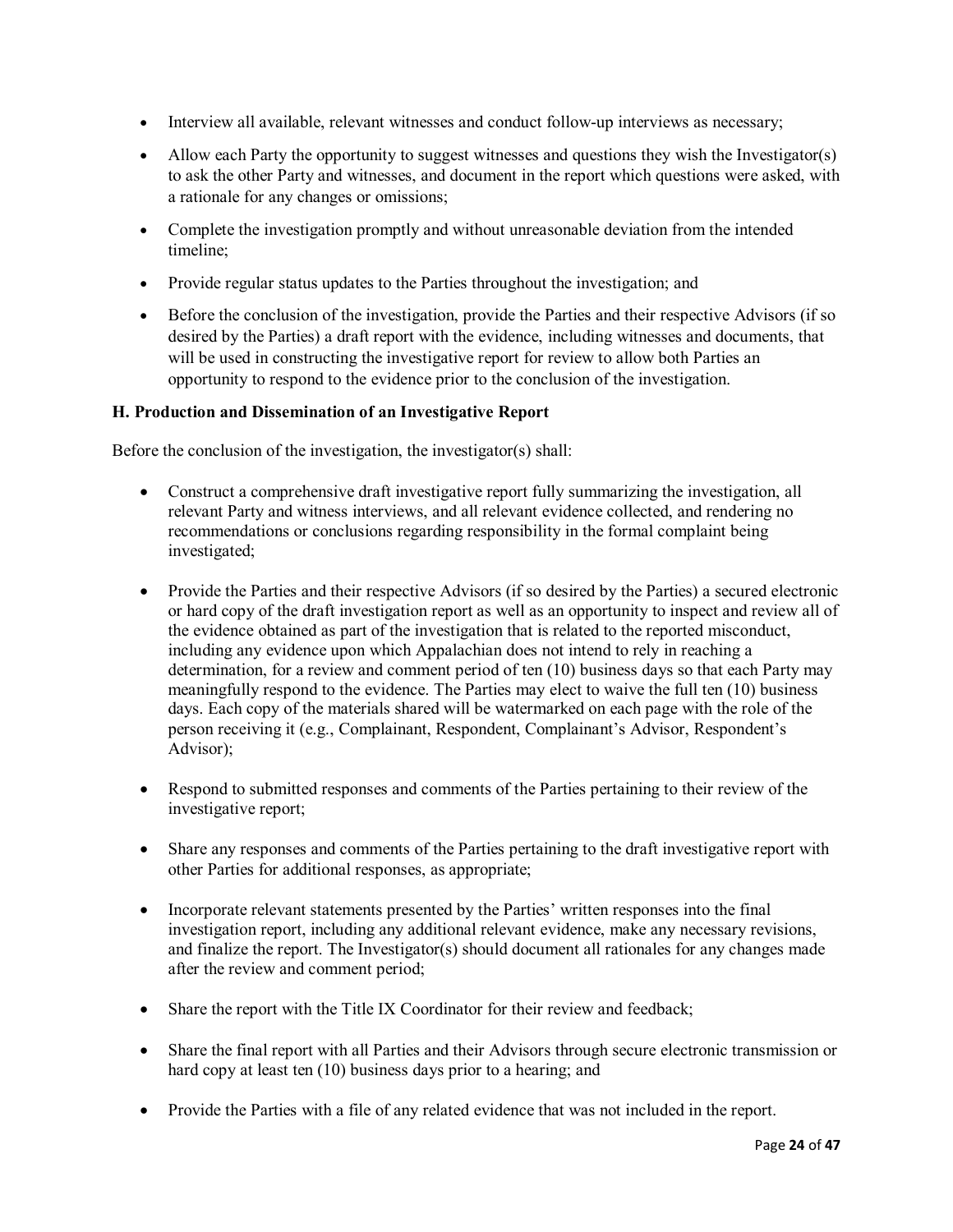- Interview all available, relevant witnesses and conduct follow-up interviews as necessary;
- Allow each Party the opportunity to suggest witnesses and questions they wish the Investigator(s) to ask the other Party and witnesses, and document in the report which questions were asked, with a rationale for any changes or omissions;
- Complete the investigation promptly and without unreasonable deviation from the intended timeline;
- Provide regular status updates to the Parties throughout the investigation; and
- Before the conclusion of the investigation, provide the Parties and their respective Advisors (if so desired by the Parties) a draft report with the evidence, including witnesses and documents, that will be used in constructing the investigative report for review to allow both Parties an opportunity to respond to the evidence prior to the conclusion of the investigation.

**H. Production and Dissemination of an Investigative Report**

Before the conclusion of the investigation, the investigator(s) shall:

- Construct a comprehensive draft investigative report fully summarizing the investigation, all relevant Party and witness interviews, and all relevant evidence collected, and rendering no recommendations or conclusions regarding responsibility in the formal complaint being investigated;
- Provide the Parties and their respective Advisors (if so desired by the Parties) a secured electronic or hard copy of the draft investigation report as well as an opportunity to inspect and review all of the evidence obtained as part of the investigation that is related to the reported misconduct, including any evidence upon which Appalachian does not intend to rely in reaching a determination, for a review and comment period of ten (10) business days so that each Party may meaningfully respond to the evidence. The Parties may elect to waive the full ten (10) business days. Each copy of the materials shared will be watermarked on each page with the role of the person receiving it (e.g., Complainant, Respondent, Complainant's Advisor, Respondent's Advisor);
- Respond to submitted responses and comments of the Parties pertaining to their review of the investigative report;
- Share any responses and comments of the Parties pertaining to the draft investigative report with other Parties for additional responses, as appropriate;
- Incorporate relevant statements presented by the Parties' written responses into the final investigation report, including any additional relevant evidence, make any necessary revisions, and finalize the report. The Investigator(s) should document all rationales for any changes made after the review and comment period;
- Share the report with the Title IX Coordinator for their review and feedback;
- Share the final report with all Parties and their Advisors through secure electronic transmission or hard copy at least ten (10) business days prior to a hearing; and
- Provide the Parties with a file of any related evidence that was not included in the report.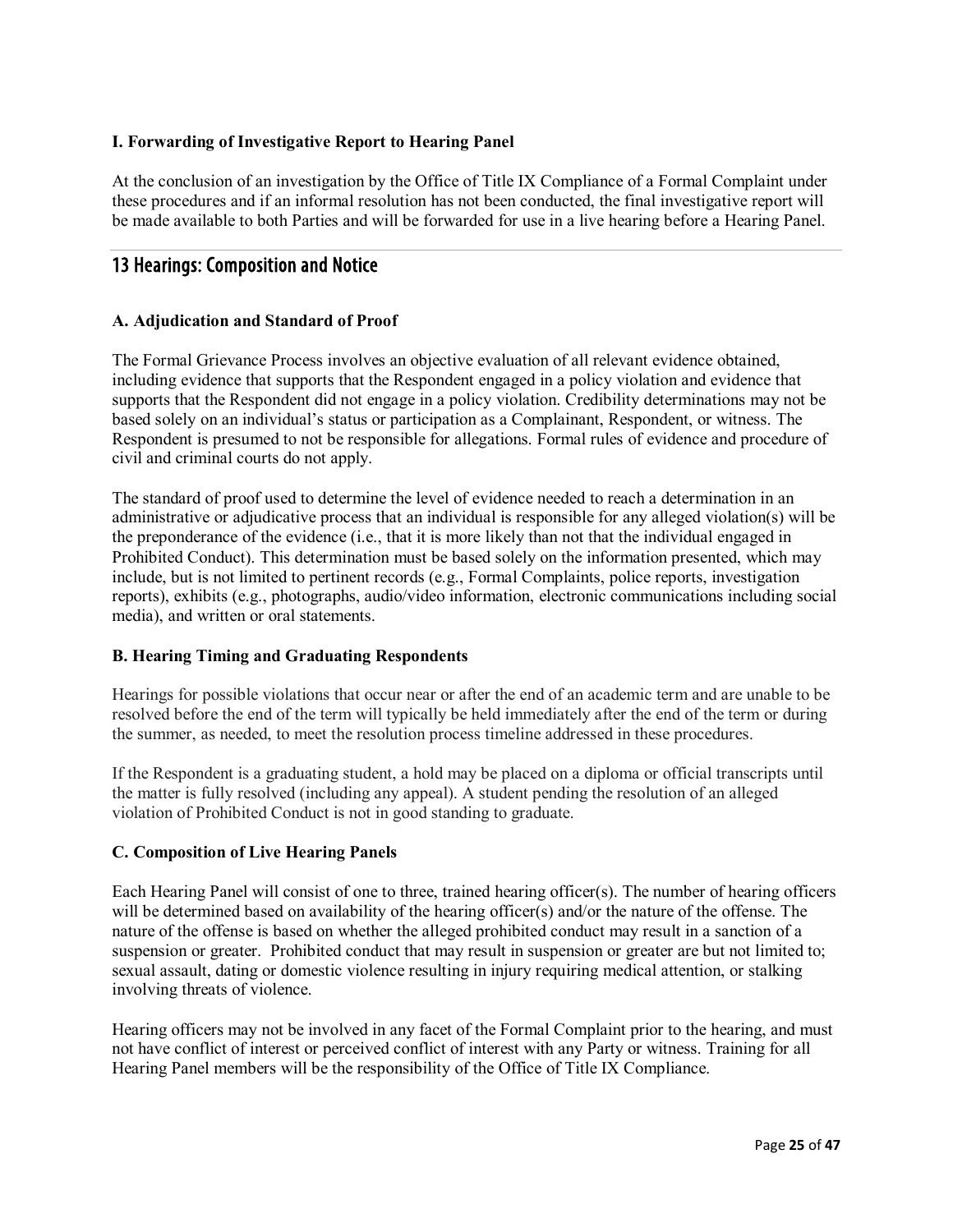### I. Forwarding of Investigative Report to Hearing Panel

At the conclusion of an investigation by the Office of Title IX Compliance of a Formal Complaint under these procedures and if an informal resolution has not been conducted, the final investigative report will be made available to both Parties and will be forwarded for use in a live hearing before a Hearing Panel.

## 13 Hearings: Composition and Notice

### A. Adjudication and Standard of Proof

The Formal Grievance Process involves an objective evaluation of all relevant evidence obtained, including evidence that supports that the Respondent engaged in a policy violation and evidence that supports that the Respondent did not engage in a policy violation. Credibility determinations may not be based solely on an individual's status or participation as a Complainant, Respondent, or witness. The Respondent is presumed to not be responsible for allegations. Formal rules of evidence and procedure of civil and criminal courts do not apply.

The standard of proof used to determine the level of evidence needed to reach a determination in an administrative or adjudicative process that an individual is responsible for any alleged violation(s) will be the preponderance of the evidence (i.e., that it is more likely than not that the individual engaged in Prohibited Conduct). This determination must be based solely on the information presented, which may include, but is not limited to pertinent records (e.g., Formal Complaints, police reports, investigation reports), exhibits (e.g., photographs, audio/video information, electronic communications including social media), and written or oral statements.

### B. Hearing Timing and Graduating Respondents

Hearings for possible violations that occur near or after the end of an academic term and are unable to be resolved before the end of the term will typically be held immediately after the end of the term or during the summer, as needed, to meet the resolution process timeline addressed in these procedures.

If the Respondent is a graduating student, a hold may be placed on a diploma or official transcripts until the matter is fully resolved (including any appeal). A student pending the resolution of an alleged violation of Prohibited Conduct is not in good standing to graduate.

### C. Composition of Live Hearing Panels

Each Hearing Panel will consist of one to three, trained hearing officer(s). The number of hearing officers will be determined based on availability of the hearing officer(s) and/or the nature of the offense. The nature of the offense is based on whether the alleged prohibited conduct may result in a sanction of a suspension or greater. Prohibited conduct that may result in suspension or greater are but not limited to; sexual assault, dating or domestic violence resulting in injury requiring medical attention, or stalking involving threats of violence.

Hearing officers may not be involved in any facet of the Formal Complaint prior to the hearing, and must not have conflict of interest or perceived conflict of interest with any Party or witness. Training for all Hearing Panel members will be the responsibility of the Office of Title IX Compliance.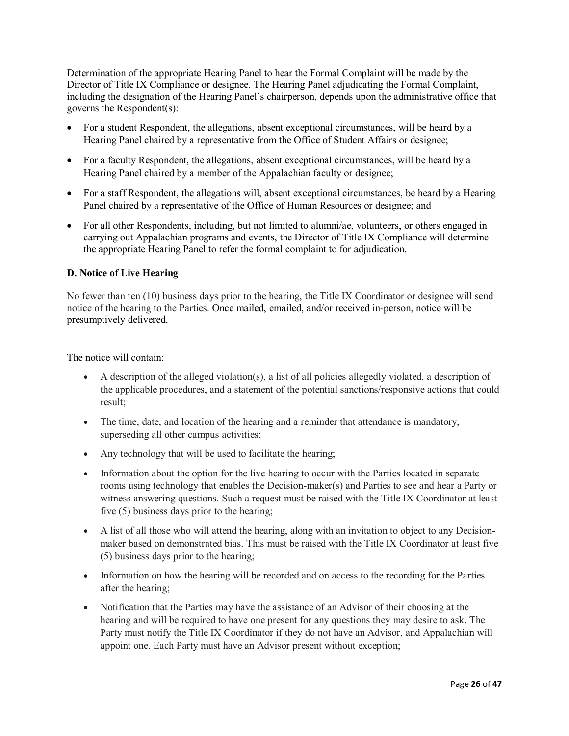Determination of the appropriate Hearing Panel to hear the Formal Complaint will be made by the Director of Title IX Compliance or designee. The Hearing Panel adjudicating the Formal Complaint, including the designation of the Hearing Panel's chairperson, depends upon the administrative office that governs the Respondent(s):

- For a student Respondent, the allegations, absent exceptional circumstances, will be heard by a Hearing Panel chaired by a representative from the Office of Student Affairs or designee;
- For a faculty Respondent, the allegations, absent exceptional circumstances, will be heard by a Hearing Panel chaired by a member of the Appalachian faculty or designee;
- For a staff Respondent, the allegations will, absent exceptional circumstances, be heard by a Hearing Panel chaired by a representative of the Office of Human Resources or designee; and
- For all other Respondents, including, but not limited to alumni/ae, volunteers, or others engaged in carrying out Appalachian programs and events, the Director of Title IX Compliance will determine the appropriate Hearing Panel to refer the formal complaint to for adjudication.

**D. Notice of Live Hearing**

No fewer than ten (10) business days prior to the hearing, the Title IX Coordinator or designee will send notice of the hearing to the Parties. Once mailed, emailed, and/or received in-person, notice will be presumptively delivered.

The notice will contain:

- A description of the alleged violation(s), a list of all policies allegedly violated, a description of the applicable procedures, and a statement of the potential sanctions/responsive actions that could result;
- The time, date, and location of the hearing and a reminder that attendance is mandatory, superseding all other campus activities;
- Any technology that will be used to facilitate the hearing;
- Information about the option for the live hearing to occur with the Parties located in separate rooms using technology that enables the Decision-maker(s) and Parties to see and hear a Party or witness answering questions. Such a request must be raised with the Title IX Coordinator at least five (5) business days prior to the hearing;
- A list of all those who will attend the hearing, along with an invitation to object to any Decision-maker based on demonstrated bias. This must be raised with the Title IX Coordinator at least five (5) business days prior to the hearing;
- Information on how the hearing will be recorded and on access to the recording for the Parties after the hearing;
- Notification that the Parties may have the assistance of an Advisor of their choosing at the hearing and will be required to have one present for any questions they may desire to ask. The Party must notify the Title IX Coordinator if they do not have an Advisor, and Appalachian will appoint one. Each Party must have an Advisor present without exception;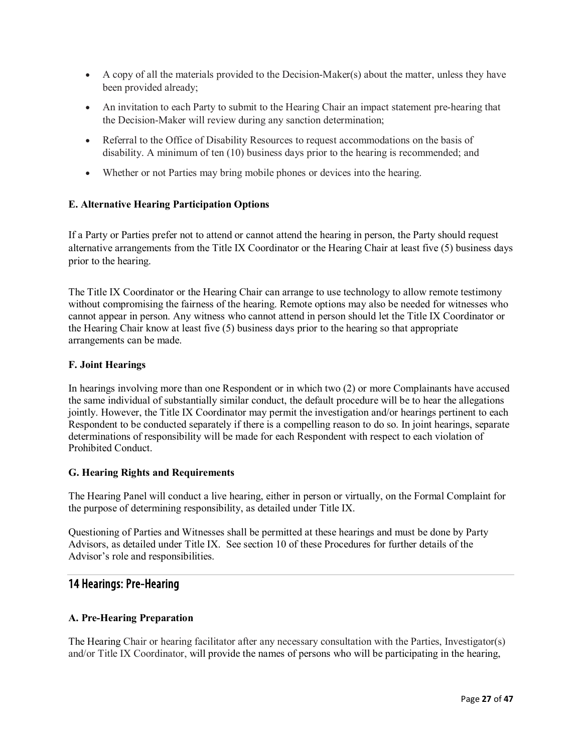- A copy of all the materials provided to the Decision-Maker(s) about the matter, unless they have been provided already;
- An invitation to each Party to submit to the Hearing Chair an impact statement pre-hearing that the Decision-Maker will review during any sanction determination;
- Referral to the Office of Disability Resources to request accommodations on the basis of disability. A minimum of ten (10) business days prior to the hearing is recommended; and
- Whether or not Parties may bring mobile phones or devices into the hearing.

**E. Alternative Hearing Participation Options**

If a Party or Parties prefer not to attend or cannot attend the hearing in person, the Party should request alternative arrangements from the Title IX Coordinator or the Hearing Chair at least five (5) business days prior to the hearing.

The Title IX Coordinator or the Hearing Chair can arrange to use technology to allow remote testimony without compromising the fairness of the hearing. Remote options may also be needed for witnesses who cannot appear in person. Any witness who cannot attend in person should let the Title IX Coordinator or the Hearing Chair know at least five (5) business days prior to the hearing so that appropriate arrangements can be made.

**F. Joint Hearings**

In hearings involving more than one Respondent or in which two (2) or more Complainants have accused the same individual of substantially similar conduct, the default procedure will be to hear the allegations jointly. However, the Title IX Coordinator may permit the investigation and/or hearings pertinent to each Respondent to be conducted separately if there is a compelling reason to do so. In joint hearings, separate determinations of responsibility will be made for each Respondent with respect to each violation of Prohibited Conduct.

**G. Hearing Rights and Requirements**

The Hearing Panel will conduct a live hearing, either in person or virtually, on the Formal Complaint for the purpose of determining responsibility, as detailed under Title IX.

Questioning of Parties and Witnesses shall be permitted at these hearings and must be done by Party Advisors, as detailed under Title IX. See section 10 of these Procedures for further details of the Advisor's role and responsibilities.

## 14 Hearings: Pre-Hearing

**A. Pre-Hearing Preparation**

The Hearing Chair or hearing facilitator after any necessary consultation with the Parties, Investigator(s) and/or Title IX Coordinator, will provide the names of persons who will be participating in the hearing,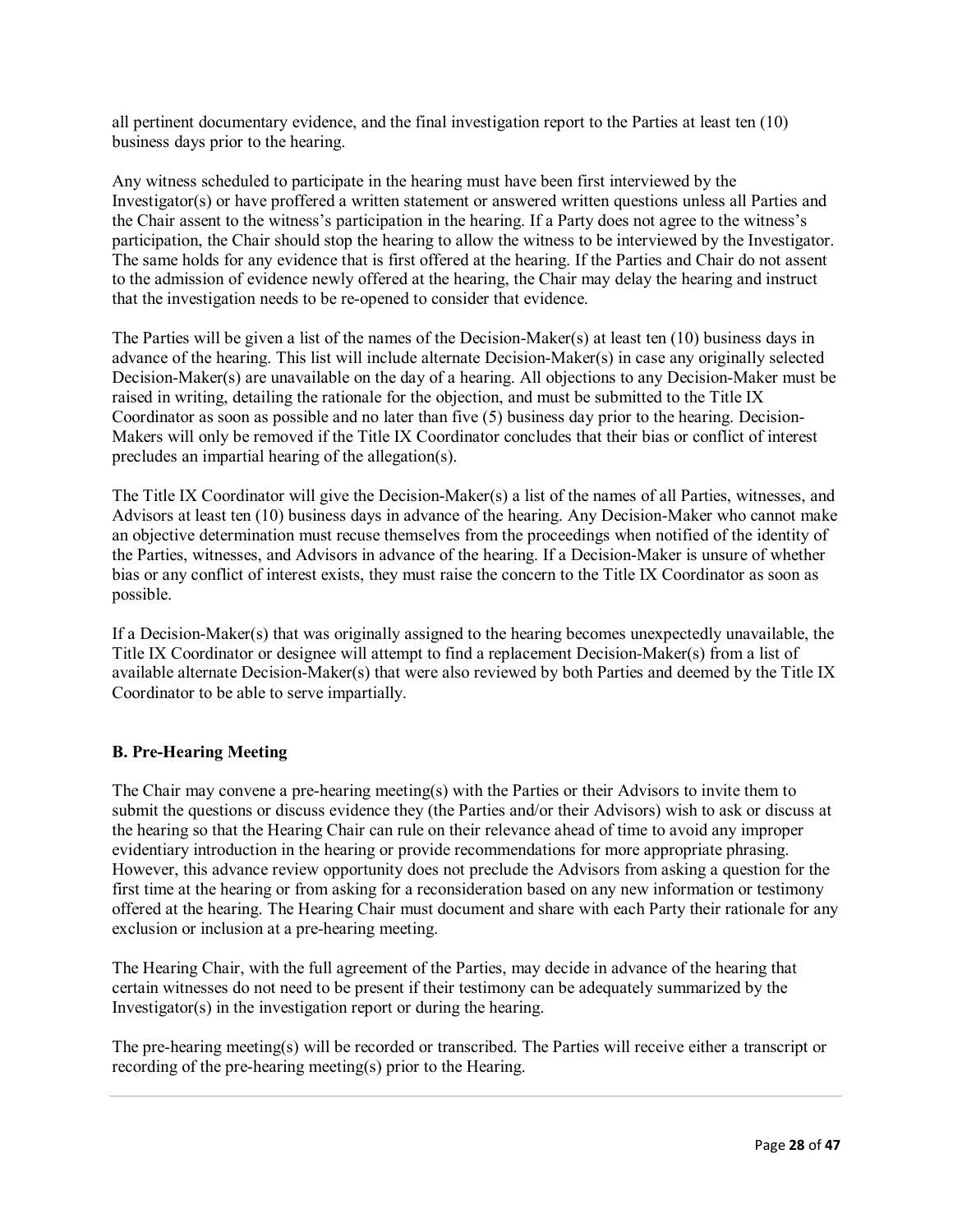all pertinent documentary evidence, and the final investigation report to the Parties at least ten (10) business days prior to the hearing.

Any witness scheduled to participate in the hearing must have been first interviewed by the Investigator(s) or have proffered a written statement or answered written questions unless all Parties and the Chair assent to the witness's participation in the hearing. If a Party does not agree to the witness's participation, the Chair should stop the hearing to allow the witness to be interviewed by the Investigator. The same holds for any evidence that is first offered at the hearing. If the Parties and Chair do not assent to the admission of evidence newly offered at the hearing, the Chair may delay the hearing and instruct that the investigation needs to be re-opened to consider that evidence.

The Parties will be given a list of the names of the Decision-Maker(s) at least ten (10) business days in advance of the hearing. This list will include alternate Decision-Maker(s) in case any originally selected Decision-Maker(s) are unavailable on the day of a hearing. All objections to any Decision-Maker must be raised in writing, detailing the rationale for the objection, and must be submitted to the Title IX Coordinator as soon as possible and no later than five (5) business day prior to the hearing. Decision-Makers will only be removed if the Title IX Coordinator concludes that their bias or conflict of interest precludes an impartial hearing of the allegation(s).

The Title IX Coordinator will give the Decision-Maker(s) a list of the names of all Parties, witnesses, and Advisors at least ten (10) business days in advance of the hearing. Any Decision-Maker who cannot make an objective determination must recuse themselves from the proceedings when notified of the identity of the Parties, witnesses, and Advisors in advance of the hearing. If a Decision-Maker is unsure of whether bias or any conflict of interest exists, they must raise the concern to the Title IX Coordinator as soon as possible.

If a Decision-Maker(s) that was originally assigned to the hearing becomes unexpectedly unavailable, the Title IX Coordinator or designee will attempt to find a replacement Decision-Maker(s) from a list of available alternate Decision-Maker(s) that were also reviewed by both Parties and deemed by the Title IX Coordinator to be able to serve impartially.

**B. Pre-Hearing Meeting**

The Chair may convene a pre-hearing meeting(s) with the Parties or their Advisors to invite them to submit the questions or discuss evidence they (the Parties and/or their Advisors) wish to ask or discuss at the hearing so that the Hearing Chair can rule on their relevance ahead of time to avoid any improper evidentiary introduction in the hearing or provide recommendations for more appropriate phrasing. However, this advance review opportunity does not preclude the Advisors from asking a question for the first time at the hearing or from asking for a reconsideration based on any new information or testimony offered at the hearing. The Hearing Chair must document and share with each Party their rationale for any exclusion or inclusion at a pre-hearing meeting.

The Hearing Chair, with the full agreement of the Parties, may decide in advance of the hearing that certain witnesses do not need to be present if their testimony can be adequately summarized by the Investigator(s) in the investigation report or during the hearing.

The pre-hearing meeting(s) will be recorded or transcribed. The Parties will receive either a transcript or recording of the pre-hearing meeting(s) prior to the Hearing.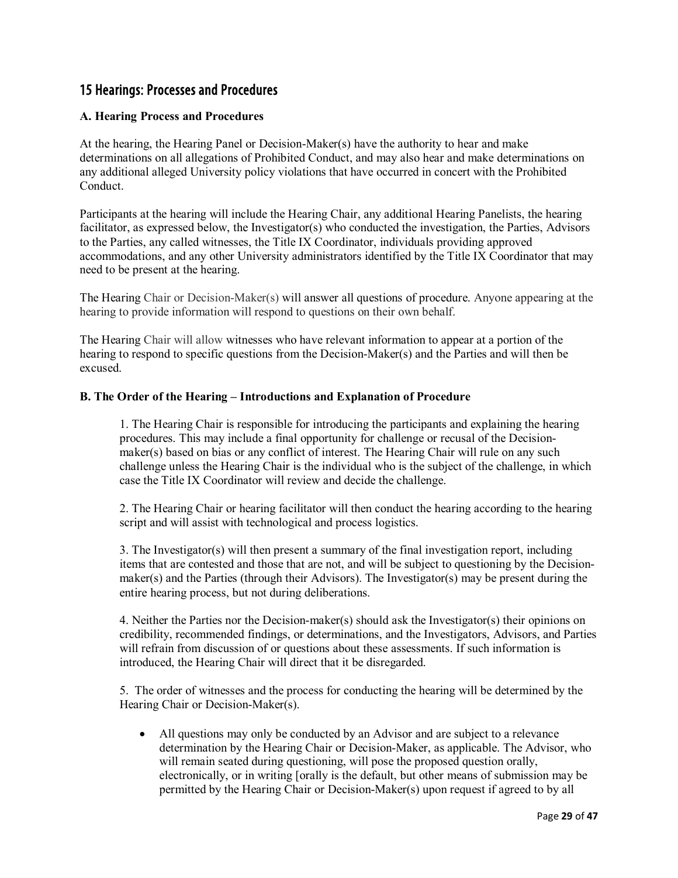## 15 Hearings: Processes and Procedures

### A. Hearing Process and Procedures

At the hearing, the Hearing Panel or Decision-Maker(s) have the authority to hear and make determinations on all allegations of Prohibited Conduct, and may also hear and make determinations on any additional alleged University policy violations that have occurred in concert with the Prohibited Conduct.

Participants at the hearing will include the Hearing Chair, any additional Hearing Panelists, the hearing facilitator, as expressed below, the Investigator(s) who conducted the investigation, the Parties, Advisors to the Parties, any called witnesses, the Title IX Coordinator, individuals providing approved accommodations, and any other University administrators identified by the Title IX Coordinator that may need to be present at the hearing.

The Hearing Chair or Decision-Maker(s) will answer all questions of procedure. Anyone appearing at the hearing to provide information will respond to questions on their own behalf.

The Hearing Chair will allow witnesses who have relevant information to appear at a portion of the hearing to respond to specific questions from the Decision-Maker(s) and the Parties and will then be excused.

### B. The Order of the Hearing – Introductions and Explanation of Procedure

1. The Hearing Chair is responsible for introducing the participants and explaining the hearing procedures. This may include a final opportunity for challenge or recusal of the Decision-maker(s) based on bias or any conflict of interest. The Hearing Chair will rule on any such challenge unless the Hearing Chair is the individual who is the subject of the challenge, in which case the Title IX Coordinator will review and decide the challenge.

2. The Hearing Chair or hearing facilitator will then conduct the hearing according to the hearing script and will assist with technological and process logistics.

3. The Investigator(s) will then present a summary of the final investigation report, including items that are contested and those that are not, and will be subject to questioning by the Decision-maker(s) and the Parties (through their Advisors). The Investigator(s) may be present during the entire hearing process, but not during deliberations.

4. Neither the Parties nor the Decision-maker(s) should ask the Investigator(s) their opinions on credibility, recommended findings, or determinations, and the Investigators, Advisors, and Parties will refrain from discussion of or questions about these assessments. If such information is introduced, the Hearing Chair will direct that it be disregarded.

5. The order of witnesses and the process for conducting the hearing will be determined by the Hearing Chair or Decision-Maker(s).

- All questions may only be conducted by an Advisor and are subject to a relevance determination by the Hearing Chair or Decision-Maker, as applicable. The Advisor, who will remain seated during questioning, will pose the proposed question orally, electronically, or in writing [orally is the default, but other means of submission may be permitted by the Hearing Chair or Decision-Maker(s) upon request if agreed to by all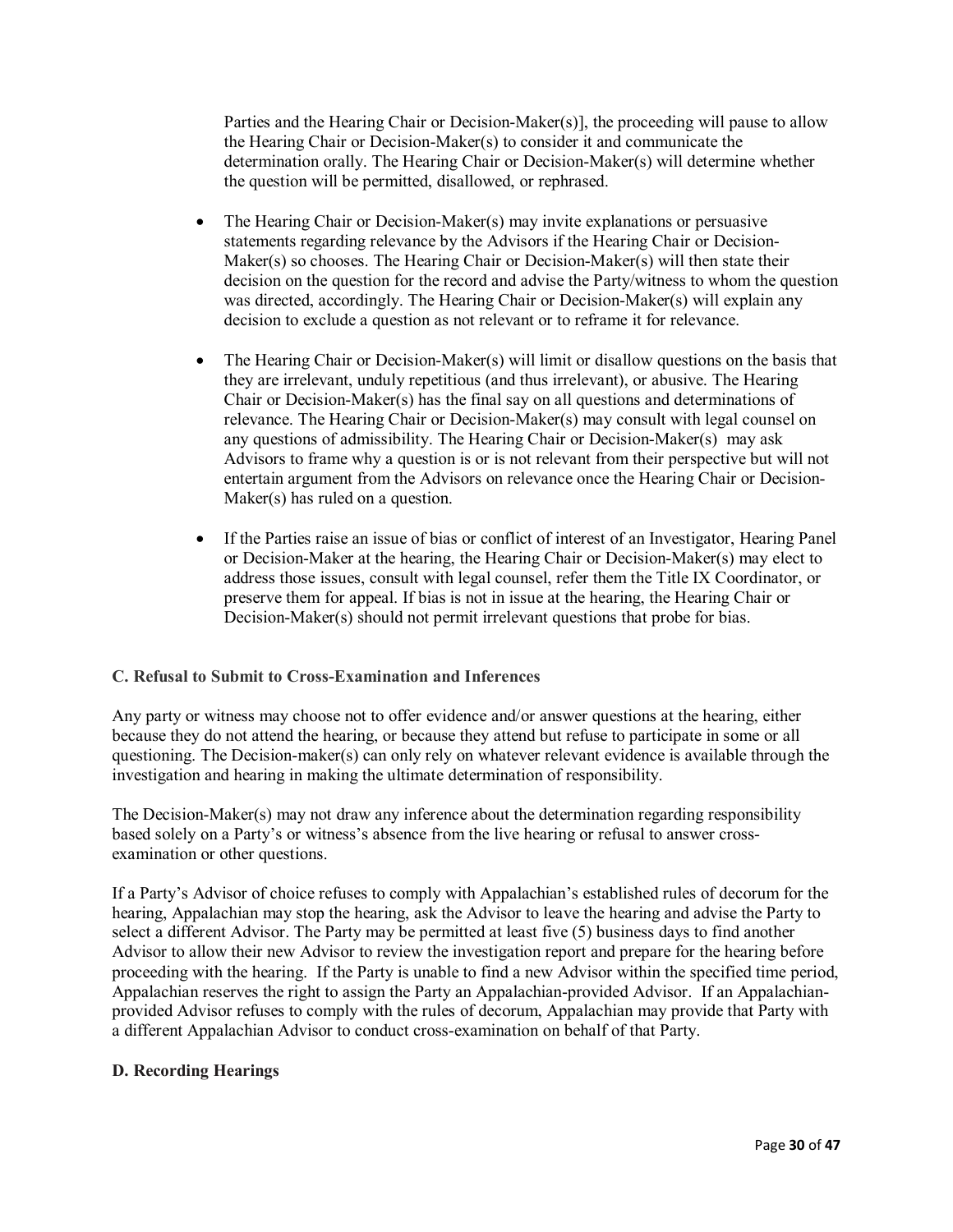Parties and the Hearing Chair or Decision-Maker(s)], the proceeding will pause to allow the Hearing Chair or Decision-Maker(s) to consider it and communicate the determination orally. The Hearing Chair or Decision-Maker(s) will determine whether the question will be permitted, disallowed, or rephrased.

- The Hearing Chair or Decision-Maker(s) may invite explanations or persuasive statements regarding relevance by the Advisors if the Hearing Chair or Decision-Maker(s) so chooses. The Hearing Chair or Decision-Maker(s) will then state their decision on the question for the record and advise the Party/witness to whom the question was directed, accordingly. The Hearing Chair or Decision-Maker(s) will explain any decision to exclude a question as not relevant or to reframe it for relevance.

- The Hearing Chair or Decision-Maker(s) will limit or disallow questions on the basis that they are irrelevant, unduly repetitious (and thus irrelevant), or abusive. The Hearing Chair or Decision-Maker(s) has the final say on all questions and determinations of relevance. The Hearing Chair or Decision-Maker(s) may consult with legal counsel on any questions of admissibility. The Hearing Chair or Decision-Maker(s) may ask Advisors to frame why a question is or is not relevant from their perspective but will not entertain argument from the Advisors on relevance once the Hearing Chair or Decision-Maker(s) has ruled on a question.

- If the Parties raise an issue of bias or conflict of interest of an Investigator, Hearing Panel or Decision-Maker at the hearing, the Hearing Chair or Decision-Maker(s) may elect to address those issues, consult with legal counsel, refer them the Title IX Coordinator, or preserve them for appeal. If bias is not in issue at the hearing, the Hearing Chair or Decision-Maker(s) should not permit irrelevant questions that probe for bias.

**C. Refusal to Submit to Cross-Examination and Inferences**

Any party or witness may choose not to offer evidence and/or answer questions at the hearing, either because they do not attend the hearing, or because they attend but refuse to participate in some or all questioning. The Decision-maker(s) can only rely on whatever relevant evidence is available through the investigation and hearing in making the ultimate determination of responsibility.

The Decision-Maker(s) may not draw any inference about the determination regarding responsibility based solely on a Party's or witness's absence from the live hearing or refusal to answer cross-examination or other questions.

If a Party's Advisor of choice refuses to comply with Appalachian's established rules of decorum for the hearing, Appalachian may stop the hearing, ask the Advisor to leave the hearing and advise the Party to select a different Advisor. The Party may be permitted at least five (5) business days to find another Advisor to allow their new Advisor to review the investigation report and prepare for the hearing before proceeding with the hearing. If the Party is unable to find a new Advisor within the specified time period, Appalachian reserves the right to assign the Party an Appalachian-provided Advisor. If an Appalachian-provided Advisor refuses to comply with the rules of decorum, Appalachian may provide that Party with a different Appalachian Advisor to conduct cross-examination on behalf of that Party.

**D. Recording Hearings**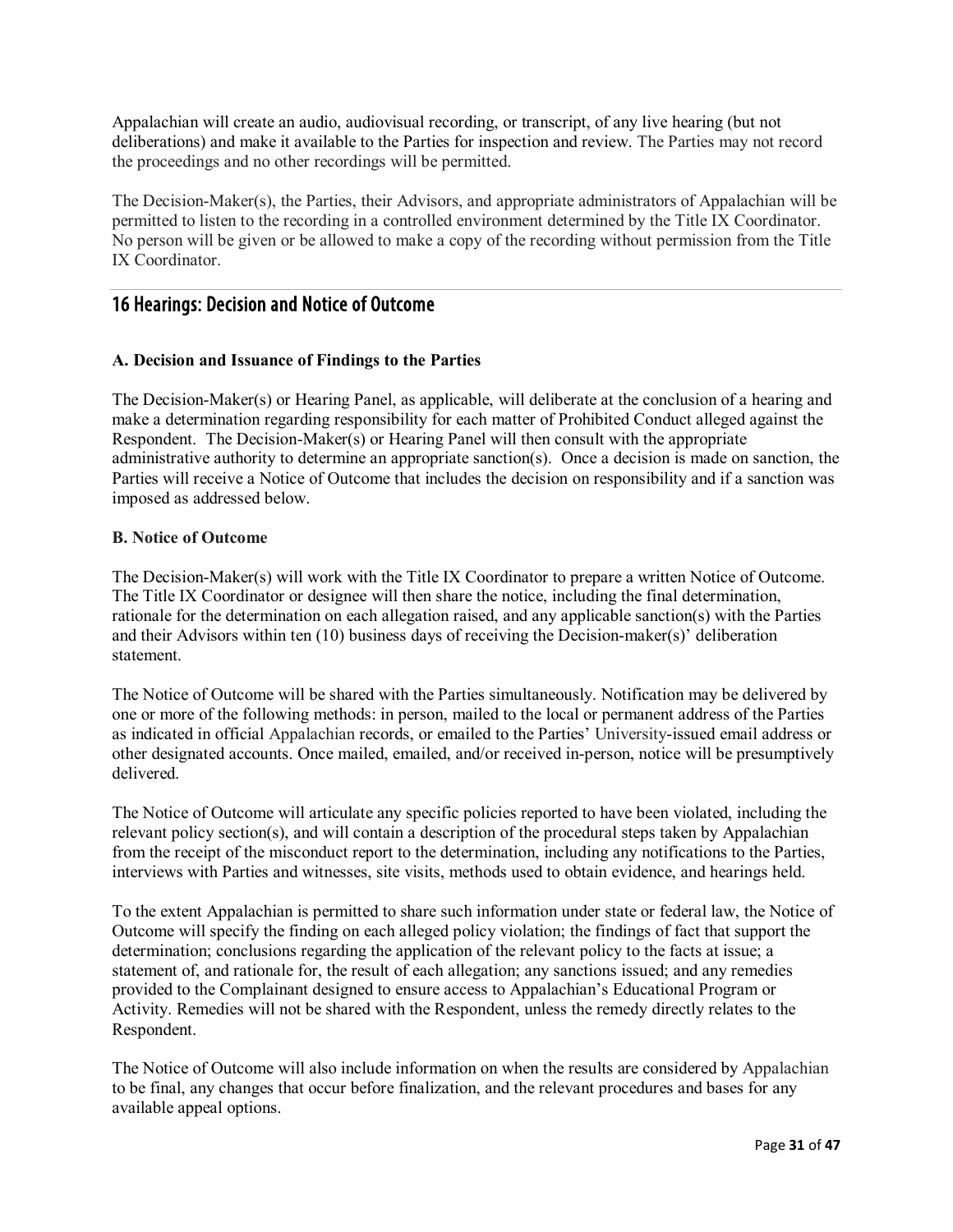Appalachian will create an audio, audiovisual recording, or transcript, of any live hearing (but not deliberations) and make it available to the Parties for inspection and review. The Parties may not record the proceedings and no other recordings will be permitted.

The Decision-Maker(s), the Parties, their Advisors, and appropriate administrators of Appalachian will be permitted to listen to the recording in a controlled environment determined by the Title IX Coordinator. No person will be given or be allowed to make a copy of the recording without permission from the Title IX Coordinator.

## 16 Hearings: Decision and Notice of Outcome

**A. Decision and Issuance of Findings to the Parties**

The Decision-Maker(s) or Hearing Panel, as applicable, will deliberate at the conclusion of a hearing and make a determination regarding responsibility for each matter of Prohibited Conduct alleged against the Respondent. The Decision-Maker(s) or Hearing Panel will then consult with the appropriate administrative authority to determine an appropriate sanction(s). Once a decision is made on sanction, the Parties will receive a Notice of Outcome that includes the decision on responsibility and if a sanction was imposed as addressed below.

**B. Notice of Outcome**

The Decision-Maker(s) will work with the Title IX Coordinator to prepare a written Notice of Outcome. The Title IX Coordinator or designee will then share the notice, including the final determination, rationale for the determination on each allegation raised, and any applicable sanction(s) with the Parties and their Advisors within ten (10) business days of receiving the Decision-maker(s)' deliberation statement.

The Notice of Outcome will be shared with the Parties simultaneously. Notification may be delivered by one or more of the following methods: in person, mailed to the local or permanent address of the Parties as indicated in official Appalachian records, or emailed to the Parties' University-issued email address or other designated accounts. Once mailed, emailed, and/or received in-person, notice will be presumptively delivered.

The Notice of Outcome will articulate any specific policies reported to have been violated, including the relevant policy section(s), and will contain a description of the procedural steps taken by Appalachian from the receipt of the misconduct report to the determination, including any notifications to the Parties, interviews with Parties and witnesses, site visits, methods used to obtain evidence, and hearings held.

To the extent Appalachian is permitted to share such information under state or federal law, the Notice of Outcome will specify the finding on each alleged policy violation; the findings of fact that support the determination; conclusions regarding the application of the relevant policy to the facts at issue; a statement of, and rationale for, the result of each allegation; any sanctions issued; and any remedies provided to the Complainant designed to ensure access to Appalachian's Educational Program or Activity. Remedies will not be shared with the Respondent, unless the remedy directly relates to the Respondent.

The Notice of Outcome will also include information on when the results are considered by Appalachian to be final, any changes that occur before finalization, and the relevant procedures and bases for any available appeal options.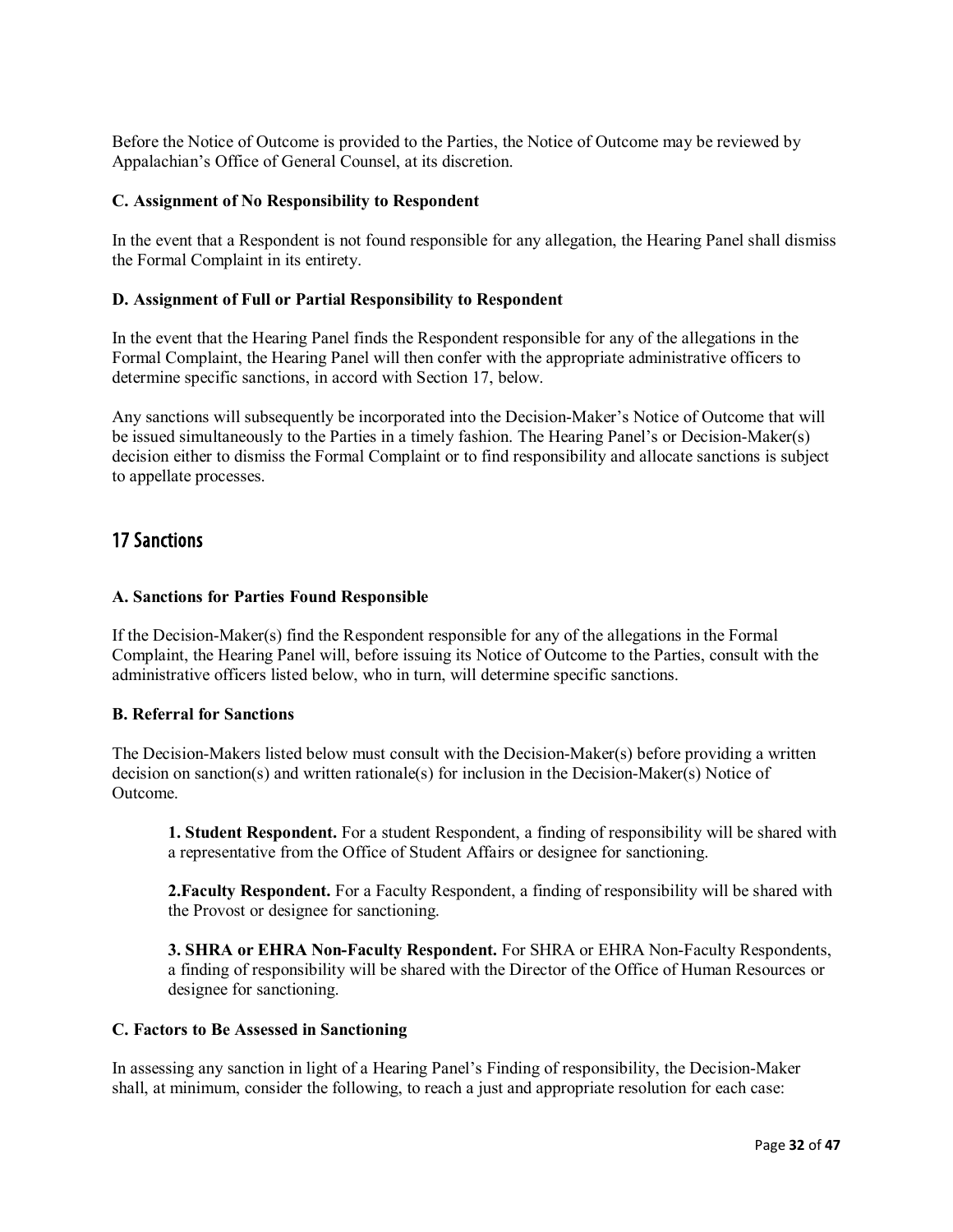Before the Notice of Outcome is provided to the Parties, the Notice of Outcome may be reviewed by Appalachian's Office of General Counsel, at its discretion.

**C. Assignment of No Responsibility to Respondent**

In the event that a Respondent is not found responsible for any allegation, the Hearing Panel shall dismiss the Formal Complaint in its entirety.

**D. Assignment of Full or Partial Responsibility to Respondent**

In the event that the Hearing Panel finds the Respondent responsible for any of the allegations in the Formal Complaint, the Hearing Panel will then confer with the appropriate administrative officers to determine specific sanctions, in accord with Section 17, below.

Any sanctions will subsequently be incorporated into the Decision-Maker's Notice of Outcome that will be issued simultaneously to the Parties in a timely fashion. The Hearing Panel's or Decision-Maker(s) decision either to dismiss the Formal Complaint or to find responsibility and allocate sanctions is subject to appellate processes.

## 17 Sanctions

**A. Sanctions for Parties Found Responsible**

If the Decision-Maker(s) find the Respondent responsible for any of the allegations in the Formal Complaint, the Hearing Panel will, before issuing its Notice of Outcome to the Parties, consult with the administrative officers listed below, who in turn, will determine specific sanctions.

**B. Referral for Sanctions**

The Decision-Makers listed below must consult with the Decision-Maker(s) before providing a written decision on sanction(s) and written rationale(s) for inclusion in the Decision-Maker(s) Notice of Outcome.

> **1. Student Respondent.** For a student Respondent, a finding of responsibility will be shared with a representative from the Office of Student Affairs or designee for sanctioning.
>
> **2.Faculty Respondent.** For a Faculty Respondent, a finding of responsibility will be shared with the Provost or designee for sanctioning.
>
> **3. SHRA or EHRA Non-Faculty Respondent.** For SHRA or EHRA Non-Faculty Respondents, a finding of responsibility will be shared with the Director of the Office of Human Resources or designee for sanctioning.

**C. Factors to Be Assessed in Sanctioning**

In assessing any sanction in light of a Hearing Panel's Finding of responsibility, the Decision-Maker shall, at minimum, consider the following, to reach a just and appropriate resolution for each case: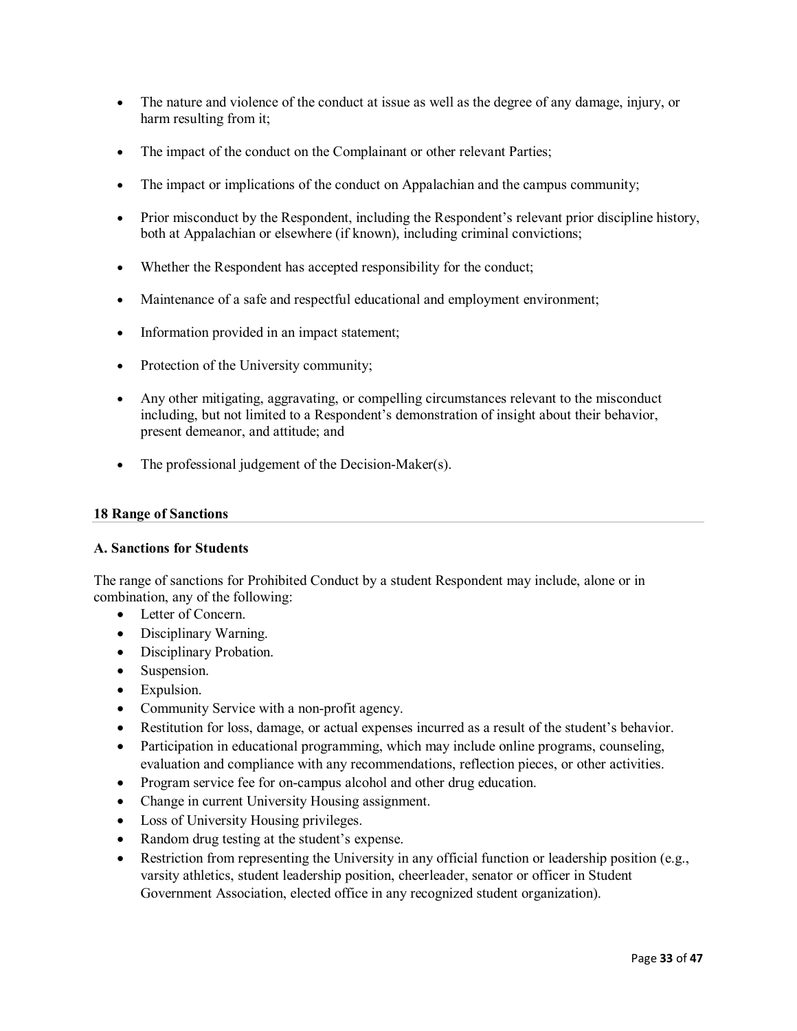- The nature and violence of the conduct at issue as well as the degree of any damage, injury, or harm resulting from it;
- The impact of the conduct on the Complainant or other relevant Parties;
- The impact or implications of the conduct on Appalachian and the campus community;
- Prior misconduct by the Respondent, including the Respondent's relevant prior discipline history, both at Appalachian or elsewhere (if known), including criminal convictions;
- Whether the Respondent has accepted responsibility for the conduct;
- Maintenance of a safe and respectful educational and employment environment;
- Information provided in an impact statement;
- Protection of the University community;
- Any other mitigating, aggravating, or compelling circumstances relevant to the misconduct including, but not limited to a Respondent's demonstration of insight about their behavior, present demeanor, and attitude; and
- The professional judgement of the Decision-Maker(s).

## 18 Range of Sanctions

### A. Sanctions for Students

The range of sanctions for Prohibited Conduct by a student Respondent may include, alone or in combination, any of the following:

- Letter of Concern.
- Disciplinary Warning.
- Disciplinary Probation.
- Suspension.
- Expulsion.
- Community Service with a non-profit agency.
- Restitution for loss, damage, or actual expenses incurred as a result of the student's behavior.
- Participation in educational programming, which may include online programs, counseling, evaluation and compliance with any recommendations, reflection pieces, or other activities.
- Program service fee for on-campus alcohol and other drug education.
- Change in current University Housing assignment.
- Loss of University Housing privileges.
- Random drug testing at the student's expense.
- Restriction from representing the University in any official function or leadership position (e.g., varsity athletics, student leadership position, cheerleader, senator or officer in Student Government Association, elected office in any recognized student organization).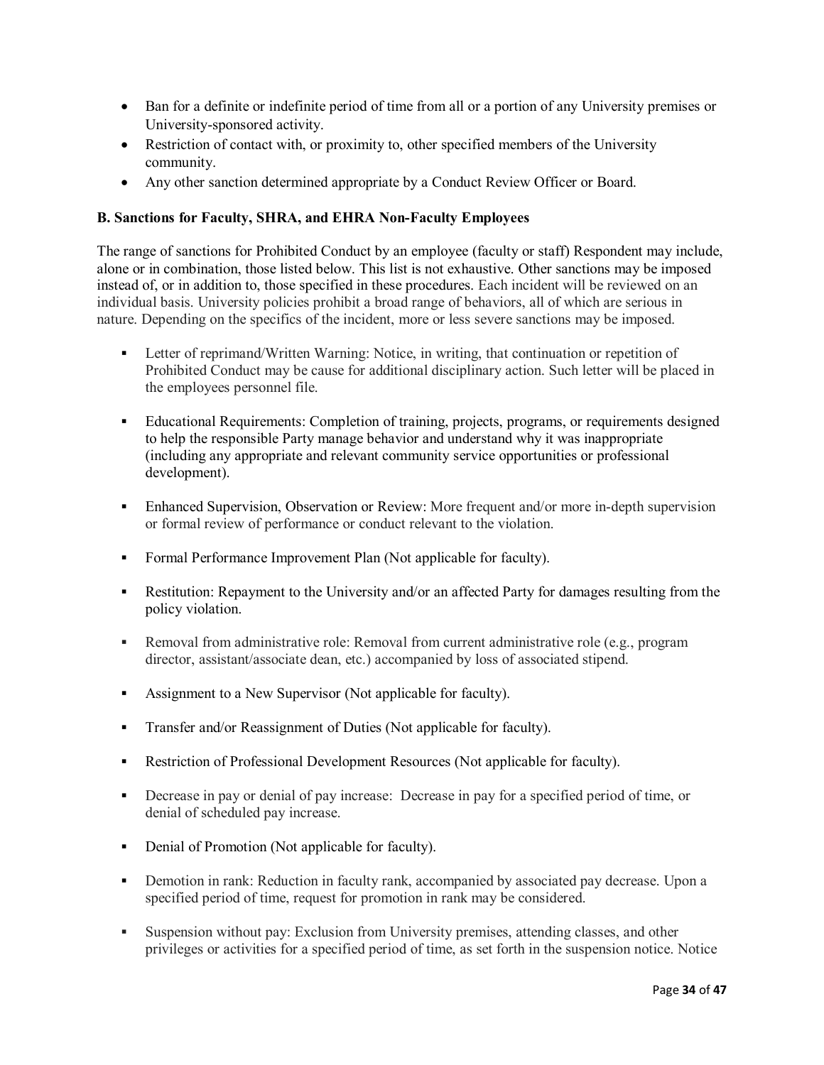- Ban for a definite or indefinite period of time from all or a portion of any University premises or University-sponsored activity.
- Restriction of contact with, or proximity to, other specified members of the University community.
- Any other sanction determined appropriate by a Conduct Review Officer or Board.

**B. Sanctions for Faculty, SHRA, and EHRA Non-Faculty Employees**

The range of sanctions for Prohibited Conduct by an employee (faculty or staff) Respondent may include, alone or in combination, those listed below. This list is not exhaustive. Other sanctions may be imposed instead of, or in addition to, those specified in these procedures. Each incident will be reviewed on an individual basis. University policies prohibit a broad range of behaviors, all of which are serious in nature. Depending on the specifics of the incident, more or less severe sanctions may be imposed.

- Letter of reprimand/Written Warning: Notice, in writing, that continuation or repetition of Prohibited Conduct may be cause for additional disciplinary action. Such letter will be placed in the employees personnel file.
- Educational Requirements: Completion of training, projects, programs, or requirements designed to help the responsible Party manage behavior and understand why it was inappropriate (including any appropriate and relevant community service opportunities or professional development).
- Enhanced Supervision, Observation or Review: More frequent and/or more in-depth supervision or formal review of performance or conduct relevant to the violation.
- Formal Performance Improvement Plan (Not applicable for faculty).
- Restitution: Repayment to the University and/or an affected Party for damages resulting from the policy violation.
- Removal from administrative role: Removal from current administrative role (e.g., program director, assistant/associate dean, etc.) accompanied by loss of associated stipend.
- Assignment to a New Supervisor (Not applicable for faculty).
- Transfer and/or Reassignment of Duties (Not applicable for faculty).
- Restriction of Professional Development Resources (Not applicable for faculty).
- Decrease in pay or denial of pay increase: Decrease in pay for a specified period of time, or denial of scheduled pay increase.
- Denial of Promotion (Not applicable for faculty).
- Demotion in rank: Reduction in faculty rank, accompanied by associated pay decrease. Upon a specified period of time, request for promotion in rank may be considered.
- Suspension without pay: Exclusion from University premises, attending classes, and other privileges or activities for a specified period of time, as set forth in the suspension notice. Notice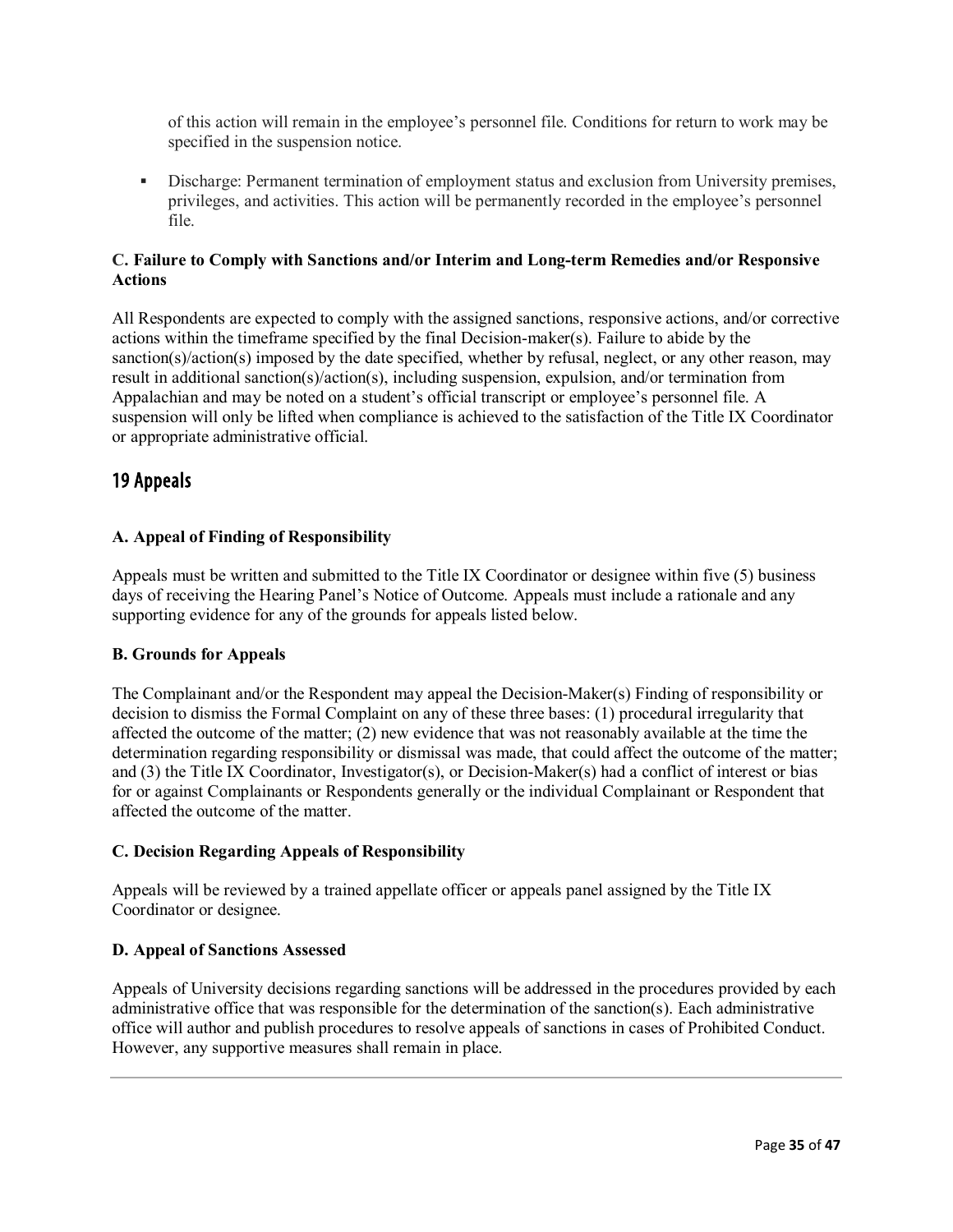of this action will remain in the employee's personnel file. Conditions for return to work may be specified in the suspension notice.

- Discharge: Permanent termination of employment status and exclusion from University premises, privileges, and activities. This action will be permanently recorded in the employee's personnel file.

**C. Failure to Comply with Sanctions and/or Interim and Long-term Remedies and/or Responsive Actions**

All Respondents are expected to comply with the assigned sanctions, responsive actions, and/or corrective actions within the timeframe specified by the final Decision-maker(s). Failure to abide by the sanction(s)/action(s) imposed by the date specified, whether by refusal, neglect, or any other reason, may result in additional sanction(s)/action(s), including suspension, expulsion, and/or termination from Appalachian and may be noted on a student's official transcript or employee's personnel file. A suspension will only be lifted when compliance is achieved to the satisfaction of the Title IX Coordinator or appropriate administrative official.

## 19 Appeals

**A. Appeal of Finding of Responsibility**

Appeals must be written and submitted to the Title IX Coordinator or designee within five (5) business days of receiving the Hearing Panel's Notice of Outcome. Appeals must include a rationale and any supporting evidence for any of the grounds for appeals listed below.

**B. Grounds for Appeals**

The Complainant and/or the Respondent may appeal the Decision-Maker(s) Finding of responsibility or decision to dismiss the Formal Complaint on any of these three bases: (1) procedural irregularity that affected the outcome of the matter; (2) new evidence that was not reasonably available at the time the determination regarding responsibility or dismissal was made, that could affect the outcome of the matter; and (3) the Title IX Coordinator, Investigator(s), or Decision-Maker(s) had a conflict of interest or bias for or against Complainants or Respondents generally or the individual Complainant or Respondent that affected the outcome of the matter.

**C. Decision Regarding Appeals of Responsibility**

Appeals will be reviewed by a trained appellate officer or appeals panel assigned by the Title IX Coordinator or designee.

**D. Appeal of Sanctions Assessed**

Appeals of University decisions regarding sanctions will be addressed in the procedures provided by each administrative office that was responsible for the determination of the sanction(s). Each administrative office will author and publish procedures to resolve appeals of sanctions in cases of Prohibited Conduct. However, any supportive measures shall remain in place.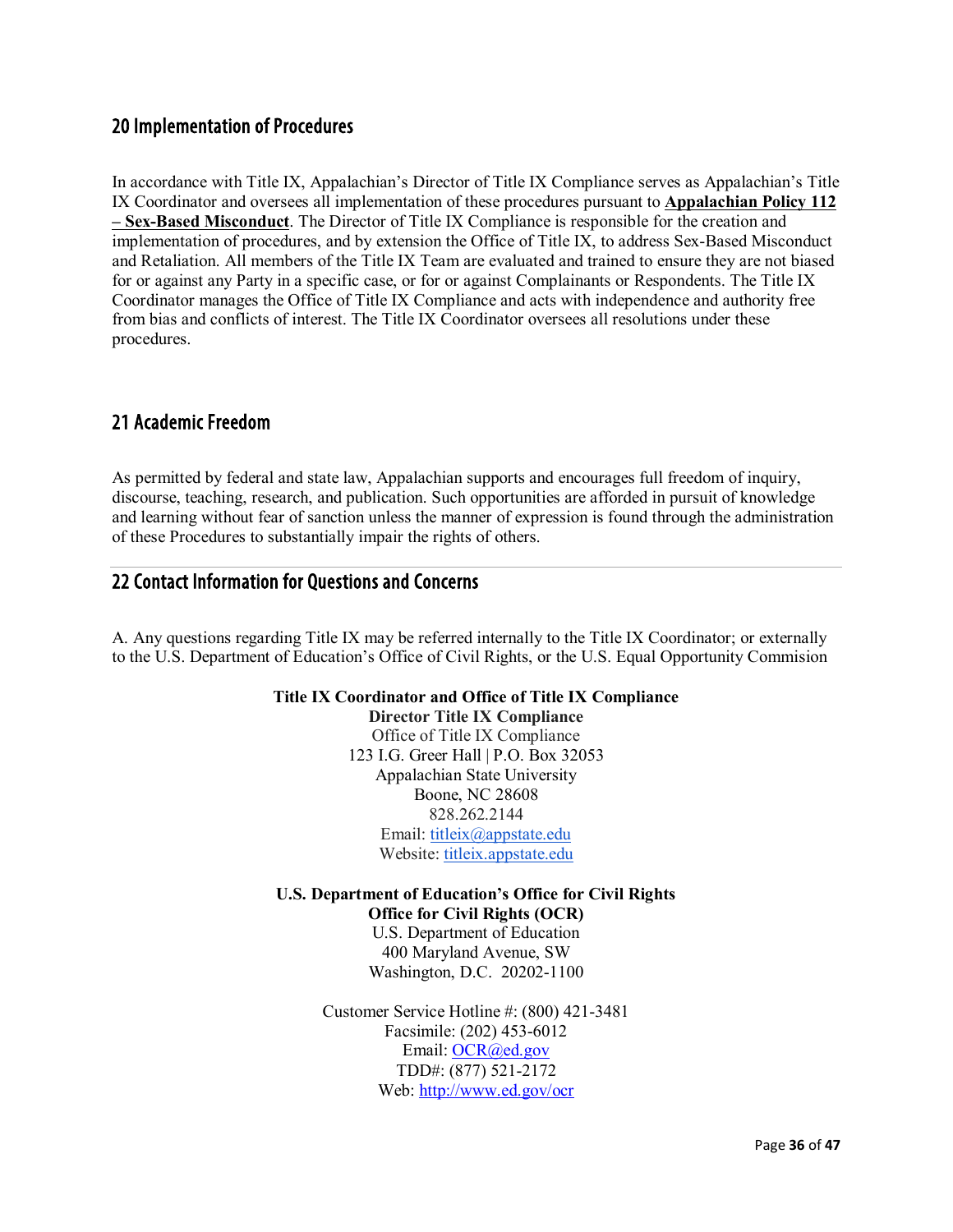## 20 Implementation of Procedures

In accordance with Title IX, Appalachian's Director of Title IX Compliance serves as Appalachian's Title IX Coordinator and oversees all implementation of these procedures pursuant to **Appalachian Policy 112 – Sex-Based Misconduct**. The Director of Title IX Compliance is responsible for the creation and implementation of procedures, and by extension the Office of Title IX, to address Sex-Based Misconduct and Retaliation. All members of the Title IX Team are evaluated and trained to ensure they are not biased for or against any Party in a specific case, or for or against Complainants or Respondents. The Title IX Coordinator manages the Office of Title IX Compliance and acts with independence and authority free from bias and conflicts of interest. The Title IX Coordinator oversees all resolutions under these procedures.

## 21 Academic Freedom

As permitted by federal and state law, Appalachian supports and encourages full freedom of inquiry, discourse, teaching, research, and publication. Such opportunities are afforded in pursuit of knowledge and learning without fear of sanction unless the manner of expression is found through the administration of these Procedures to substantially impair the rights of others.

## 22 Contact Information for Questions and Concerns

A. Any questions regarding Title IX may be referred internally to the Title IX Coordinator; or externally to the U.S. Department of Education's Office of Civil Rights, or the U.S. Equal Opportunity Commision

**Title IX Coordinator and Office of Title IX Compliance**
**Director Title IX Compliance**
Office of Title IX Compliance
123 I.G. Greer Hall | P.O. Box 32053
Appalachian State University
Boone, NC 28608
828.262.2144
Email: titleix@appstate.edu
Website: titleix.appstate.edu

**U.S. Department of Education's Office for Civil Rights**
**Office for Civil Rights (OCR)**
U.S. Department of Education
400 Maryland Avenue, SW
Washington, D.C. 20202-1100

Customer Service Hotline #: (800) 421-3481
Facsimile: (202) 453-6012
Email: OCR@ed.gov
TDD#: (877) 521-2172
Web: http://www.ed.gov/ocr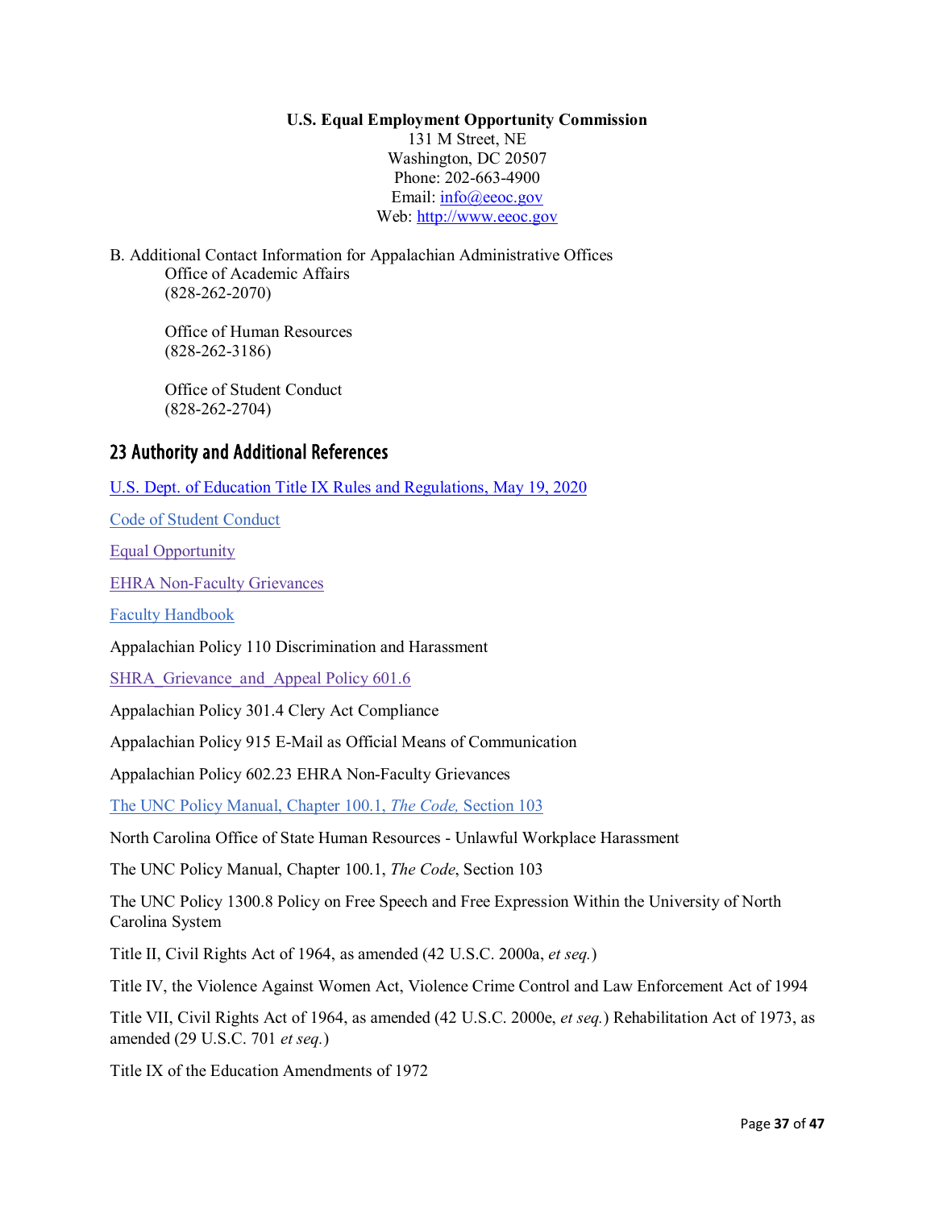**U.S. Equal Employment Opportunity Commission**
131 M Street, NE
Washington, DC 20507
Phone: 202-663-4900
Email: info@eeoc.gov
Web: http://www.eeoc.gov

B. Additional Contact Information for Appalachian Administrative Offices

Office of Academic Affairs
(828-262-2070)

Office of Human Resources
(828-262-3186)

Office of Student Conduct
(828-262-2704)

## 23 Authority and Additional References

U.S. Dept. of Education Title IX Rules and Regulations, May 19, 2020

Code of Student Conduct

Equal Opportunity

EHRA Non-Faculty Grievances

Faculty Handbook

Appalachian Policy 110 Discrimination and Harassment

SHRA_Grievance_and_Appeal Policy 601.6

Appalachian Policy 301.4 Clery Act Compliance

Appalachian Policy 915 E-Mail as Official Means of Communication

Appalachian Policy 602.23 EHRA Non-Faculty Grievances

The UNC Policy Manual, Chapter 100.1, *The Code,* Section 103

North Carolina Office of State Human Resources - Unlawful Workplace Harassment

The UNC Policy Manual, Chapter 100.1, *The Code*, Section 103

The UNC Policy 1300.8 Policy on Free Speech and Free Expression Within the University of North Carolina System

Title II, Civil Rights Act of 1964, as amended (42 U.S.C. 2000a, *et seq.*)

Title IV, the Violence Against Women Act, Violence Crime Control and Law Enforcement Act of 1994

Title VII, Civil Rights Act of 1964, as amended (42 U.S.C. 2000e, *et seq.*) Rehabilitation Act of 1973, as amended (29 U.S.C. 701 *et seq.*)

Title IX of the Education Amendments of 1972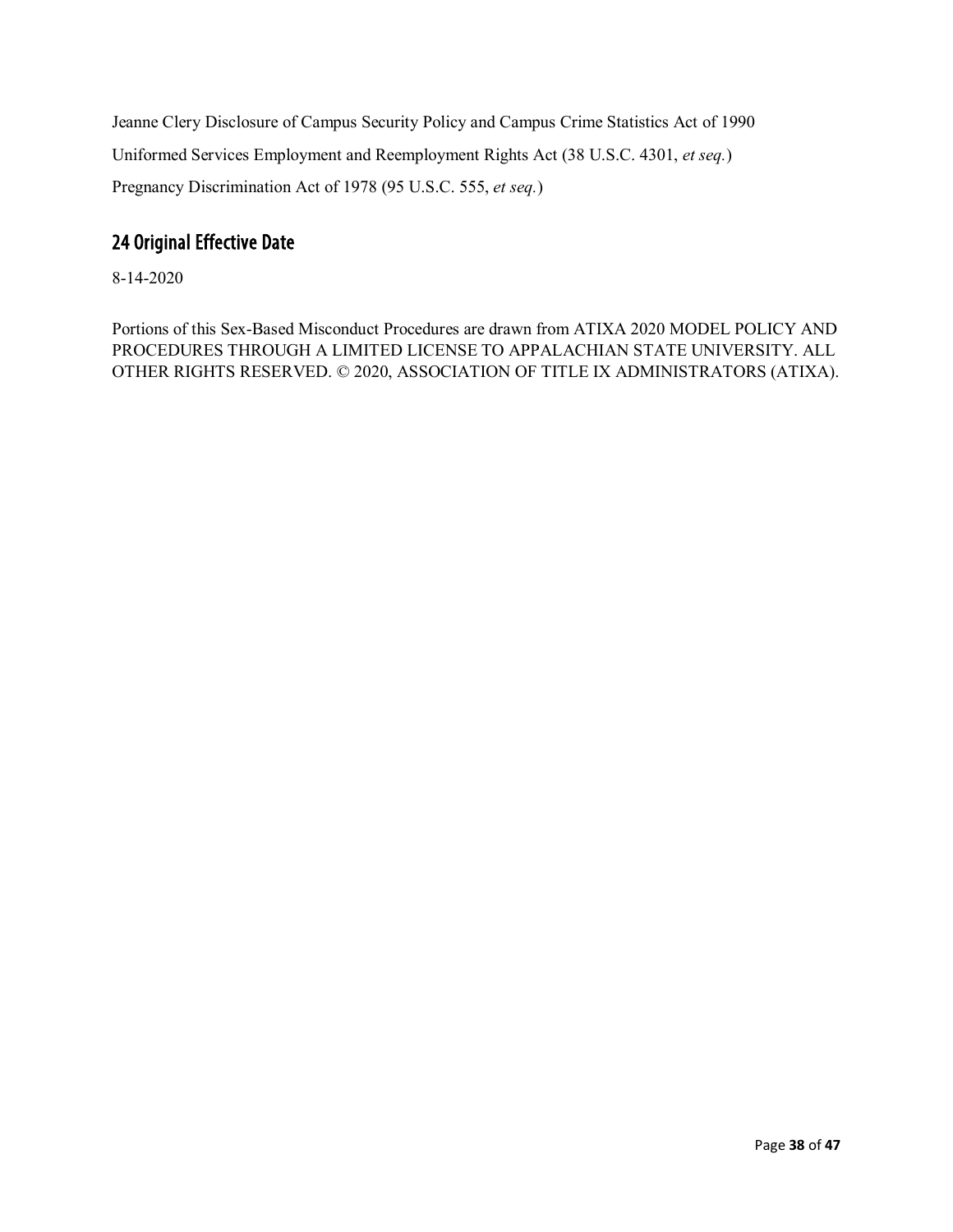Jeanne Clery Disclosure of Campus Security Policy and Campus Crime Statistics Act of 1990

Uniformed Services Employment and Reemployment Rights Act (38 U.S.C. 4301, *et seq.*)

Pregnancy Discrimination Act of 1978 (95 U.S.C. 555, *et seq.*)

## 24 Original Effective Date

8-14-2020

Portions of this Sex-Based Misconduct Procedures are drawn from ATIXA 2020 MODEL POLICY AND PROCEDURES THROUGH A LIMITED LICENSE TO APPALACHIAN STATE UNIVERSITY. ALL OTHER RIGHTS RESERVED. © 2020, ASSOCIATION OF TITLE IX ADMINISTRATORS (ATIXA).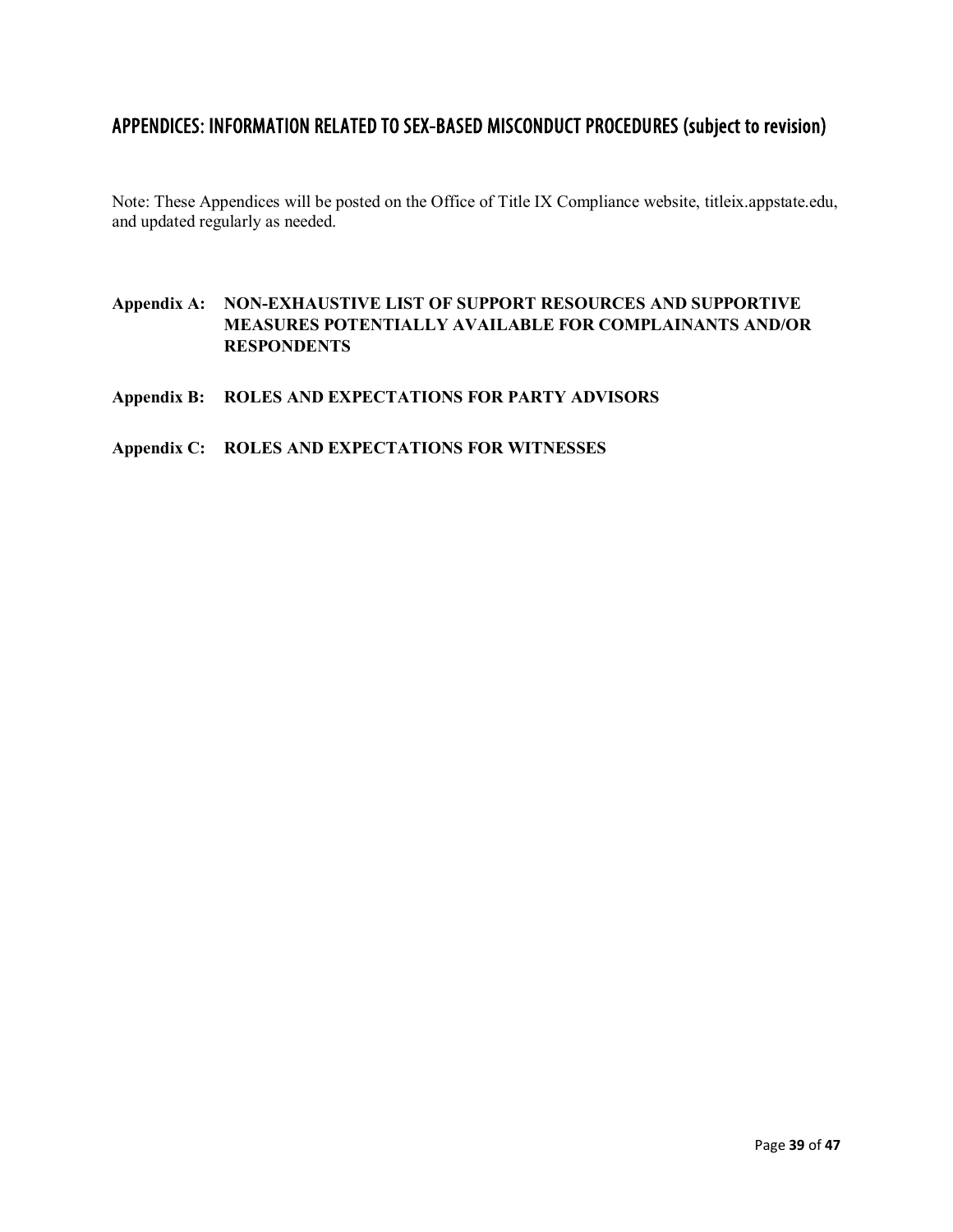## APPENDICES: INFORMATION RELATED TO SEX-BASED MISCONDUCT PROCEDURES (subject to revision)

Note: These Appendices will be posted on the Office of Title IX Compliance website, titleix.appstate.edu, and updated regularly as needed.

**Appendix A: NON-EXHAUSTIVE LIST OF SUPPORT RESOURCES AND SUPPORTIVE MEASURES POTENTIALLY AVAILABLE FOR COMPLAINANTS AND/OR RESPONDENTS**

**Appendix B: ROLES AND EXPECTATIONS FOR PARTY ADVISORS**

**Appendix C: ROLES AND EXPECTATIONS FOR WITNESSES**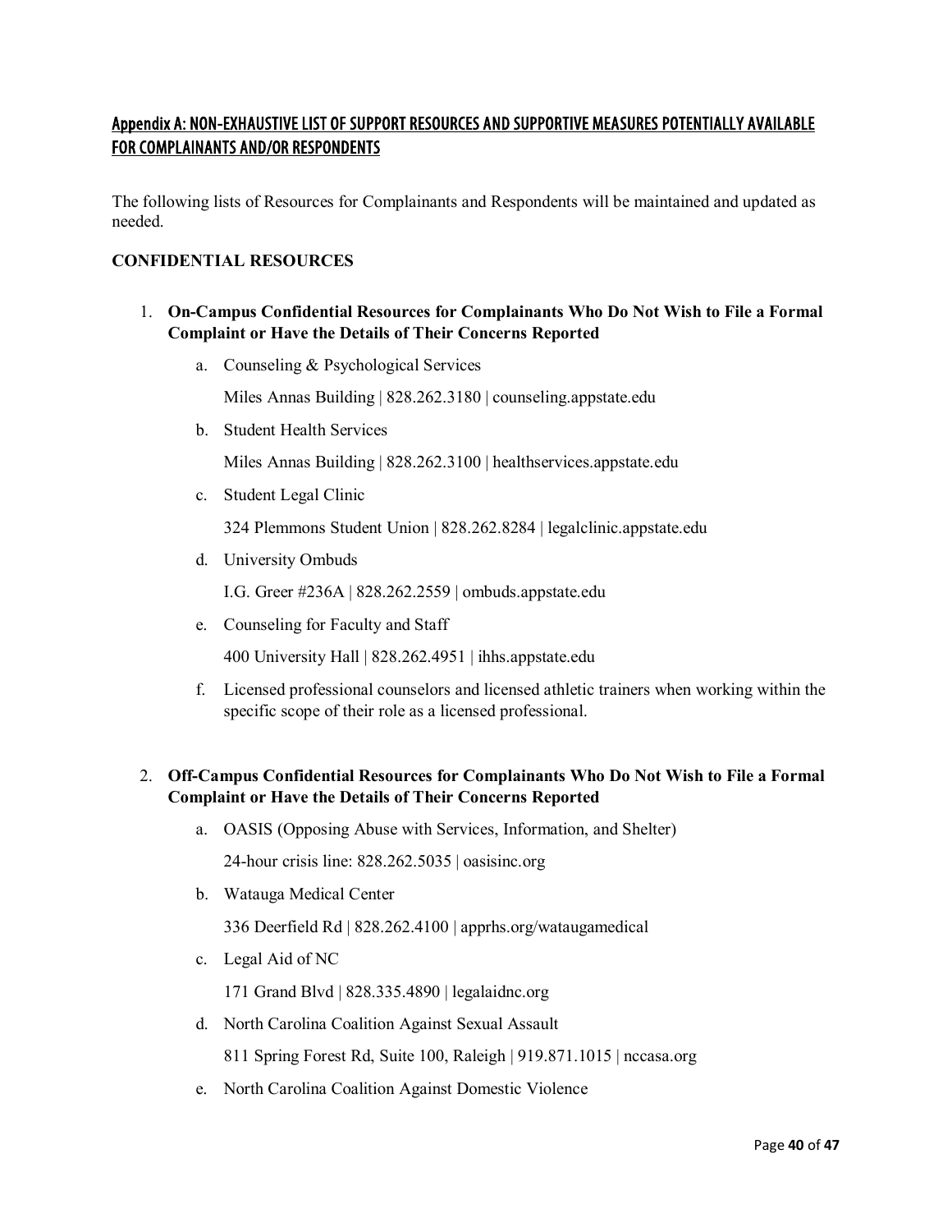## Appendix A: NON-EXHAUSTIVE LIST OF SUPPORT RESOURCES AND SUPPORTIVE MEASURES POTENTIALLY AVAILABLE FOR COMPLAINANTS AND/OR RESPONDENTS

The following lists of Resources for Complainants and Respondents will be maintained and updated as needed.

### CONFIDENTIAL RESOURCES

1. **On-Campus Confidential Resources for Complainants Who Do Not Wish to File a Formal Complaint or Have the Details of Their Concerns Reported**

    a. Counseling & Psychological Services

       Miles Annas Building | 828.262.3180 | counseling.appstate.edu

    b. Student Health Services

       Miles Annas Building | 828.262.3100 | healthservices.appstate.edu

    c. Student Legal Clinic

       324 Plemmons Student Union | 828.262.8284 | legalclinic.appstate.edu

    d. University Ombuds

       I.G. Greer #236A | 828.262.2559 | ombuds.appstate.edu

    e. Counseling for Faculty and Staff

       400 University Hall | 828.262.4951 | ihhs.appstate.edu

    f. Licensed professional counselors and licensed athletic trainers when working within the specific scope of their role as a licensed professional.

2. **Off-Campus Confidential Resources for Complainants Who Do Not Wish to File a Formal Complaint or Have the Details of Their Concerns Reported**

    a. OASIS (Opposing Abuse with Services, Information, and Shelter)

       24-hour crisis line: 828.262.5035 | oasisinc.org

    b. Watauga Medical Center

       336 Deerfield Rd | 828.262.4100 | apprhs.org/wataugamedical

    c. Legal Aid of NC

       171 Grand Blvd | 828.335.4890 | legalaidnc.org

    d. North Carolina Coalition Against Sexual Assault

       811 Spring Forest Rd, Suite 100, Raleigh | 919.871.1015 | nccasa.org

    e. North Carolina Coalition Against Domestic Violence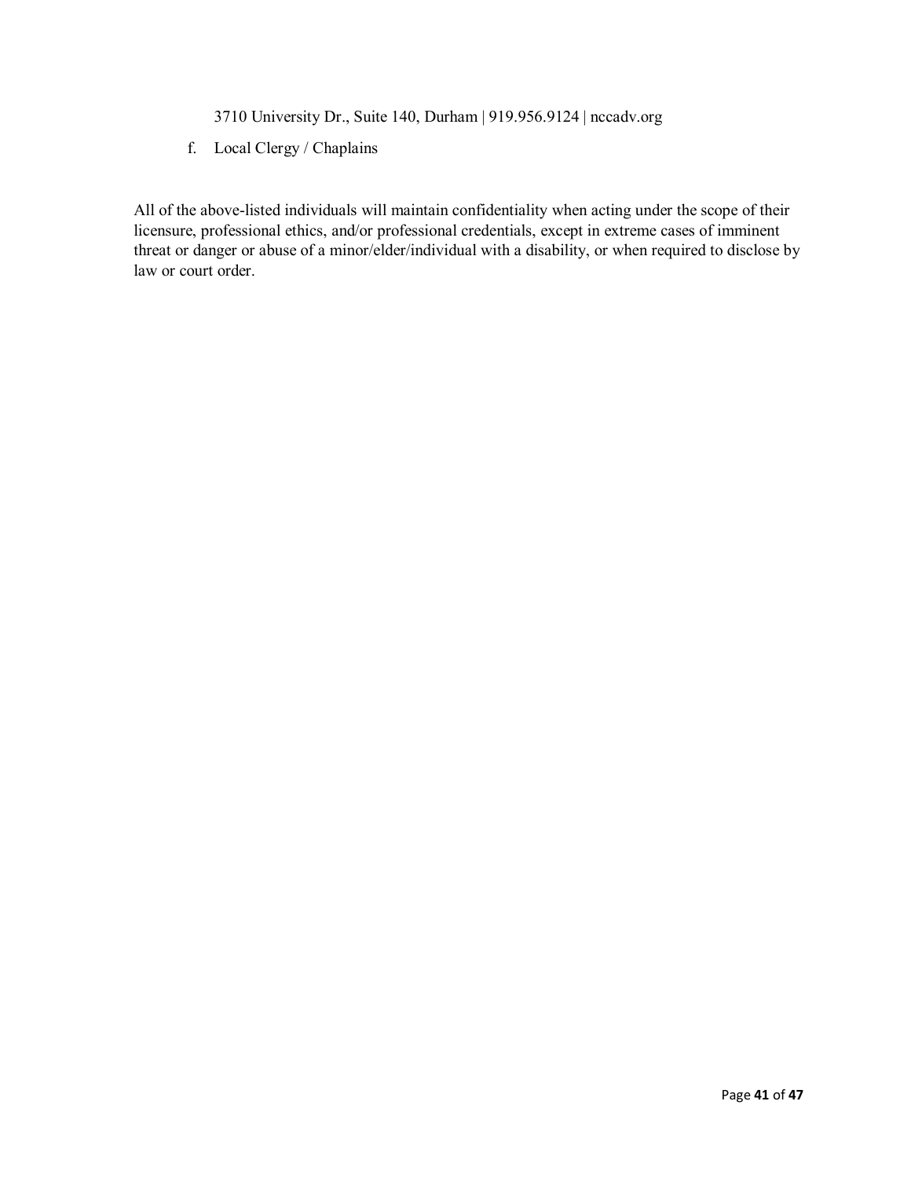3710 University Dr., Suite 140, Durham | 919.956.9124 | nccadv.org

f. Local Clergy / Chaplains

All of the above-listed individuals will maintain confidentiality when acting under the scope of their licensure, professional ethics, and/or professional credentials, except in extreme cases of imminent threat or danger or abuse of a minor/elder/individual with a disability, or when required to disclose by law or court order.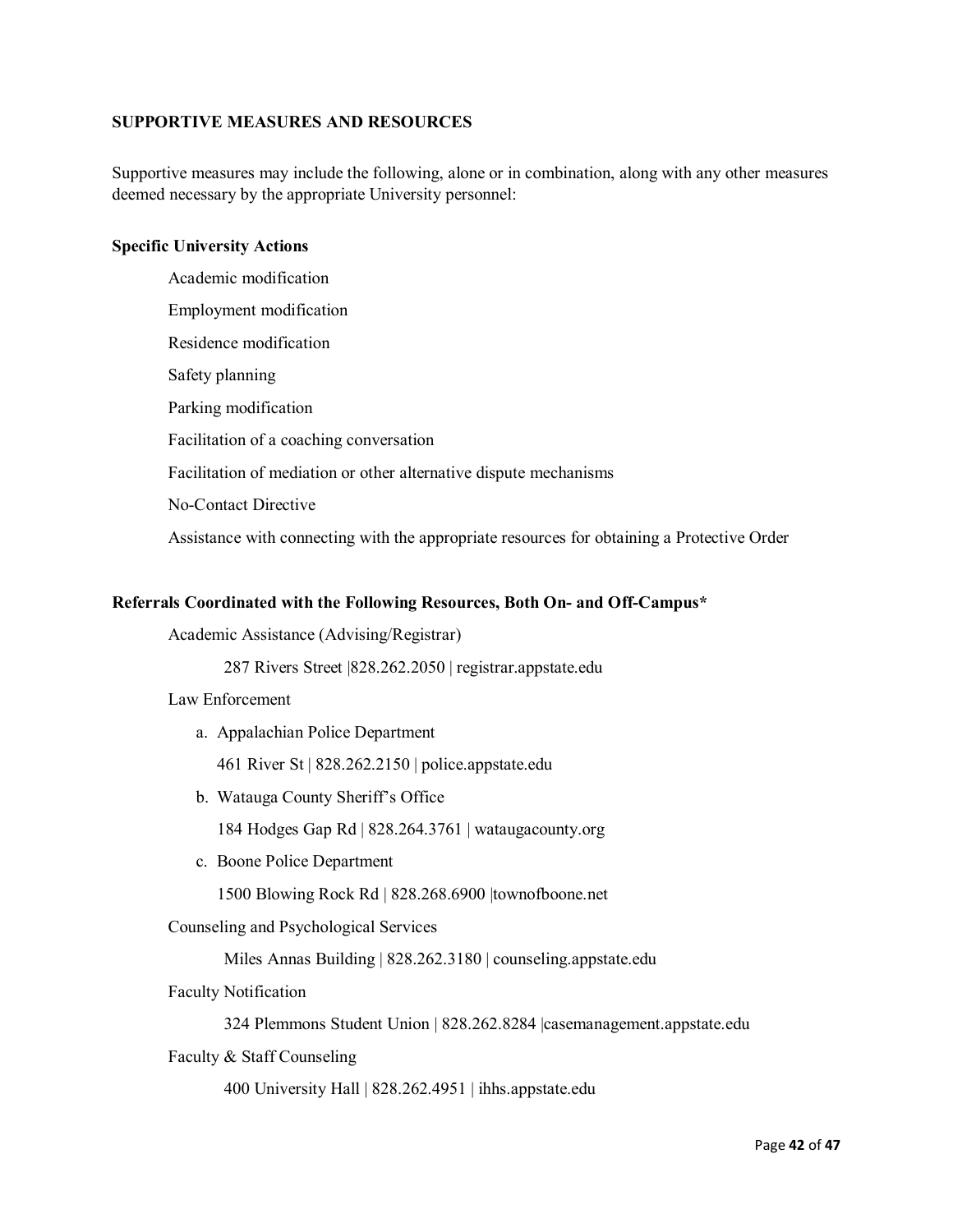**SUPPORTIVE MEASURES AND RESOURCES**

Supportive measures may include the following, alone or in combination, along with any other measures deemed necessary by the appropriate University personnel:

**Specific University Actions**

- Academic modification
- Employment modification
- Residence modification
- Safety planning
- Parking modification
- Facilitation of a coaching conversation
- Facilitation of mediation or other alternative dispute mechanisms
- No-Contact Directive
- Assistance with connecting with the appropriate resources for obtaining a Protective Order

**Referrals Coordinated with the Following Resources, Both On- and Off-Campus***

Academic Assistance (Advising/Registrar)

287 Rivers Street |828.262.2050 | registrar.appstate.edu

Law Enforcement

a. Appalachian Police Department

   461 River St | 828.262.2150 | police.appstate.edu

b. Watauga County Sheriff's Office

   184 Hodges Gap Rd | 828.264.3761 | wataugacounty.org

c. Boone Police Department

   1500 Blowing Rock Rd | 828.268.6900 |townofboone.net

Counseling and Psychological Services

Miles Annas Building | 828.262.3180 | counseling.appstate.edu

Faculty Notification

324 Plemmons Student Union | 828.262.8284 |casemanagement.appstate.edu

Faculty & Staff Counseling

400 University Hall | 828.262.4951 | ihhs.appstate.edu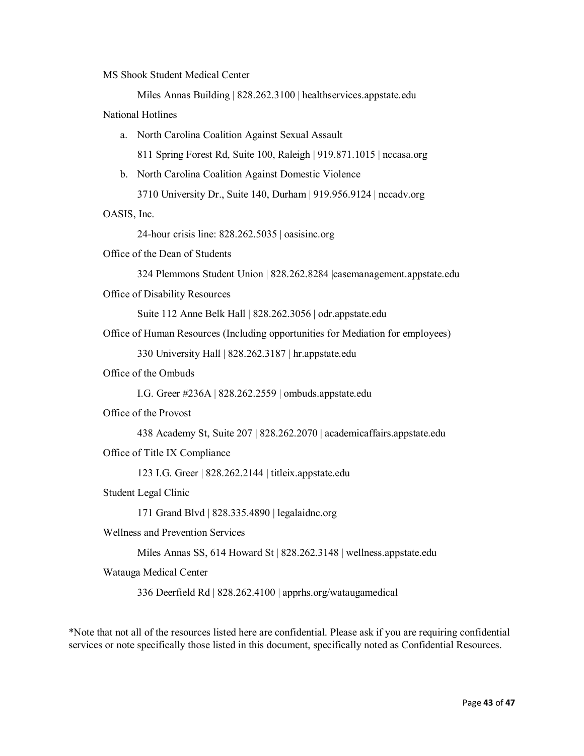MS Shook Student Medical Center

Miles Annas Building | 828.262.3100 | healthservices.appstate.edu

National Hotlines

a. North Carolina Coalition Against Sexual Assault

   811 Spring Forest Rd, Suite 100, Raleigh | 919.871.1015 | nccasa.org

b. North Carolina Coalition Against Domestic Violence

   3710 University Dr., Suite 140, Durham | 919.956.9124 | nccadv.org

OASIS, Inc.

24-hour crisis line: 828.262.5035 | oasisinc.org

Office of the Dean of Students

324 Plemmons Student Union | 828.262.8284 |casemanagement.appstate.edu

Office of Disability Resources

Suite 112 Anne Belk Hall | 828.262.3056 | odr.appstate.edu

Office of Human Resources (Including opportunities for Mediation for employees)

330 University Hall | 828.262.3187 | hr.appstate.edu

Office of the Ombuds

I.G. Greer #236A | 828.262.2559 | ombuds.appstate.edu

Office of the Provost

438 Academy St, Suite 207 | 828.262.2070 | academicaffairs.appstate.edu

Office of Title IX Compliance

123 I.G. Greer | 828.262.2144 | titleix.appstate.edu

Student Legal Clinic

171 Grand Blvd | 828.335.4890 | legalaidnc.org

Wellness and Prevention Services

Miles Annas SS, 614 Howard St | 828.262.3148 | wellness.appstate.edu

Watauga Medical Center

336 Deerfield Rd | 828.262.4100 | apprhs.org/wataugamedical

*Note that not all of the resources listed here are confidential. Please ask if you are requiring confidential services or note specifically those listed in this document, specifically noted as Confidential Resources.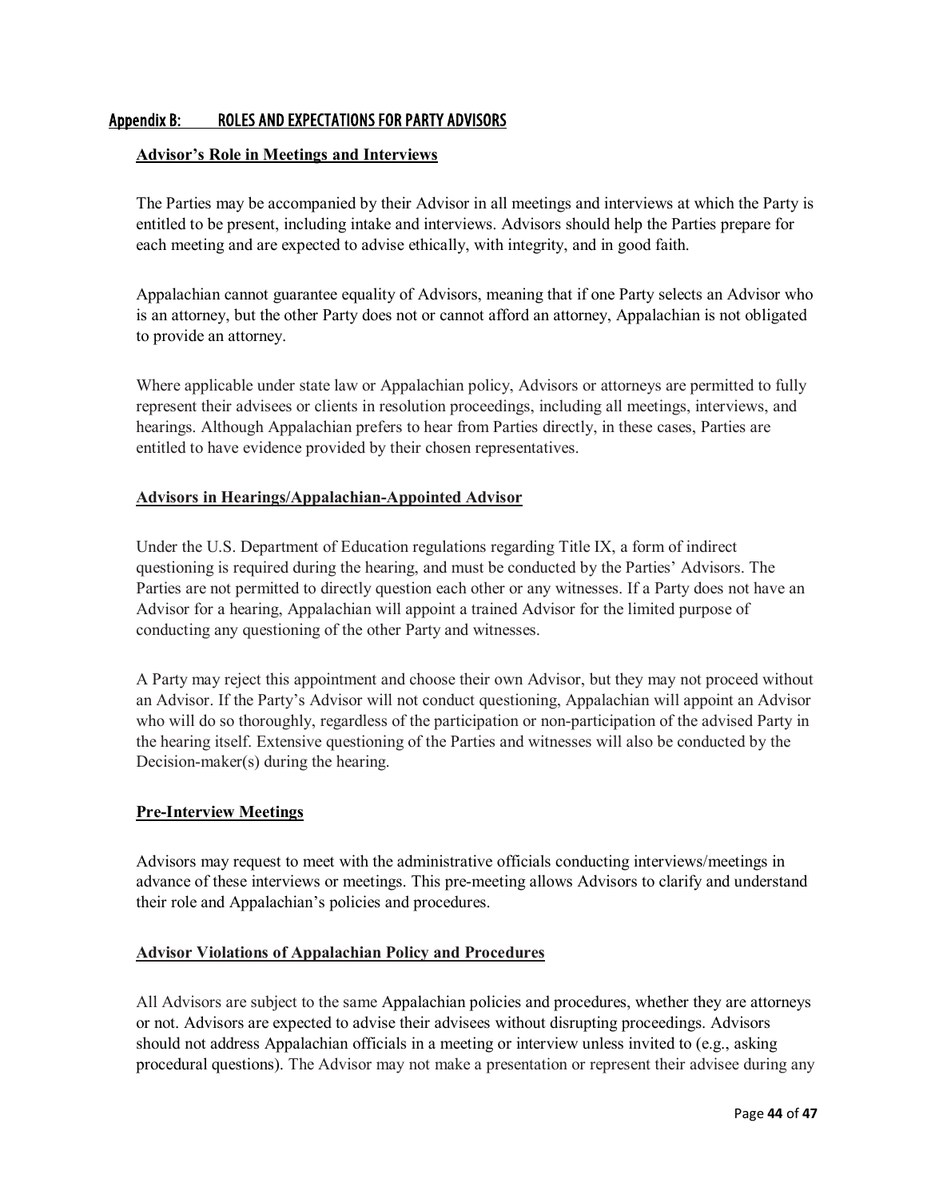## Appendix B: ROLES AND EXPECTATIONS FOR PARTY ADVISORS

### Advisor's Role in Meetings and Interviews

The Parties may be accompanied by their Advisor in all meetings and interviews at which the Party is entitled to be present, including intake and interviews. Advisors should help the Parties prepare for each meeting and are expected to advise ethically, with integrity, and in good faith.

Appalachian cannot guarantee equality of Advisors, meaning that if one Party selects an Advisor who is an attorney, but the other Party does not or cannot afford an attorney, Appalachian is not obligated to provide an attorney.

Where applicable under state law or Appalachian policy, Advisors or attorneys are permitted to fully represent their advisees or clients in resolution proceedings, including all meetings, interviews, and hearings. Although Appalachian prefers to hear from Parties directly, in these cases, Parties are entitled to have evidence provided by their chosen representatives.

### Advisors in Hearings/Appalachian-Appointed Advisor

Under the U.S. Department of Education regulations regarding Title IX, a form of indirect questioning is required during the hearing, and must be conducted by the Parties' Advisors. The Parties are not permitted to directly question each other or any witnesses. If a Party does not have an Advisor for a hearing, Appalachian will appoint a trained Advisor for the limited purpose of conducting any questioning of the other Party and witnesses.

A Party may reject this appointment and choose their own Advisor, but they may not proceed without an Advisor. If the Party's Advisor will not conduct questioning, Appalachian will appoint an Advisor who will do so thoroughly, regardless of the participation or non-participation of the advised Party in the hearing itself. Extensive questioning of the Parties and witnesses will also be conducted by the Decision-maker(s) during the hearing.

### Pre-Interview Meetings

Advisors may request to meet with the administrative officials conducting interviews/meetings in advance of these interviews or meetings. This pre-meeting allows Advisors to clarify and understand their role and Appalachian's policies and procedures.

### Advisor Violations of Appalachian Policy and Procedures

All Advisors are subject to the same Appalachian policies and procedures, whether they are attorneys or not. Advisors are expected to advise their advisees without disrupting proceedings. Advisors should not address Appalachian officials in a meeting or interview unless invited to (e.g., asking procedural questions). The Advisor may not make a presentation or represent their advisee during any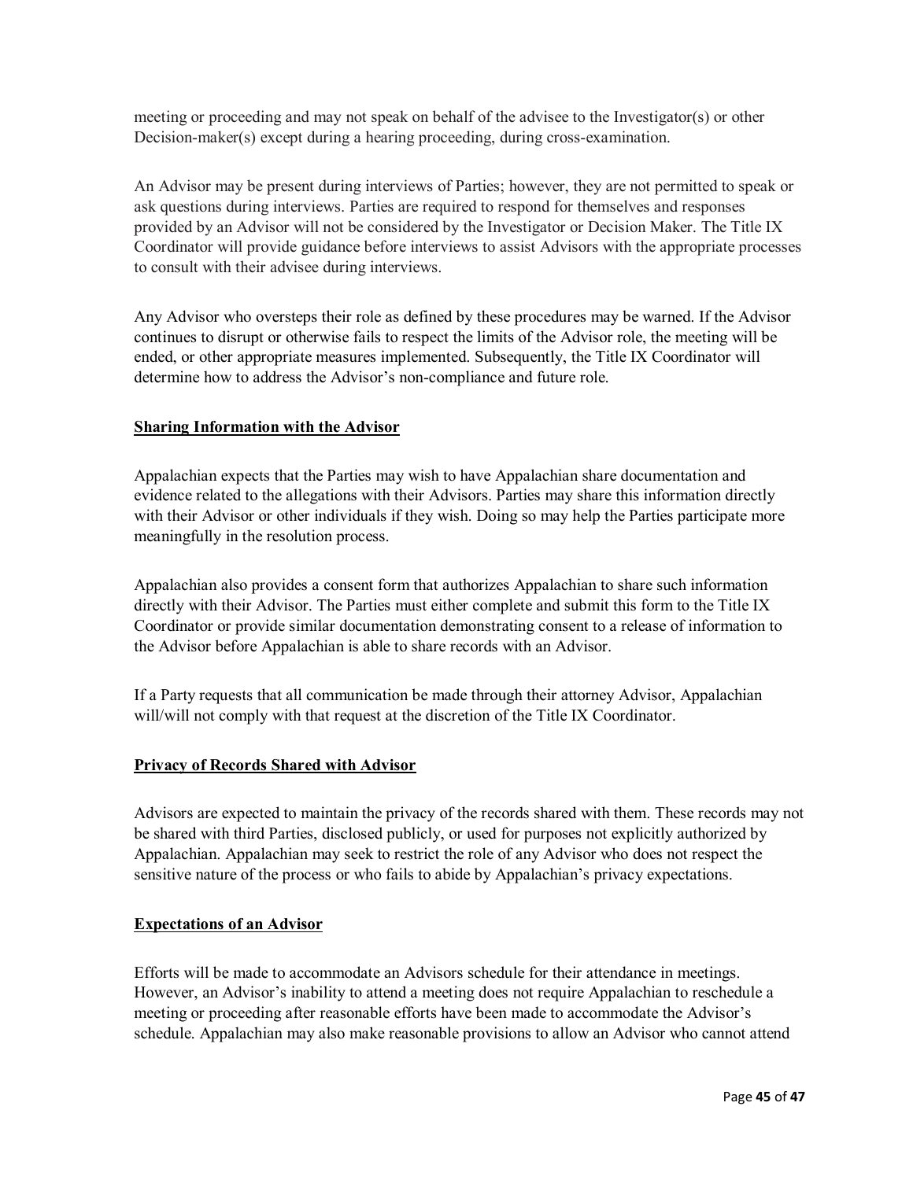meeting or proceeding and may not speak on behalf of the advisee to the Investigator(s) or other Decision-maker(s) except during a hearing proceeding, during cross-examination.

An Advisor may be present during interviews of Parties; however, they are not permitted to speak or ask questions during interviews. Parties are required to respond for themselves and responses provided by an Advisor will not be considered by the Investigator or Decision Maker. The Title IX Coordinator will provide guidance before interviews to assist Advisors with the appropriate processes to consult with their advisee during interviews.

Any Advisor who oversteps their role as defined by these procedures may be warned. If the Advisor continues to disrupt or otherwise fails to respect the limits of the Advisor role, the meeting will be ended, or other appropriate measures implemented. Subsequently, the Title IX Coordinator will determine how to address the Advisor's non-compliance and future role.

**Sharing Information with the Advisor**

Appalachian expects that the Parties may wish to have Appalachian share documentation and evidence related to the allegations with their Advisors. Parties may share this information directly with their Advisor or other individuals if they wish. Doing so may help the Parties participate more meaningfully in the resolution process.

Appalachian also provides a consent form that authorizes Appalachian to share such information directly with their Advisor. The Parties must either complete and submit this form to the Title IX Coordinator or provide similar documentation demonstrating consent to a release of information to the Advisor before Appalachian is able to share records with an Advisor.

If a Party requests that all communication be made through their attorney Advisor, Appalachian will/will not comply with that request at the discretion of the Title IX Coordinator.

**Privacy of Records Shared with Advisor**

Advisors are expected to maintain the privacy of the records shared with them. These records may not be shared with third Parties, disclosed publicly, or used for purposes not explicitly authorized by Appalachian. Appalachian may seek to restrict the role of any Advisor who does not respect the sensitive nature of the process or who fails to abide by Appalachian's privacy expectations.

**Expectations of an Advisor**

Efforts will be made to accommodate an Advisors schedule for their attendance in meetings. However, an Advisor's inability to attend a meeting does not require Appalachian to reschedule a meeting or proceeding after reasonable efforts have been made to accommodate the Advisor's schedule. Appalachian may also make reasonable provisions to allow an Advisor who cannot attend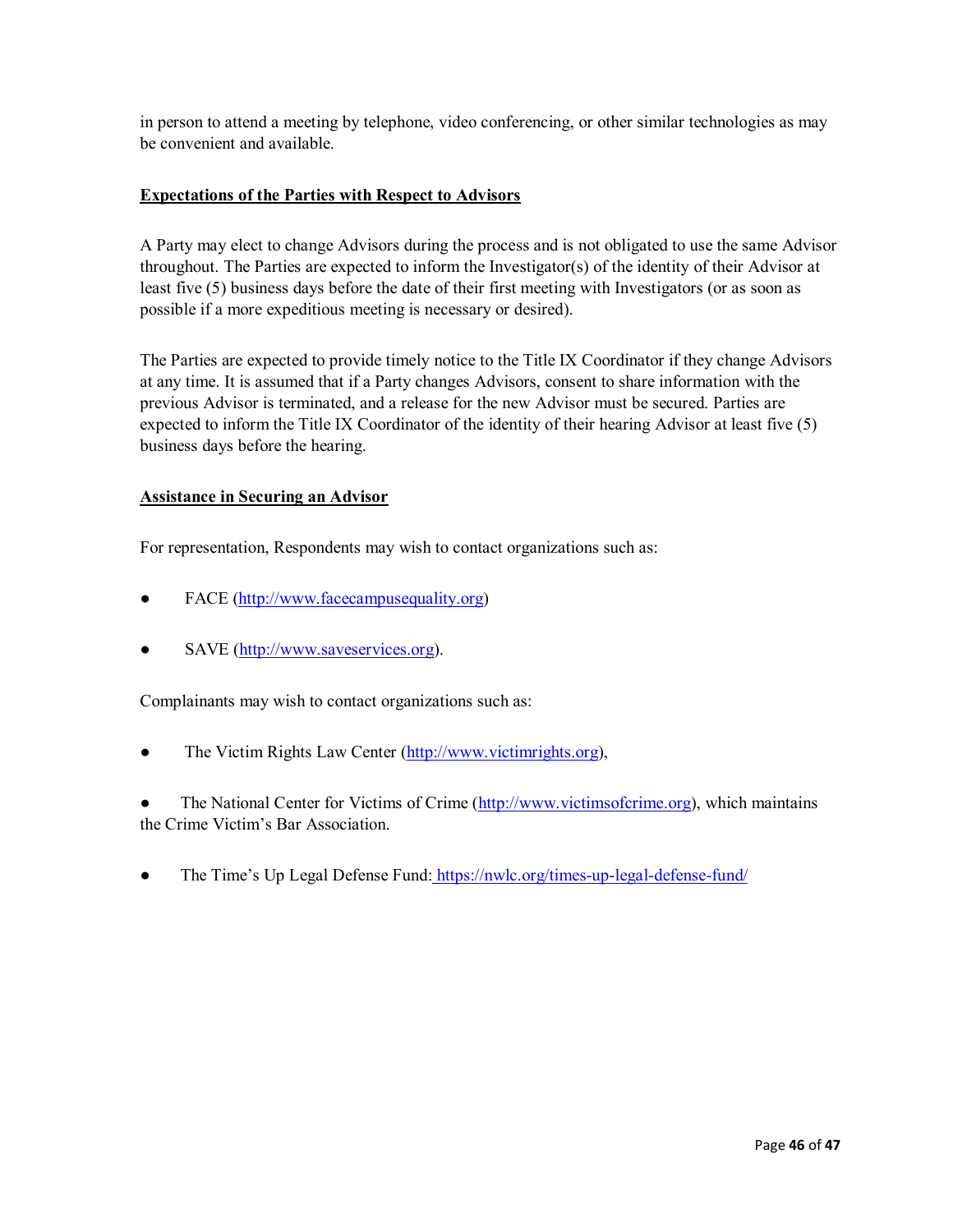in person to attend a meeting by telephone, video conferencing, or other similar technologies as may be convenient and available.

**Expectations of the Parties with Respect to Advisors**

A Party may elect to change Advisors during the process and is not obligated to use the same Advisor throughout. The Parties are expected to inform the Investigator(s) of the identity of their Advisor at least five (5) business days before the date of their first meeting with Investigators (or as soon as possible if a more expeditious meeting is necessary or desired).

The Parties are expected to provide timely notice to the Title IX Coordinator if they change Advisors at any time. It is assumed that if a Party changes Advisors, consent to share information with the previous Advisor is terminated, and a release for the new Advisor must be secured. Parties are expected to inform the Title IX Coordinator of the identity of their hearing Advisor at least five (5) business days before the hearing.

**Assistance in Securing an Advisor**

For representation, Respondents may wish to contact organizations such as:

- FACE (http://www.facecampusequality.org)
- SAVE (http://www.saveservices.org).

Complainants may wish to contact organizations such as:

- The Victim Rights Law Center (http://www.victimrights.org),
- The National Center for Victims of Crime (http://www.victimsofcrime.org), which maintains the Crime Victim's Bar Association.
- The Time's Up Legal Defense Fund: https://nwlc.org/times-up-legal-defense-fund/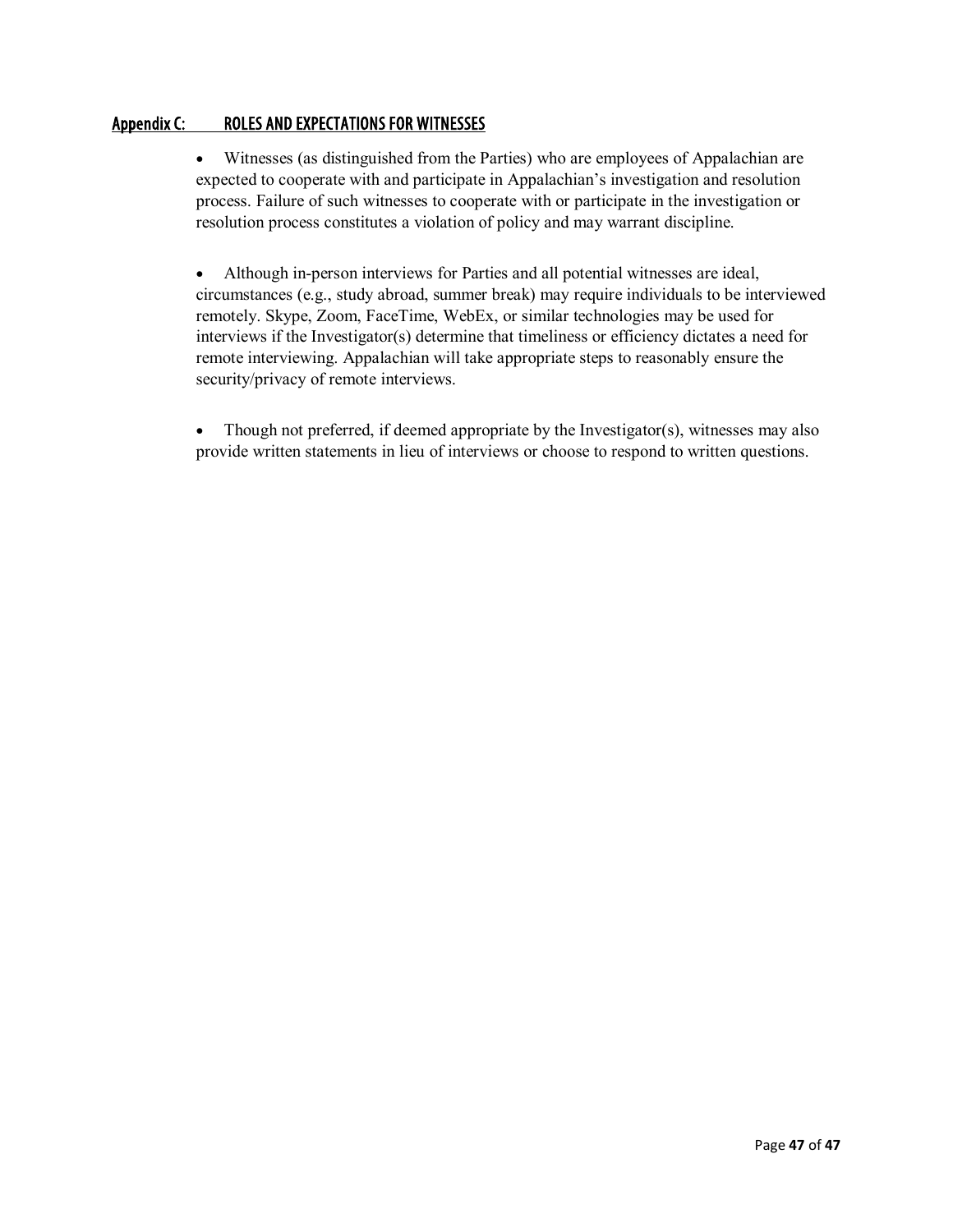## Appendix C: ROLES AND EXPECTATIONS FOR WITNESSES

- Witnesses (as distinguished from the Parties) who are employees of Appalachian are expected to cooperate with and participate in Appalachian's investigation and resolution process. Failure of such witnesses to cooperate with or participate in the investigation or resolution process constitutes a violation of policy and may warrant discipline.

- Although in-person interviews for Parties and all potential witnesses are ideal, circumstances (e.g., study abroad, summer break) may require individuals to be interviewed remotely. Skype, Zoom, FaceTime, WebEx, or similar technologies may be used for interviews if the Investigator(s) determine that timeliness or efficiency dictates a need for remote interviewing. Appalachian will take appropriate steps to reasonably ensure the security/privacy of remote interviews.

- Though not preferred, if deemed appropriate by the Investigator(s), witnesses may also provide written statements in lieu of interviews or choose to respond to written questions.